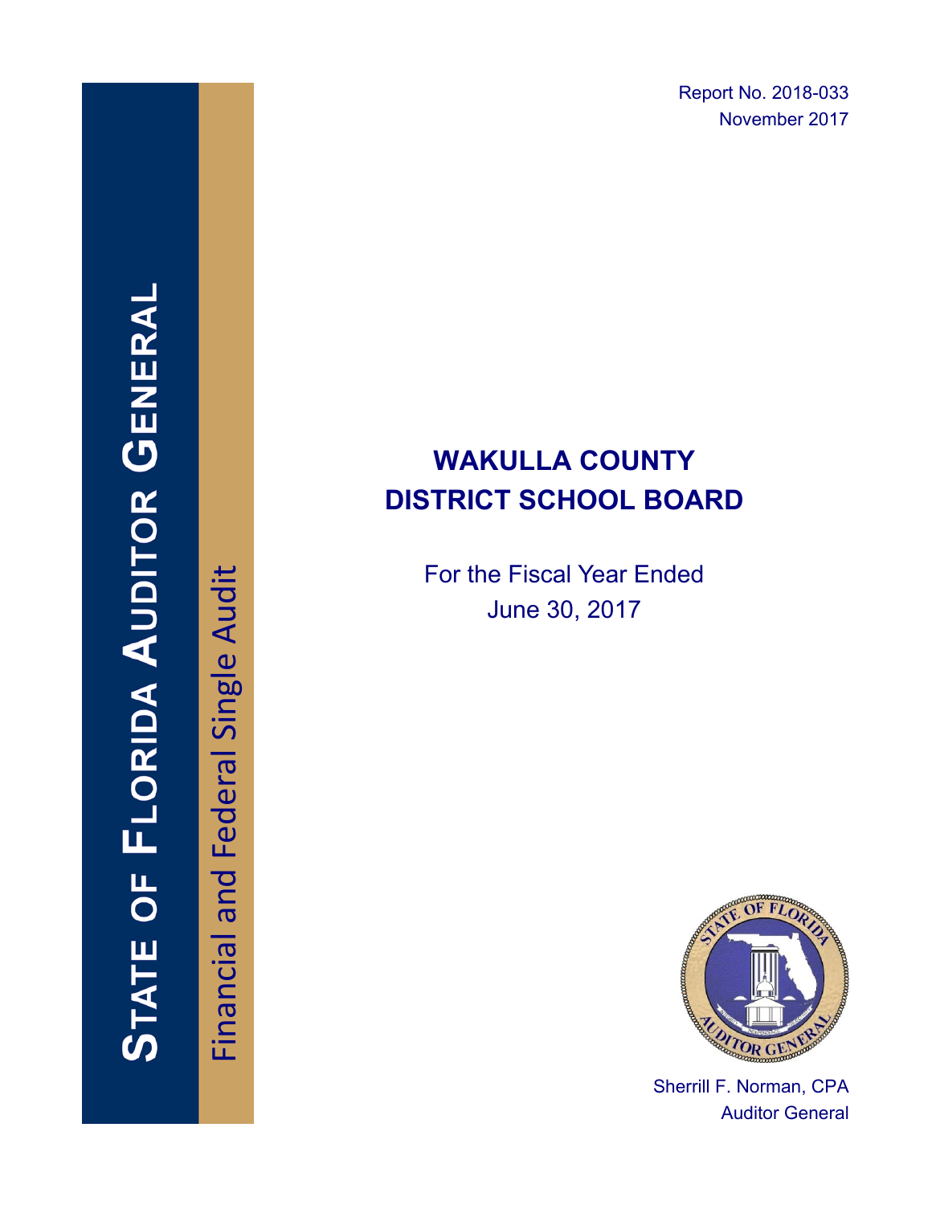Report No. 2018-033
November 2017

**STATE OF FLORIDA AUDITOR GENERAL**

Financial and Federal Single Audit

# WAKULLA COUNTY DISTRICT SCHOOL BOARD

For the Fiscal Year Ended
June 30, 2017

Sherrill F. Norman, CPA
Auditor General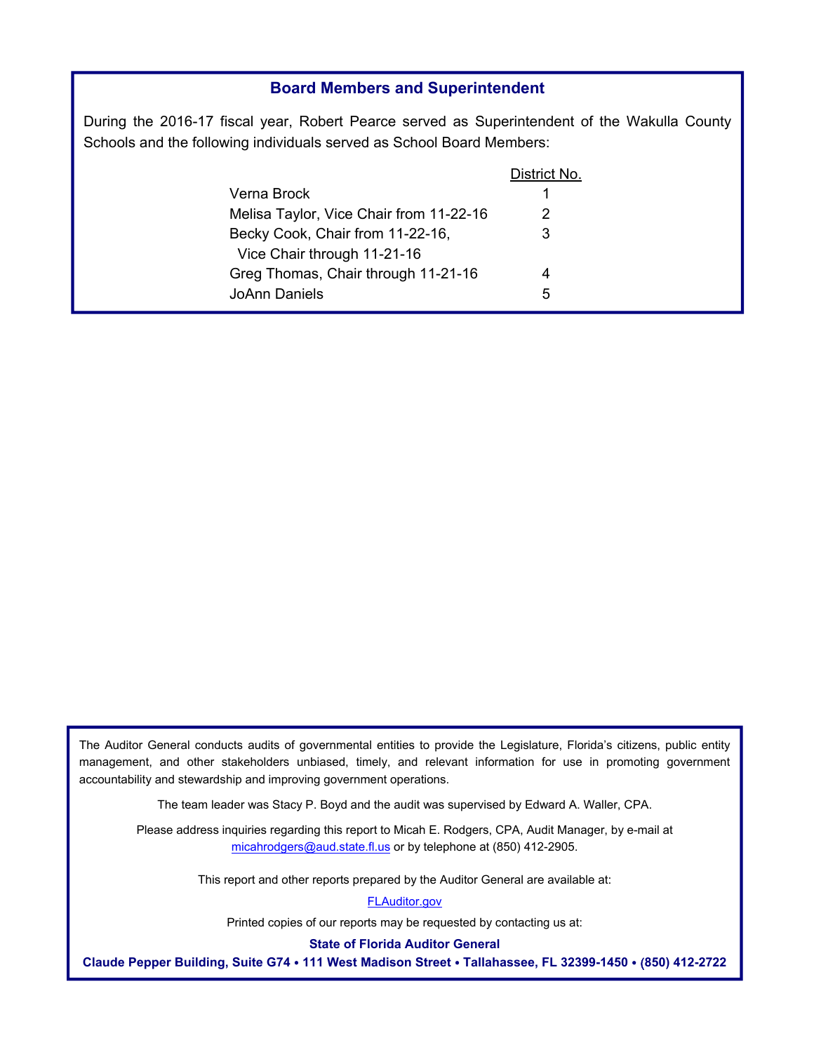## Board Members and Superintendent

During the 2016-17 fiscal year, Robert Pearce served as Superintendent of the Wakulla County Schools and the following individuals served as School Board Members:

| | District No. |
|---|---|
| Verna Brock | 1 |
| Melisa Taylor, Vice Chair from 11-22-16 | 2 |
| Becky Cook, Chair from 11-22-16, Vice Chair through 11-21-16 | 3 |
| Greg Thomas, Chair through 11-21-16 | 4 |
| JoAnn Daniels | 5 |

The Auditor General conducts audits of governmental entities to provide the Legislature, Florida's citizens, public entity management, and other stakeholders unbiased, timely, and relevant information for use in promoting government accountability and stewardship and improving government operations.

The team leader was Stacy P. Boyd and the audit was supervised by Edward A. Waller, CPA.

Please address inquiries regarding this report to Micah E. Rodgers, CPA, Audit Manager, by e-mail at micahrodgers@aud.state.fl.us or by telephone at (850) 412-2905.

This report and other reports prepared by the Auditor General are available at:

FLAuditor.gov

Printed copies of our reports may be requested by contacting us at:

**State of Florida Auditor General**

**Claude Pepper Building, Suite G74 • 111 West Madison Street • Tallahassee, FL 32399-1450 • (850) 412-2722**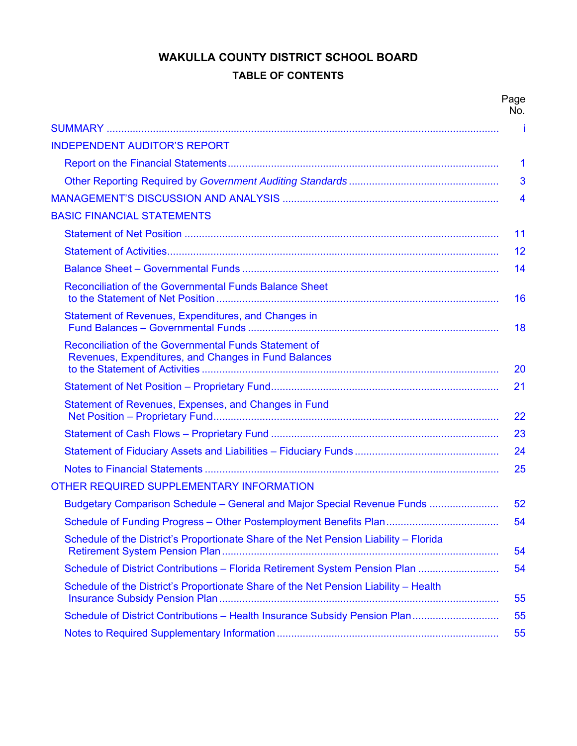# WAKULLA COUNTY DISTRICT SCHOOL BOARD

## TABLE OF CONTENTS

| | Page No. |
|---|---|
| SUMMARY | i |
| INDEPENDENT AUDITOR'S REPORT | |
| Report on the Financial Statements | 1 |
| Other Reporting Required by *Government Auditing Standards* | 3 |
| MANAGEMENT'S DISCUSSION AND ANALYSIS | 4 |
| BASIC FINANCIAL STATEMENTS | |
| Statement of Net Position | 11 |
| Statement of Activities | 12 |
| Balance Sheet – Governmental Funds | 14 |
| Reconciliation of the Governmental Funds Balance Sheet to the Statement of Net Position | 16 |
| Statement of Revenues, Expenditures, and Changes in Fund Balances – Governmental Funds | 18 |
| Reconciliation of the Governmental Funds Statement of Revenues, Expenditures, and Changes in Fund Balances to the Statement of Activities | 20 |
| Statement of Net Position – Proprietary Fund | 21 |
| Statement of Revenues, Expenses, and Changes in Fund Net Position – Proprietary Fund | 22 |
| Statement of Cash Flows – Proprietary Fund | 23 |
| Statement of Fiduciary Assets and Liabilities – Fiduciary Funds | 24 |
| Notes to Financial Statements | 25 |
| OTHER REQUIRED SUPPLEMENTARY INFORMATION | |
| Budgetary Comparison Schedule – General and Major Special Revenue Funds | 52 |
| Schedule of Funding Progress – Other Postemployment Benefits Plan | 54 |
| Schedule of the District's Proportionate Share of the Net Pension Liability – Florida Retirement System Pension Plan | 54 |
| Schedule of District Contributions – Florida Retirement System Pension Plan | 54 |
| Schedule of the District's Proportionate Share of the Net Pension Liability – Health Insurance Subsidy Pension Plan | 55 |
| Schedule of District Contributions – Health Insurance Subsidy Pension Plan | 55 |
| Notes to Required Supplementary Information | 55 |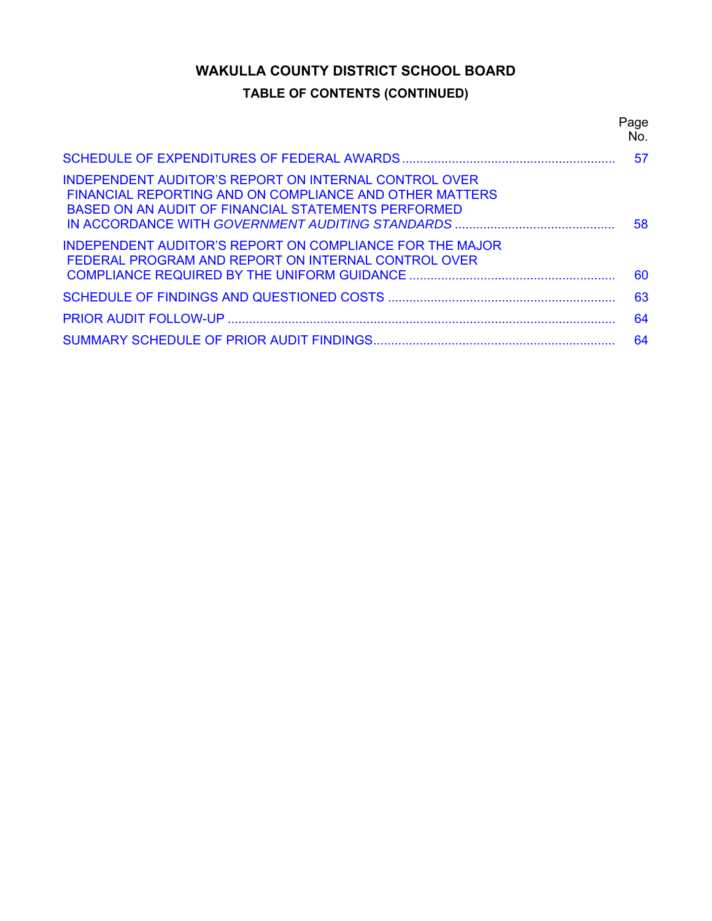# WAKULLA COUNTY DISTRICT SCHOOL BOARD

## TABLE OF CONTENTS (CONTINUED)

| | Page No. |
|---|---|
| SCHEDULE OF EXPENDITURES OF FEDERAL AWARDS | 57 |
| INDEPENDENT AUDITOR'S REPORT ON INTERNAL CONTROL OVER FINANCIAL REPORTING AND ON COMPLIANCE AND OTHER MATTERS BASED ON AN AUDIT OF FINANCIAL STATEMENTS PERFORMED IN ACCORDANCE WITH *GOVERNMENT AUDITING STANDARDS* | 58 |
| INDEPENDENT AUDITOR'S REPORT ON COMPLIANCE FOR THE MAJOR FEDERAL PROGRAM AND REPORT ON INTERNAL CONTROL OVER COMPLIANCE REQUIRED BY THE UNIFORM GUIDANCE | 60 |
| SCHEDULE OF FINDINGS AND QUESTIONED COSTS | 63 |
| PRIOR AUDIT FOLLOW-UP | 64 |
| SUMMARY SCHEDULE OF PRIOR AUDIT FINDINGS | 64 |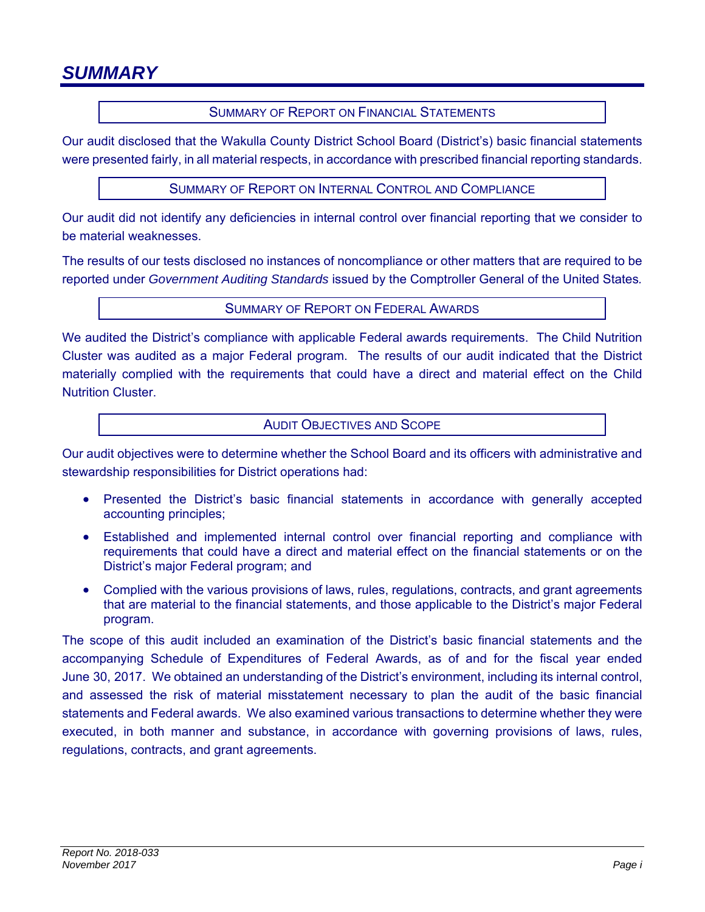# SUMMARY

## SUMMARY OF REPORT ON FINANCIAL STATEMENTS

Our audit disclosed that the Wakulla County District School Board (District's) basic financial statements were presented fairly, in all material respects, in accordance with prescribed financial reporting standards.

## SUMMARY OF REPORT ON INTERNAL CONTROL AND COMPLIANCE

Our audit did not identify any deficiencies in internal control over financial reporting that we consider to be material weaknesses.

The results of our tests disclosed no instances of noncompliance or other matters that are required to be reported under *Government Auditing Standards* issued by the Comptroller General of the United States.

## SUMMARY OF REPORT ON FEDERAL AWARDS

We audited the District's compliance with applicable Federal awards requirements. The Child Nutrition Cluster was audited as a major Federal program. The results of our audit indicated that the District materially complied with the requirements that could have a direct and material effect on the Child Nutrition Cluster.

## AUDIT OBJECTIVES AND SCOPE

Our audit objectives were to determine whether the School Board and its officers with administrative and stewardship responsibilities for District operations had:

- Presented the District's basic financial statements in accordance with generally accepted accounting principles;
- Established and implemented internal control over financial reporting and compliance with requirements that could have a direct and material effect on the financial statements or on the District's major Federal program; and
- Complied with the various provisions of laws, rules, regulations, contracts, and grant agreements that are material to the financial statements, and those applicable to the District's major Federal program.

The scope of this audit included an examination of the District's basic financial statements and the accompanying Schedule of Expenditures of Federal Awards, as of and for the fiscal year ended June 30, 2017. We obtained an understanding of the District's environment, including its internal control, and assessed the risk of material misstatement necessary to plan the audit of the basic financial statements and Federal awards. We also examined various transactions to determine whether they were executed, in both manner and substance, in accordance with governing provisions of laws, rules, regulations, contracts, and grant agreements.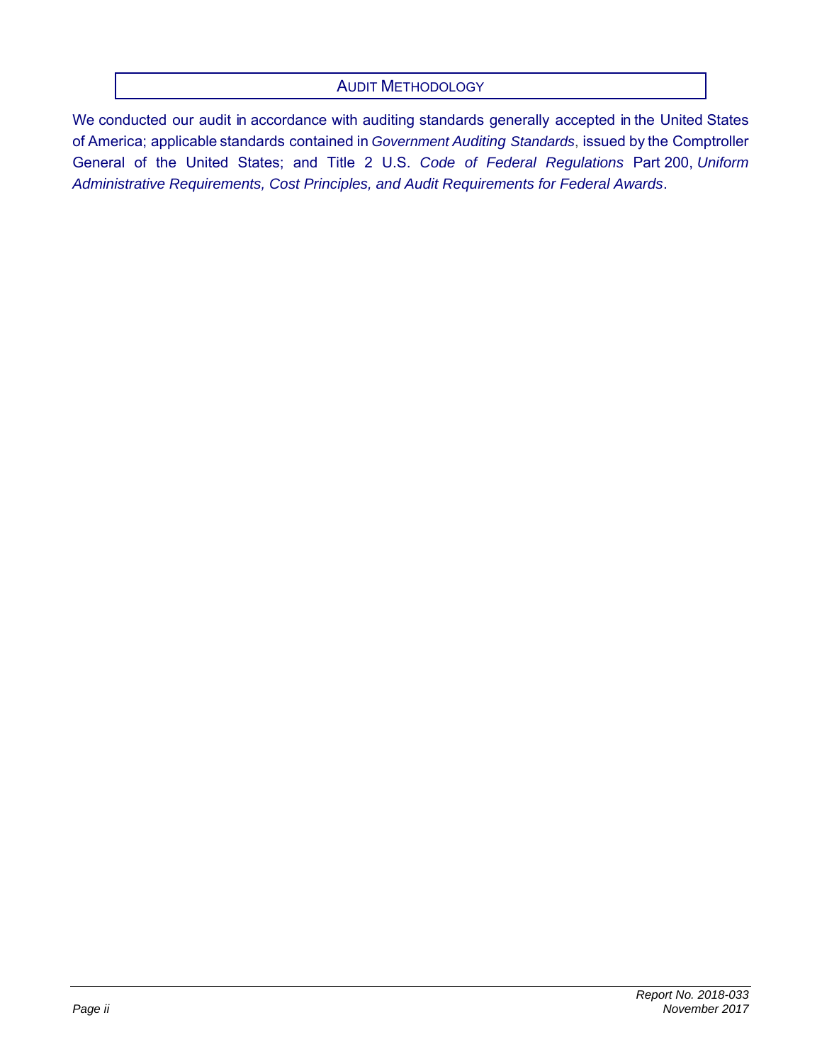## AUDIT METHODOLOGY

We conducted our audit in accordance with auditing standards generally accepted in the United States of America; applicable standards contained in *Government Auditing Standards*, issued by the Comptroller General of the United States; and Title 2 U.S. *Code of Federal Regulations* Part 200, *Uniform Administrative Requirements, Cost Principles, and Audit Requirements for Federal Awards*.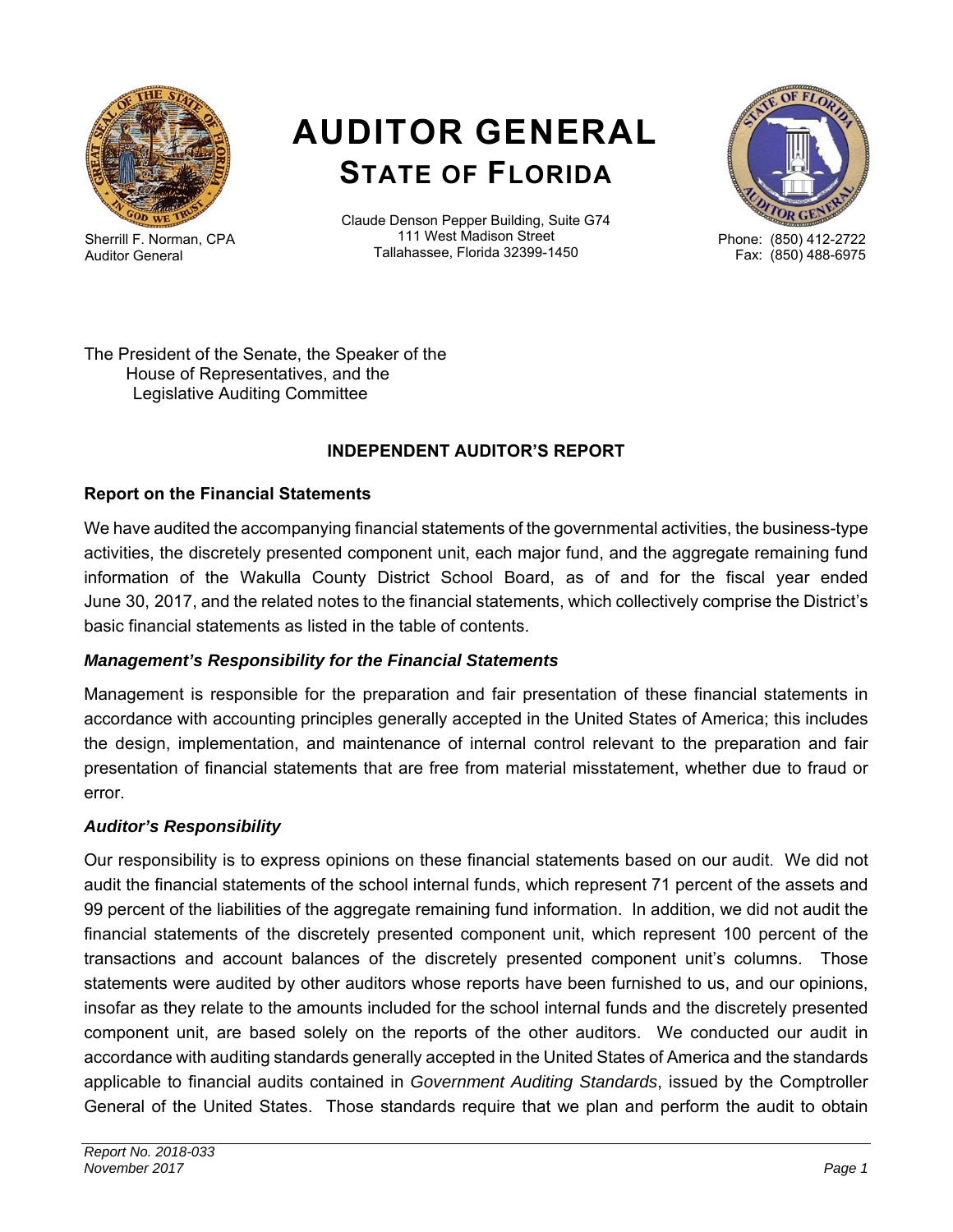# AUDITOR GENERAL
## STATE OF FLORIDA

Sherrill F. Norman, CPA
Auditor General

Claude Denson Pepper Building, Suite G74
111 West Madison Street
Tallahassee, Florida 32399-1450

Phone: (850) 412-2722
Fax: (850) 488-6975

The President of the Senate, the Speaker of the House of Representatives, and the Legislative Auditing Committee

**INDEPENDENT AUDITOR'S REPORT**

**Report on the Financial Statements**

We have audited the accompanying financial statements of the governmental activities, the business-type activities, the discretely presented component unit, each major fund, and the aggregate remaining fund information of the Wakulla County District School Board, as of and for the fiscal year ended June 30, 2017, and the related notes to the financial statements, which collectively comprise the District's basic financial statements as listed in the table of contents.

***Management's Responsibility for the Financial Statements***

Management is responsible for the preparation and fair presentation of these financial statements in accordance with accounting principles generally accepted in the United States of America; this includes the design, implementation, and maintenance of internal control relevant to the preparation and fair presentation of financial statements that are free from material misstatement, whether due to fraud or error.

***Auditor's Responsibility***

Our responsibility is to express opinions on these financial statements based on our audit. We did not audit the financial statements of the school internal funds, which represent 71 percent of the assets and 99 percent of the liabilities of the aggregate remaining fund information. In addition, we did not audit the financial statements of the discretely presented component unit, which represent 100 percent of the transactions and account balances of the discretely presented component unit's columns. Those statements were audited by other auditors whose reports have been furnished to us, and our opinions, insofar as they relate to the amounts included for the school internal funds and the discretely presented component unit, are based solely on the reports of the other auditors. We conducted our audit in accordance with auditing standards generally accepted in the United States of America and the standards applicable to financial audits contained in *Government Auditing Standards*, issued by the Comptroller General of the United States. Those standards require that we plan and perform the audit to obtain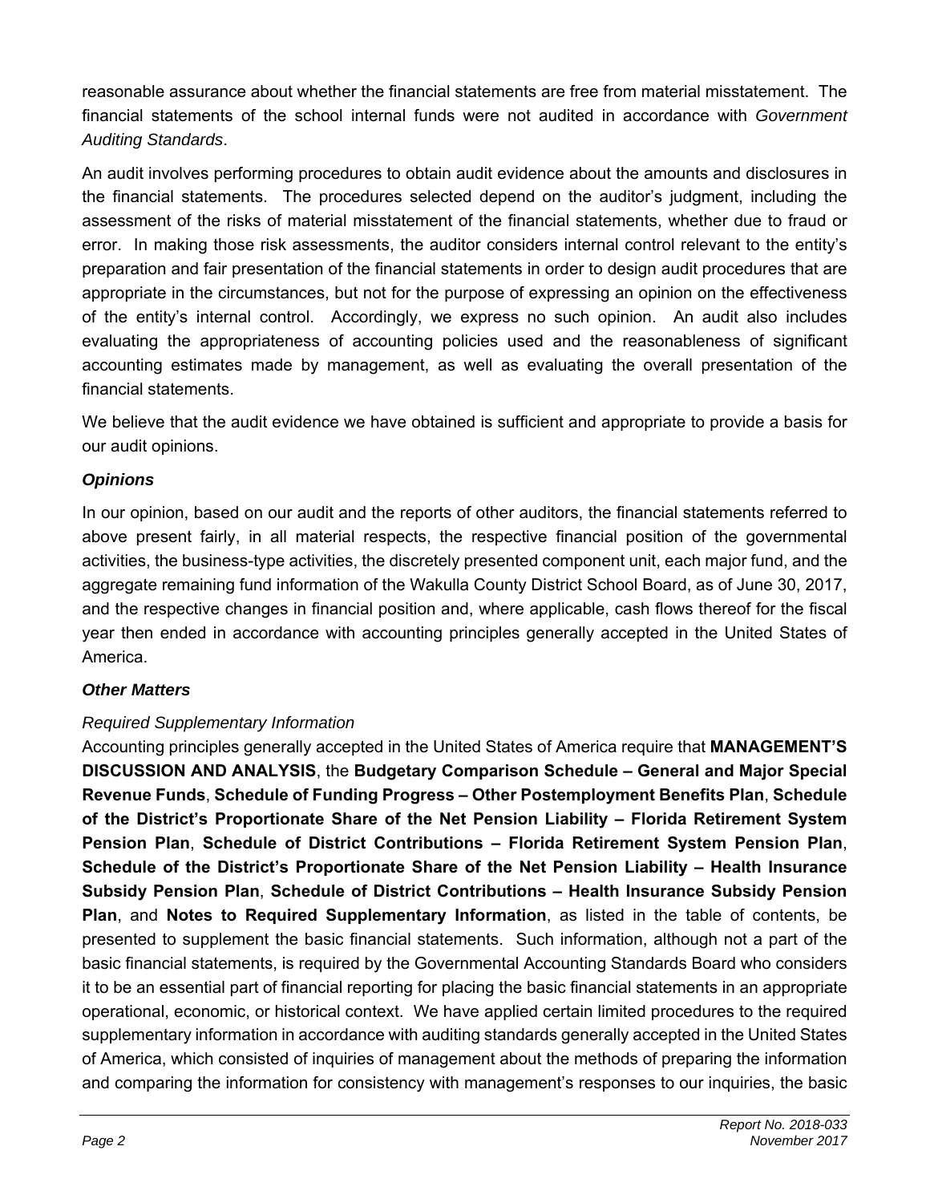reasonable assurance about whether the financial statements are free from material misstatement. The financial statements of the school internal funds were not audited in accordance with *Government Auditing Standards*.

An audit involves performing procedures to obtain audit evidence about the amounts and disclosures in the financial statements. The procedures selected depend on the auditor's judgment, including the assessment of the risks of material misstatement of the financial statements, whether due to fraud or error. In making those risk assessments, the auditor considers internal control relevant to the entity's preparation and fair presentation of the financial statements in order to design audit procedures that are appropriate in the circumstances, but not for the purpose of expressing an opinion on the effectiveness of the entity's internal control. Accordingly, we express no such opinion. An audit also includes evaluating the appropriateness of accounting policies used and the reasonableness of significant accounting estimates made by management, as well as evaluating the overall presentation of the financial statements.

We believe that the audit evidence we have obtained is sufficient and appropriate to provide a basis for our audit opinions.

***Opinions***

In our opinion, based on our audit and the reports of other auditors, the financial statements referred to above present fairly, in all material respects, the respective financial position of the governmental activities, the business-type activities, the discretely presented component unit, each major fund, and the aggregate remaining fund information of the Wakulla County District School Board, as of June 30, 2017, and the respective changes in financial position and, where applicable, cash flows thereof for the fiscal year then ended in accordance with accounting principles generally accepted in the United States of America.

***Other Matters***

*Required Supplementary Information*

Accounting principles generally accepted in the United States of America require that **MANAGEMENT'S DISCUSSION AND ANALYSIS**, the **Budgetary Comparison Schedule – General and Major Special Revenue Funds**, **Schedule of Funding Progress – Other Postemployment Benefits Plan**, **Schedule of the District's Proportionate Share of the Net Pension Liability – Florida Retirement System Pension Plan**, **Schedule of District Contributions – Florida Retirement System Pension Plan**, **Schedule of the District's Proportionate Share of the Net Pension Liability – Health Insurance Subsidy Pension Plan**, **Schedule of District Contributions – Health Insurance Subsidy Pension Plan**, and **Notes to Required Supplementary Information**, as listed in the table of contents, be presented to supplement the basic financial statements. Such information, although not a part of the basic financial statements, is required by the Governmental Accounting Standards Board who considers it to be an essential part of financial reporting for placing the basic financial statements in an appropriate operational, economic, or historical context. We have applied certain limited procedures to the required supplementary information in accordance with auditing standards generally accepted in the United States of America, which consisted of inquiries of management about the methods of preparing the information and comparing the information for consistency with management's responses to our inquiries, the basic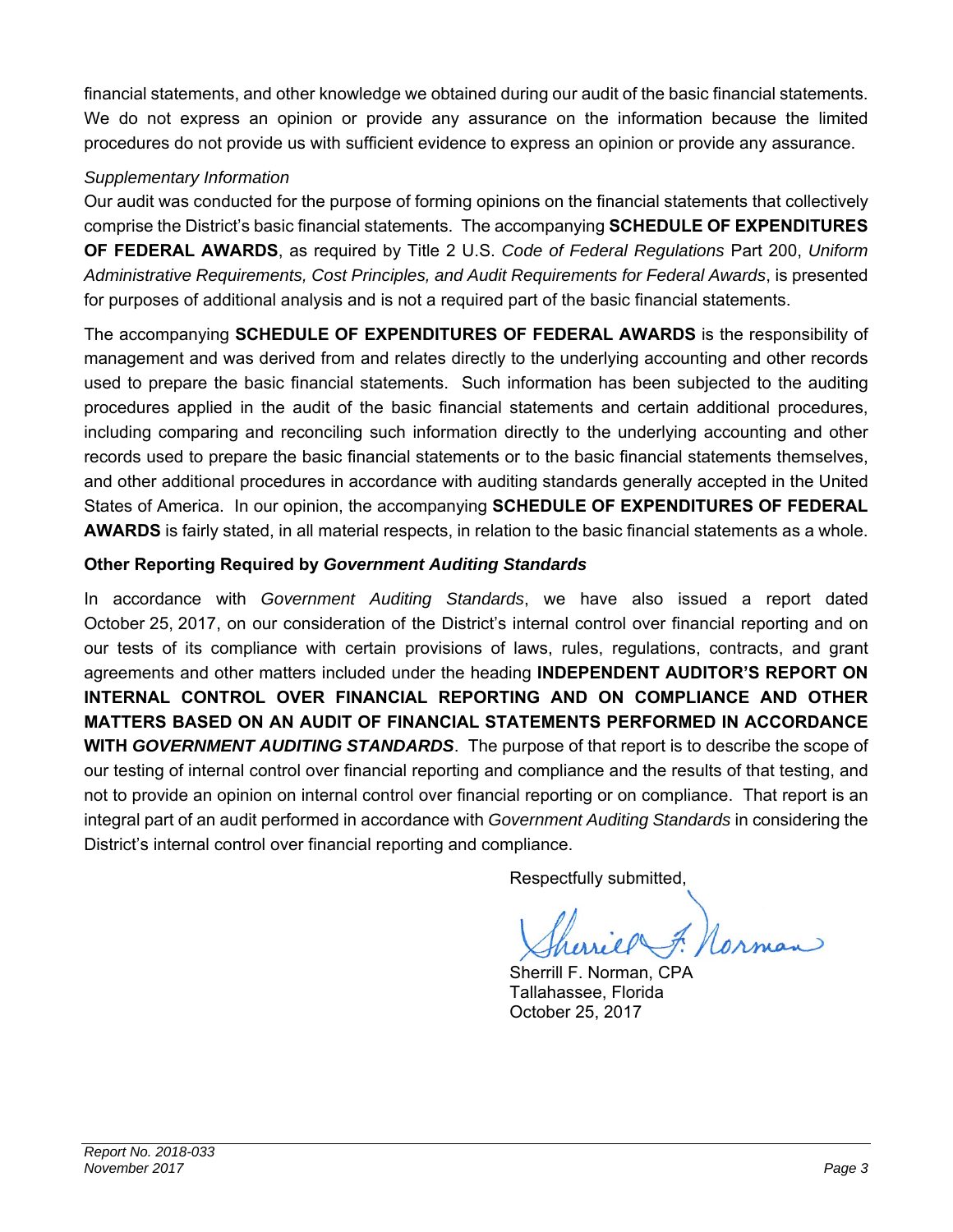financial statements, and other knowledge we obtained during our audit of the basic financial statements. We do not express an opinion or provide any assurance on the information because the limited procedures do not provide us with sufficient evidence to express an opinion or provide any assurance.

*Supplementary Information*

Our audit was conducted for the purpose of forming opinions on the financial statements that collectively comprise the District's basic financial statements. The accompanying **SCHEDULE OF EXPENDITURES OF FEDERAL AWARDS**, as required by Title 2 U.S. *Code of Federal Regulations* Part 200, *Uniform Administrative Requirements, Cost Principles, and Audit Requirements for Federal Awards*, is presented for purposes of additional analysis and is not a required part of the basic financial statements.

The accompanying **SCHEDULE OF EXPENDITURES OF FEDERAL AWARDS** is the responsibility of management and was derived from and relates directly to the underlying accounting and other records used to prepare the basic financial statements. Such information has been subjected to the auditing procedures applied in the audit of the basic financial statements and certain additional procedures, including comparing and reconciling such information directly to the underlying accounting and other records used to prepare the basic financial statements or to the basic financial statements themselves, and other additional procedures in accordance with auditing standards generally accepted in the United States of America. In our opinion, the accompanying **SCHEDULE OF EXPENDITURES OF FEDERAL AWARDS** is fairly stated, in all material respects, in relation to the basic financial statements as a whole.

**Other Reporting Required by *Government Auditing Standards***

In accordance with *Government Auditing Standards*, we have also issued a report dated October 25, 2017, on our consideration of the District's internal control over financial reporting and on our tests of its compliance with certain provisions of laws, rules, regulations, contracts, and grant agreements and other matters included under the heading **INDEPENDENT AUDITOR'S REPORT ON INTERNAL CONTROL OVER FINANCIAL REPORTING AND ON COMPLIANCE AND OTHER MATTERS BASED ON AN AUDIT OF FINANCIAL STATEMENTS PERFORMED IN ACCORDANCE WITH *GOVERNMENT AUDITING STANDARDS***. The purpose of that report is to describe the scope of our testing of internal control over financial reporting and compliance and the results of that testing, and not to provide an opinion on internal control over financial reporting or on compliance. That report is an integral part of an audit performed in accordance with *Government Auditing Standards* in considering the District's internal control over financial reporting and compliance.

Respectfully submitted,

Sherrill F. Norman, CPA
Tallahassee, Florida
October 25, 2017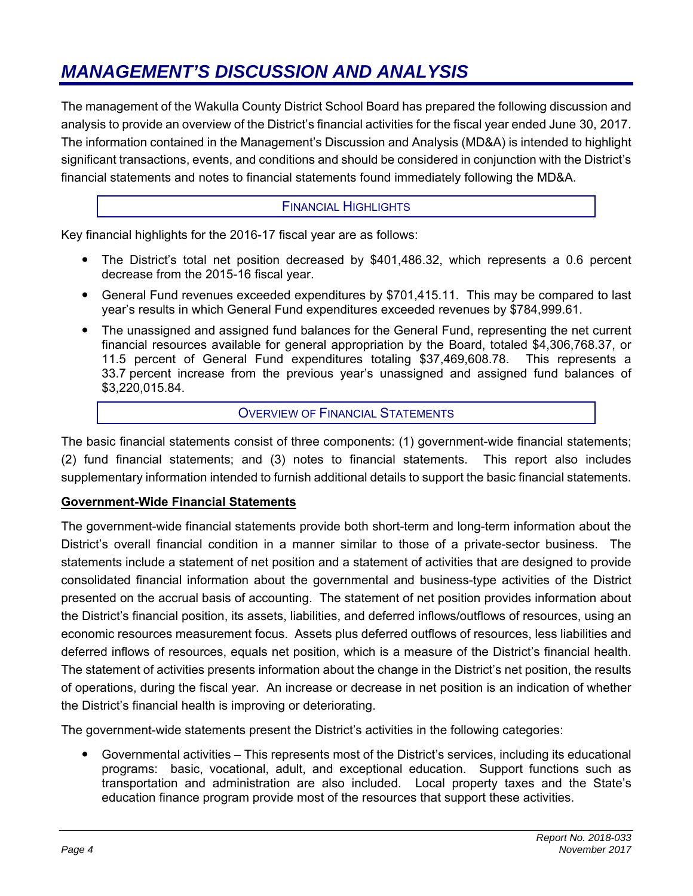# *MANAGEMENT'S DISCUSSION AND ANALYSIS*

The management of the Wakulla County District School Board has prepared the following discussion and analysis to provide an overview of the District's financial activities for the fiscal year ended June 30, 2017. The information contained in the Management's Discussion and Analysis (MD&A) is intended to highlight significant transactions, events, and conditions and should be considered in conjunction with the District's financial statements and notes to financial statements found immediately following the MD&A.

## FINANCIAL HIGHLIGHTS

Key financial highlights for the 2016-17 fiscal year are as follows:

- The District's total net position decreased by $401,486.32, which represents a 0.6 percent decrease from the 2015-16 fiscal year.
- General Fund revenues exceeded expenditures by $701,415.11. This may be compared to last year's results in which General Fund expenditures exceeded revenues by $784,999.61.
- The unassigned and assigned fund balances for the General Fund, representing the net current financial resources available for general appropriation by the Board, totaled $4,306,768.37, or 11.5 percent of General Fund expenditures totaling $37,469,608.78. This represents a 33.7 percent increase from the previous year's unassigned and assigned fund balances of $3,220,015.84.

## OVERVIEW OF FINANCIAL STATEMENTS

The basic financial statements consist of three components: (1) government-wide financial statements; (2) fund financial statements; and (3) notes to financial statements. This report also includes supplementary information intended to furnish additional details to support the basic financial statements.

### Government-Wide Financial Statements

The government-wide financial statements provide both short-term and long-term information about the District's overall financial condition in a manner similar to those of a private-sector business. The statements include a statement of net position and a statement of activities that are designed to provide consolidated financial information about the governmental and business-type activities of the District presented on the accrual basis of accounting. The statement of net position provides information about the District's financial position, its assets, liabilities, and deferred inflows/outflows of resources, using an economic resources measurement focus. Assets plus deferred outflows of resources, less liabilities and deferred inflows of resources, equals net position, which is a measure of the District's financial health. The statement of activities presents information about the change in the District's net position, the results of operations, during the fiscal year. An increase or decrease in net position is an indication of whether the District's financial health is improving or deteriorating.

The government-wide statements present the District's activities in the following categories:

- Governmental activities – This represents most of the District's services, including its educational programs: basic, vocational, adult, and exceptional education. Support functions such as transportation and administration are also included. Local property taxes and the State's education finance program provide most of the resources that support these activities.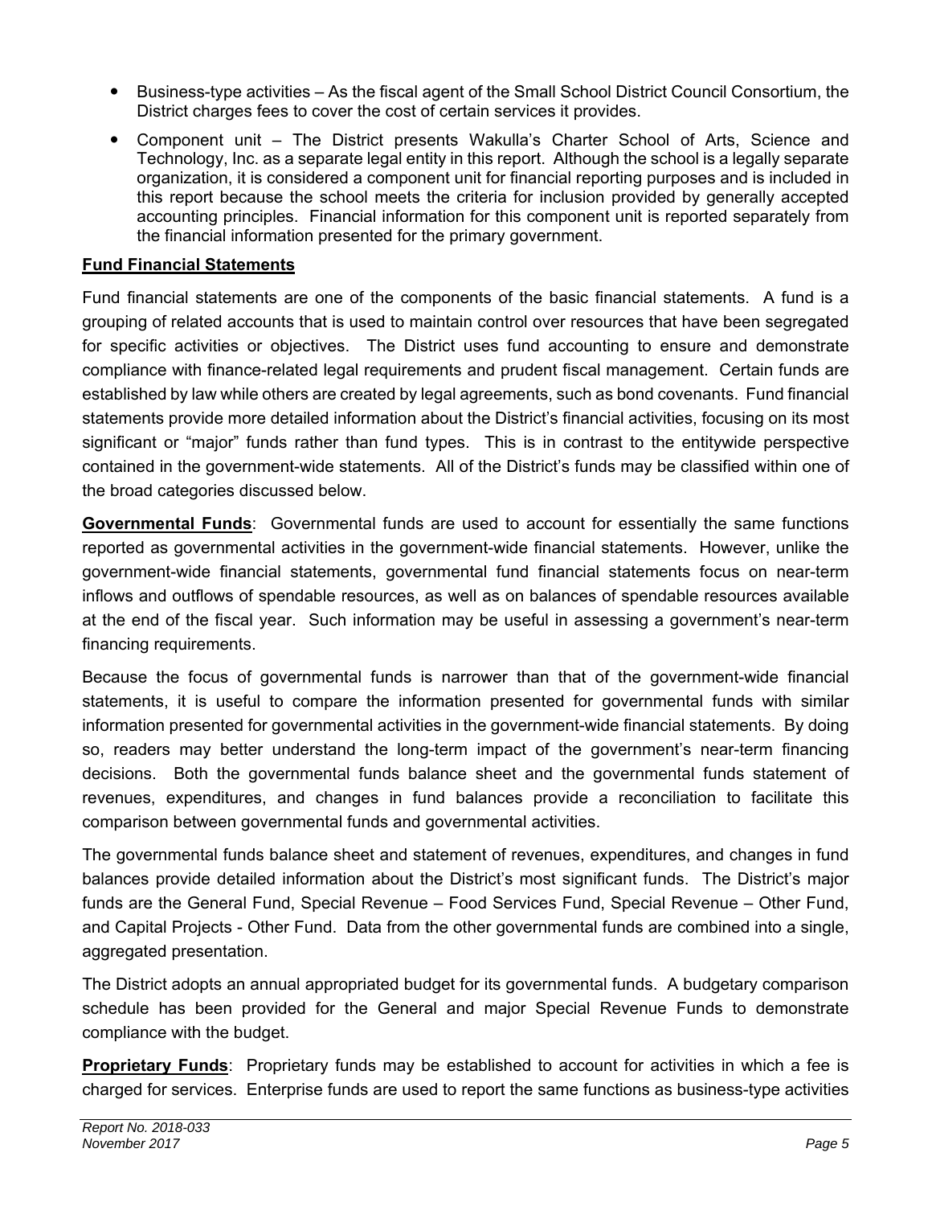- Business-type activities – As the fiscal agent of the Small School District Council Consortium, the District charges fees to cover the cost of certain services it provides.
- Component unit – The District presents Wakulla's Charter School of Arts, Science and Technology, Inc. as a separate legal entity in this report. Although the school is a legally separate organization, it is considered a component unit for financial reporting purposes and is included in this report because the school meets the criteria for inclusion provided by generally accepted accounting principles. Financial information for this component unit is reported separately from the financial information presented for the primary government.

**Fund Financial Statements**

Fund financial statements are one of the components of the basic financial statements. A fund is a grouping of related accounts that is used to maintain control over resources that have been segregated for specific activities or objectives. The District uses fund accounting to ensure and demonstrate compliance with finance-related legal requirements and prudent fiscal management. Certain funds are established by law while others are created by legal agreements, such as bond covenants. Fund financial statements provide more detailed information about the District's financial activities, focusing on its most significant or "major" funds rather than fund types. This is in contrast to the entitywide perspective contained in the government-wide statements. All of the District's funds may be classified within one of the broad categories discussed below.

**Governmental Funds**: Governmental funds are used to account for essentially the same functions reported as governmental activities in the government-wide financial statements. However, unlike the government-wide financial statements, governmental fund financial statements focus on near-term inflows and outflows of spendable resources, as well as on balances of spendable resources available at the end of the fiscal year. Such information may be useful in assessing a government's near-term financing requirements.

Because the focus of governmental funds is narrower than that of the government-wide financial statements, it is useful to compare the information presented for governmental funds with similar information presented for governmental activities in the government-wide financial statements. By doing so, readers may better understand the long-term impact of the government's near-term financing decisions. Both the governmental funds balance sheet and the governmental funds statement of revenues, expenditures, and changes in fund balances provide a reconciliation to facilitate this comparison between governmental funds and governmental activities.

The governmental funds balance sheet and statement of revenues, expenditures, and changes in fund balances provide detailed information about the District's most significant funds. The District's major funds are the General Fund, Special Revenue – Food Services Fund, Special Revenue – Other Fund, and Capital Projects - Other Fund. Data from the other governmental funds are combined into a single, aggregated presentation.

The District adopts an annual appropriated budget for its governmental funds. A budgetary comparison schedule has been provided for the General and major Special Revenue Funds to demonstrate compliance with the budget.

**Proprietary Funds**: Proprietary funds may be established to account for activities in which a fee is charged for services. Enterprise funds are used to report the same functions as business-type activities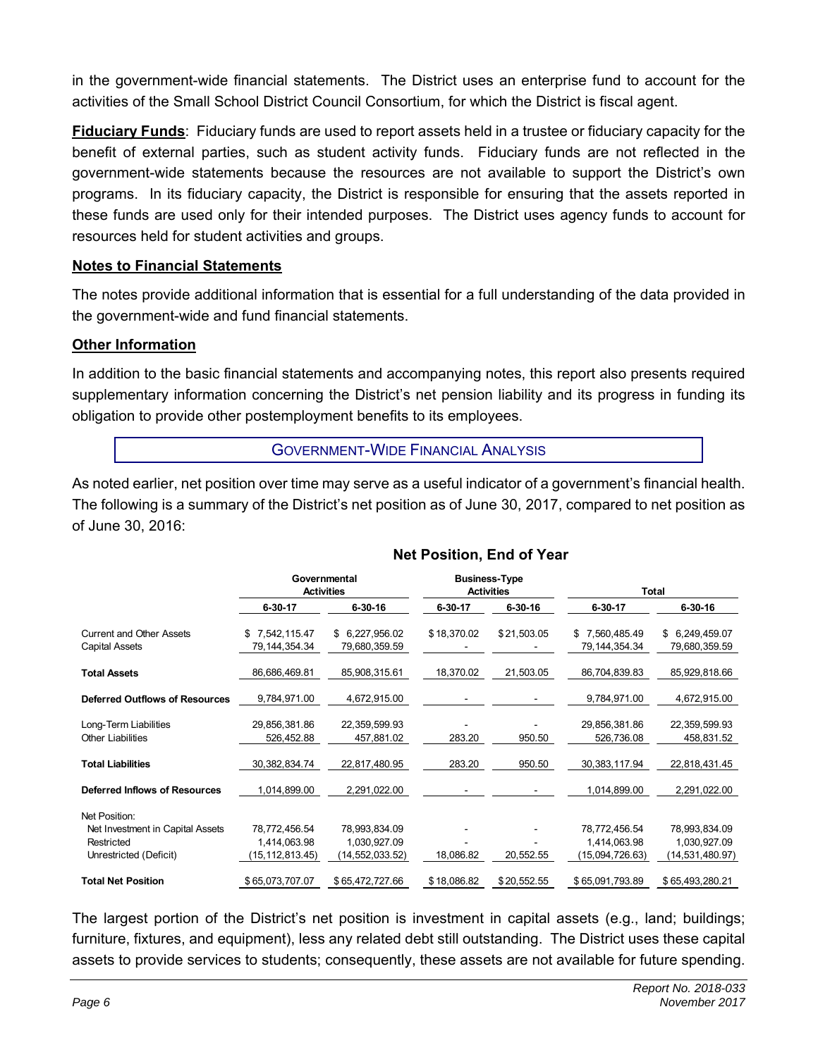in the government-wide financial statements. The District uses an enterprise fund to account for the activities of the Small School District Council Consortium, for which the District is fiscal agent.

**Fiduciary Funds**: Fiduciary funds are used to report assets held in a trustee or fiduciary capacity for the benefit of external parties, such as student activity funds. Fiduciary funds are not reflected in the government-wide statements because the resources are not available to support the District's own programs. In its fiduciary capacity, the District is responsible for ensuring that the assets reported in these funds are used only for their intended purposes. The District uses agency funds to account for resources held for student activities and groups.

**Notes to Financial Statements**

The notes provide additional information that is essential for a full understanding of the data provided in the government-wide and fund financial statements.

**Other Information**

In addition to the basic financial statements and accompanying notes, this report also presents required supplementary information concerning the District's net pension liability and its progress in funding its obligation to provide other postemployment benefits to its employees.

## Government-Wide Financial Analysis

As noted earlier, net position over time may serve as a useful indicator of a government's financial health. The following is a summary of the District's net position as of June 30, 2017, compared to net position as of June 30, 2016:

**Net Position, End of Year**

| | Governmental Activities | | Business-Type Activities | | Total | |
|---|---|---|---|---|---|---|
| | 6-30-17 | 6-30-16 | 6-30-17 | 6-30-16 | 6-30-17 | 6-30-16 |
| Current and Other Assets | $ 7,542,115.47 | $ 6,227,956.02 | $18,370.02 | $21,503.05 | $ 7,560,485.49 | $ 6,249,459.07 |
| Capital Assets | 79,144,354.34 | 79,680,359.59 | - | - | 79,144,354.34 | 79,680,359.59 |
| **Total Assets** | 86,686,469.81 | 85,908,315.61 | 18,370.02 | 21,503.05 | 86,704,839.83 | 85,929,818.66 |
| **Deferred Outflows of Resources** | 9,784,971.00 | 4,672,915.00 | - | - | 9,784,971.00 | 4,672,915.00 |
| Long-Term Liabilities | 29,856,381.86 | 22,359,599.93 | - | - | 29,856,381.86 | 22,359,599.93 |
| Other Liabilities | 526,452.88 | 457,881.02 | 283.20 | 950.50 | 526,736.08 | 458,831.52 |
| **Total Liabilities** | 30,382,834.74 | 22,817,480.95 | 283.20 | 950.50 | 30,383,117.94 | 22,818,431.45 |
| **Deferred Inflows of Resources** | 1,014,899.00 | 2,291,022.00 | - | - | 1,014,899.00 | 2,291,022.00 |
| Net Position: | | | | | | |
| Net Investment in Capital Assets | 78,772,456.54 | 78,993,834.09 | - | - | 78,772,456.54 | 78,993,834.09 |
| Restricted | 1,414,063.98 | 1,030,927.09 | - | - | 1,414,063.98 | 1,030,927.09 |
| Unrestricted (Deficit) | (15,112,813.45) | (14,552,033.52) | 18,086.82 | 20,552.55 | (15,094,726.63) | (14,531,480.97) |
| **Total Net Position** | $65,073,707.07 | $65,472,727.66 | $18,086.82 | $20,552.55 | $65,091,793.89 | $65,493,280.21 |

The largest portion of the District's net position is investment in capital assets (e.g., land; buildings; furniture, fixtures, and equipment), less any related debt still outstanding. The District uses these capital assets to provide services to students; consequently, these assets are not available for future spending.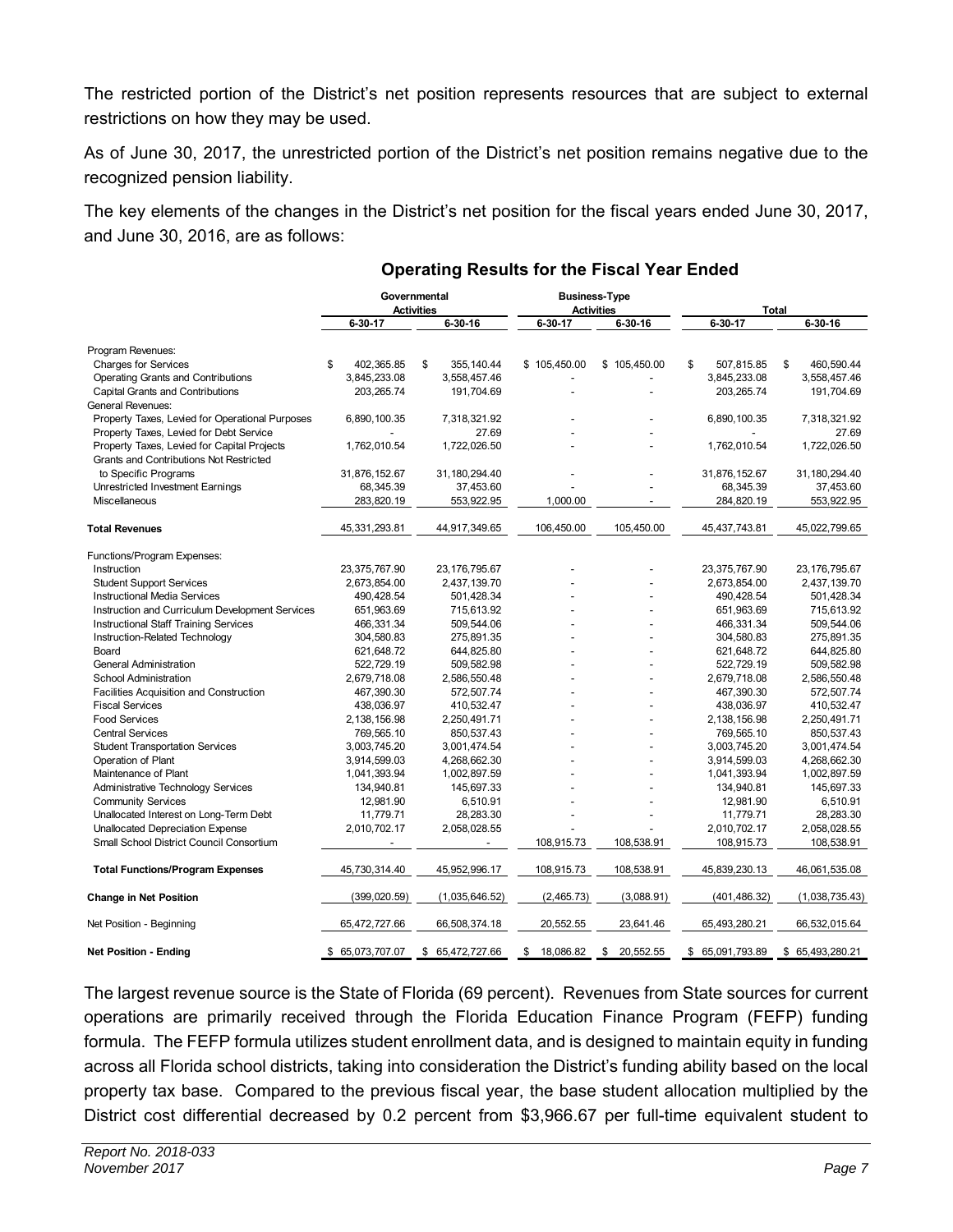The restricted portion of the District's net position represents resources that are subject to external restrictions on how they may be used.

As of June 30, 2017, the unrestricted portion of the District's net position remains negative due to the recognized pension liability.

The key elements of the changes in the District's net position for the fiscal years ended June 30, 2017, and June 30, 2016, are as follows:

### Operating Results for the Fiscal Year Ended

| | Governmental Activities | | Business-Type Activities | | Total | |
|---|---|---|---|---|---|---|
| | 6-30-17 | 6-30-16 | 6-30-17 | 6-30-16 | 6-30-17 | 6-30-16 |
| Program Revenues: | | | | | | |
| Charges for Services | $ 402,365.85 | $ 355,140.44 | $ 105,450.00 | $ 105,450.00 | $ 507,815.85 | $ 460,590.44 |
| Operating Grants and Contributions | 3,845,233.08 | 3,558,457.46 | - | - | 3,845,233.08 | 3,558,457.46 |
| Capital Grants and Contributions | 203,265.74 | 191,704.69 | - | - | 203,265.74 | 191,704.69 |
| General Revenues: | | | | | | |
| Property Taxes, Levied for Operational Purposes | 6,890,100.35 | 7,318,321.92 | - | - | 6,890,100.35 | 7,318,321.92 |
| Property Taxes, Levied for Debt Service | - | 27.69 | - | - | - | 27.69 |
| Property Taxes, Levied for Capital Projects | 1,762,010.54 | 1,722,026.50 | - | - | 1,762,010.54 | 1,722,026.50 |
| Grants and Contributions Not Restricted to Specific Programs | 31,876,152.67 | 31,180,294.40 | - | - | 31,876,152.67 | 31,180,294.40 |
| Unrestricted Investment Earnings | 68,345.39 | 37,453.60 | - | - | 68,345.39 | 37,453.60 |
| Miscellaneous | 283,820.19 | 553,922.95 | 1,000.00 | - | 284,820.19 | 553,922.95 |
| **Total Revenues** | 45,331,293.81 | 44,917,349.65 | 106,450.00 | 105,450.00 | 45,437,743.81 | 45,022,799.65 |
| Functions/Program Expenses: | | | | | | |
| Instruction | 23,375,767.90 | 23,176,795.67 | - | - | 23,375,767.90 | 23,176,795.67 |
| Student Support Services | 2,673,854.00 | 2,437,139.70 | - | - | 2,673,854.00 | 2,437,139.70 |
| Instructional Media Services | 490,428.54 | 501,428.34 | - | - | 490,428.54 | 501,428.34 |
| Instruction and Curriculum Development Services | 651,963.69 | 715,613.92 | - | - | 651,963.69 | 715,613.92 |
| Instructional Staff Training Services | 466,331.34 | 509,544.06 | - | - | 466,331.34 | 509,544.06 |
| Instruction-Related Technology | 304,580.83 | 275,891.35 | - | - | 304,580.83 | 275,891.35 |
| Board | 621,648.72 | 644,825.80 | - | - | 621,648.72 | 644,825.80 |
| General Administration | 522,729.19 | 509,582.98 | - | - | 522,729.19 | 509,582.98 |
| School Administration | 2,679,718.08 | 2,586,550.48 | - | - | 2,679,718.08 | 2,586,550.48 |
| Facilities Acquisition and Construction | 467,390.30 | 572,507.74 | - | - | 467,390.30 | 572,507.74 |
| Fiscal Services | 438,036.97 | 410,532.47 | - | - | 438,036.97 | 410,532.47 |
| Food Services | 2,138,156.98 | 2,250,491.71 | - | - | 2,138,156.98 | 2,250,491.71 |
| Central Services | 769,565.10 | 850,537.43 | - | - | 769,565.10 | 850,537.43 |
| Student Transportation Services | 3,003,745.20 | 3,001,474.54 | - | - | 3,003,745.20 | 3,001,474.54 |
| Operation of Plant | 3,914,599.03 | 4,268,662.30 | - | - | 3,914,599.03 | 4,268,662.30 |
| Maintenance of Plant | 1,041,393.94 | 1,002,897.59 | - | - | 1,041,393.94 | 1,002,897.59 |
| Administrative Technology Services | 134,940.81 | 145,697.33 | - | - | 134,940.81 | 145,697.33 |
| Community Services | 12,981.90 | 6,510.91 | - | - | 12,981.90 | 6,510.91 |
| Unallocated Interest on Long-Term Debt | 11,779.71 | 28,283.30 | - | - | 11,779.71 | 28,283.30 |
| Unallocated Depreciation Expense | 2,010,702.17 | 2,058,028.55 | - | - | 2,010,702.17 | 2,058,028.55 |
| Small School District Council Consortium | - | - | 108,915.73 | 108,538.91 | 108,915.73 | 108,538.91 |
| **Total Functions/Program Expenses** | 45,730,314.40 | 45,952,996.17 | 108,915.73 | 108,538.91 | 45,839,230.13 | 46,061,535.08 |
| **Change in Net Position** | (399,020.59) | (1,035,646.52) | (2,465.73) | (3,088.91) | (401,486.32) | (1,038,735.43) |
| Net Position - Beginning | 65,472,727.66 | 66,508,374.18 | 20,552.55 | 23,641.46 | 65,493,280.21 | 66,532,015.64 |
| **Net Position - Ending** | $ 65,073,707.07 | $ 65,472,727.66 | $ 18,086.82 | $ 20,552.55 | $ 65,091,793.89 | $ 65,493,280.21 |

The largest revenue source is the State of Florida (69 percent). Revenues from State sources for current operations are primarily received through the Florida Education Finance Program (FEFP) funding formula. The FEFP formula utilizes student enrollment data, and is designed to maintain equity in funding across all Florida school districts, taking into consideration the District's funding ability based on the local property tax base. Compared to the previous fiscal year, the base student allocation multiplied by the District cost differential decreased by 0.2 percent from $3,966.67 per full-time equivalent student to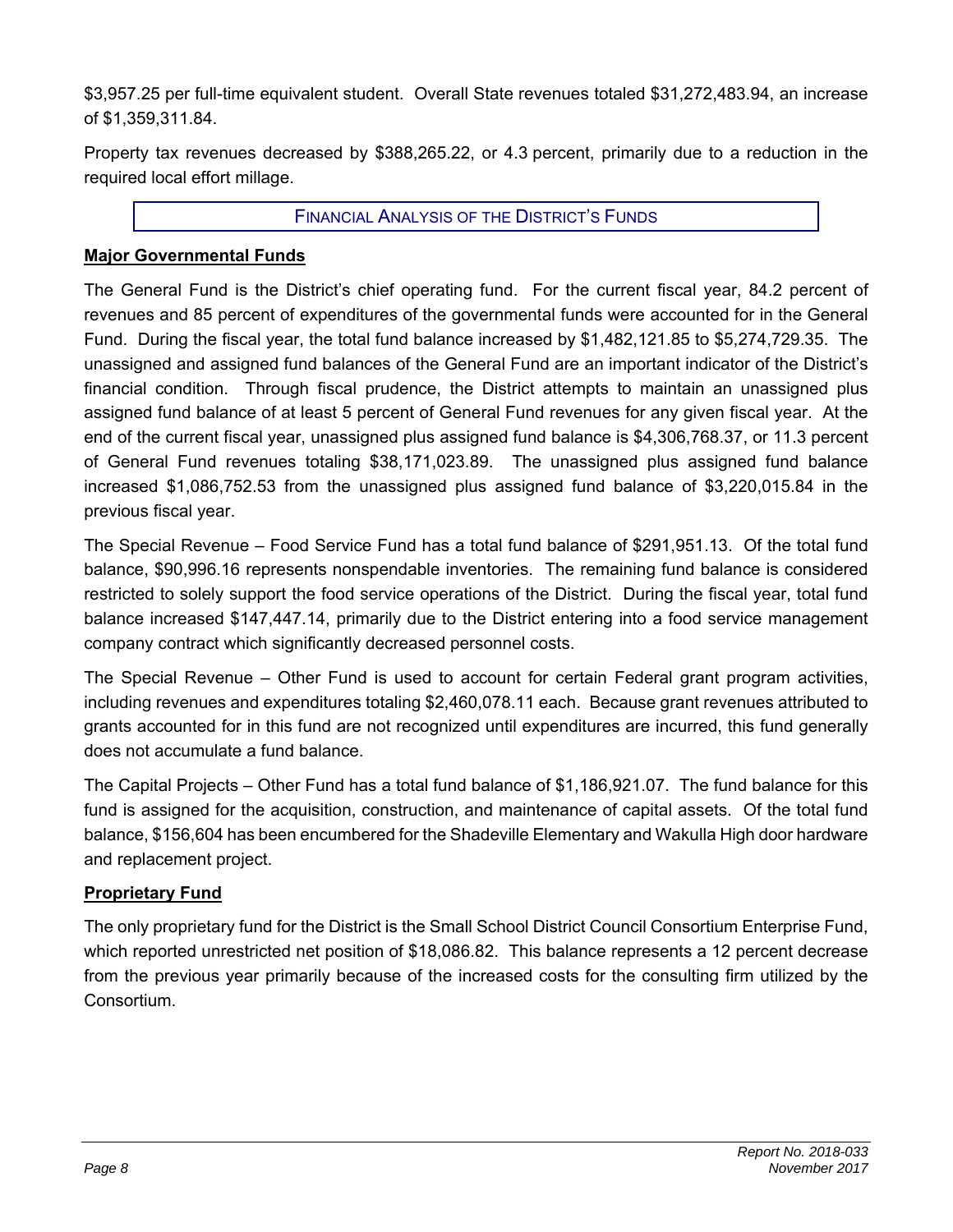$3,957.25 per full-time equivalent student. Overall State revenues totaled $31,272,483.94, an increase of $1,359,311.84.

Property tax revenues decreased by $388,265.22, or 4.3 percent, primarily due to a reduction in the required local effort millage.

## FINANCIAL ANALYSIS OF THE DISTRICT'S FUNDS

### Major Governmental Funds

The General Fund is the District's chief operating fund. For the current fiscal year, 84.2 percent of revenues and 85 percent of expenditures of the governmental funds were accounted for in the General Fund. During the fiscal year, the total fund balance increased by $1,482,121.85 to $5,274,729.35. The unassigned and assigned fund balances of the General Fund are an important indicator of the District's financial condition. Through fiscal prudence, the District attempts to maintain an unassigned plus assigned fund balance of at least 5 percent of General Fund revenues for any given fiscal year. At the end of the current fiscal year, unassigned plus assigned fund balance is $4,306,768.37, or 11.3 percent of General Fund revenues totaling $38,171,023.89. The unassigned plus assigned fund balance increased $1,086,752.53 from the unassigned plus assigned fund balance of $3,220,015.84 in the previous fiscal year.

The Special Revenue – Food Service Fund has a total fund balance of $291,951.13. Of the total fund balance, $90,996.16 represents nonspendable inventories. The remaining fund balance is considered restricted to solely support the food service operations of the District. During the fiscal year, total fund balance increased $147,447.14, primarily due to the District entering into a food service management company contract which significantly decreased personnel costs.

The Special Revenue – Other Fund is used to account for certain Federal grant program activities, including revenues and expenditures totaling $2,460,078.11 each. Because grant revenues attributed to grants accounted for in this fund are not recognized until expenditures are incurred, this fund generally does not accumulate a fund balance.

The Capital Projects – Other Fund has a total fund balance of $1,186,921.07. The fund balance for this fund is assigned for the acquisition, construction, and maintenance of capital assets. Of the total fund balance, $156,604 has been encumbered for the Shadeville Elementary and Wakulla High door hardware and replacement project.

### Proprietary Fund

The only proprietary fund for the District is the Small School District Council Consortium Enterprise Fund, which reported unrestricted net position of $18,086.82. This balance represents a 12 percent decrease from the previous year primarily because of the increased costs for the consulting firm utilized by the Consortium.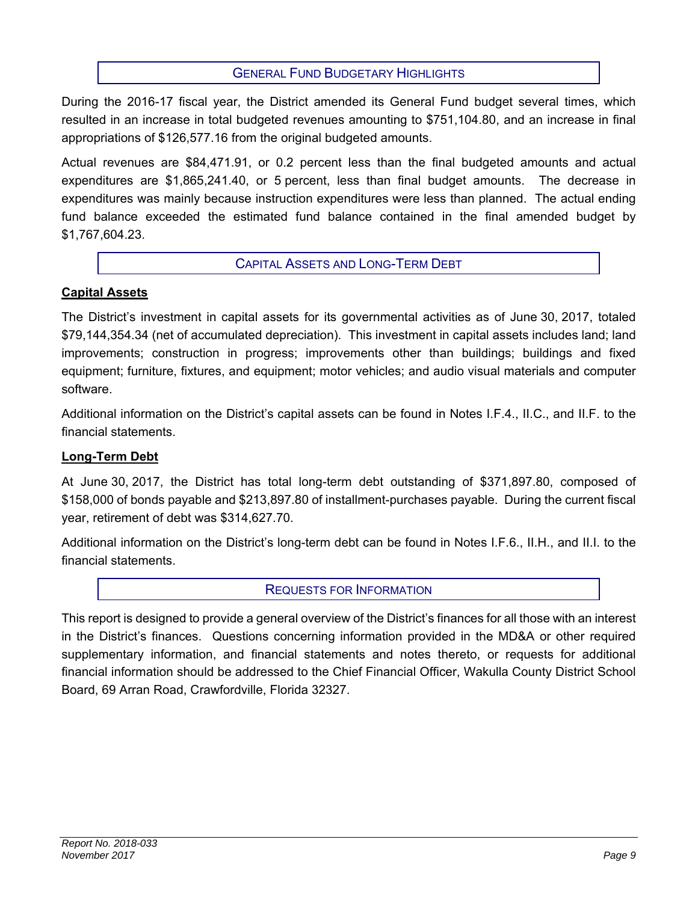## General Fund Budgetary Highlights

During the 2016-17 fiscal year, the District amended its General Fund budget several times, which resulted in an increase in total budgeted revenues amounting to $751,104.80, and an increase in final appropriations of $126,577.16 from the original budgeted amounts.

Actual revenues are $84,471.91, or 0.2 percent less than the final budgeted amounts and actual expenditures are $1,865,241.40, or 5 percent, less than final budget amounts. The decrease in expenditures was mainly because instruction expenditures were less than planned. The actual ending fund balance exceeded the estimated fund balance contained in the final amended budget by $1,767,604.23.

## Capital Assets and Long-Term Debt

### Capital Assets

The District's investment in capital assets for its governmental activities as of June 30, 2017, totaled $79,144,354.34 (net of accumulated depreciation). This investment in capital assets includes land; land improvements; construction in progress; improvements other than buildings; buildings and fixed equipment; furniture, fixtures, and equipment; motor vehicles; and audio visual materials and computer software.

Additional information on the District's capital assets can be found in Notes I.F.4., II.C., and II.F. to the financial statements.

### Long-Term Debt

At June 30, 2017, the District has total long-term debt outstanding of $371,897.80, composed of $158,000 of bonds payable and $213,897.80 of installment-purchases payable. During the current fiscal year, retirement of debt was $314,627.70.

Additional information on the District's long-term debt can be found in Notes I.F.6., II.H., and II.I. to the financial statements.

## Requests for Information

This report is designed to provide a general overview of the District's finances for all those with an interest in the District's finances. Questions concerning information provided in the MD&A or other required supplementary information, and financial statements and notes thereto, or requests for additional financial information should be addressed to the Chief Financial Officer, Wakulla County District School Board, 69 Arran Road, Crawfordville, Florida 32327.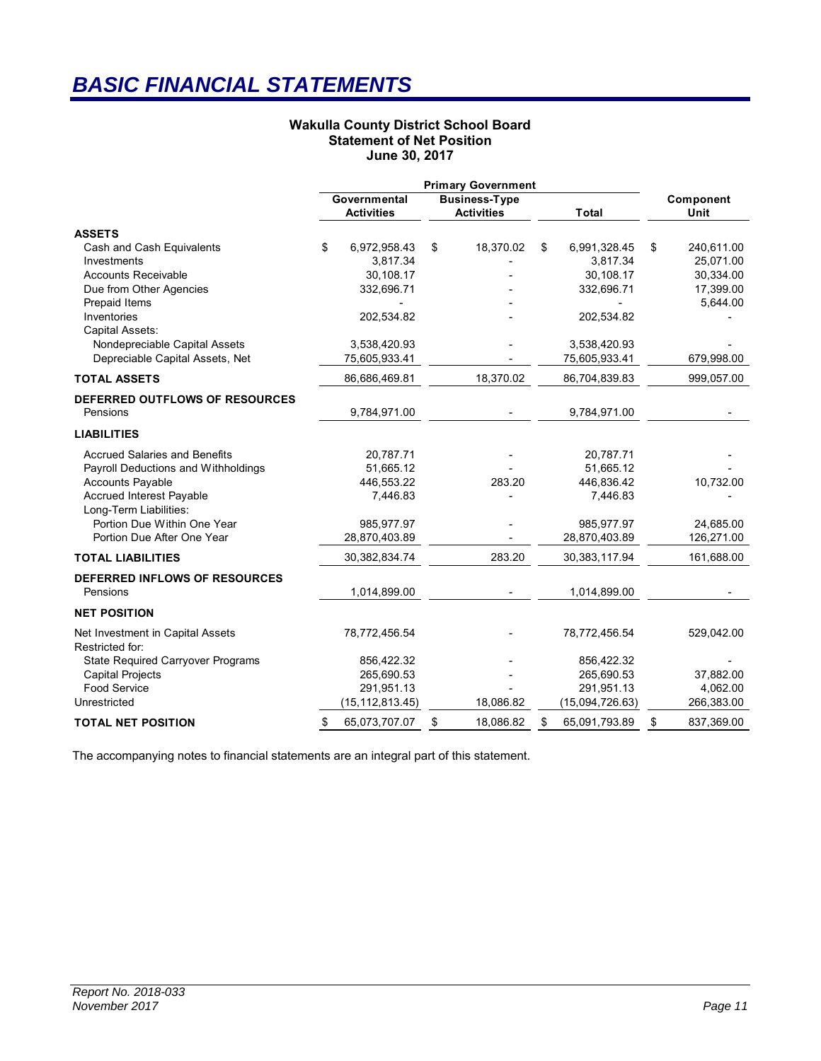# BASIC FINANCIAL STATEMENTS

**Wakulla County District School Board**
**Statement of Net Position**
**June 30, 2017**

| | Primary Government | | | |
|---|---|---|---|---|
| | Governmental Activities | Business-Type Activities | Total | Component Unit |
| **ASSETS** | | | | |
| Cash and Cash Equivalents | $ 6,972,958.43 | $ 18,370.02 | $ 6,991,328.45 | $ 240,611.00 |
| Investments | 3,817.34 | - | 3,817.34 | 25,071.00 |
| Accounts Receivable | 30,108.17 | - | 30,108.17 | 30,334.00 |
| Due from Other Agencies | 332,696.71 | - | 332,696.71 | 17,399.00 |
| Prepaid Items | - | - | - | 5,644.00 |
| Inventories | 202,534.82 | - | 202,534.82 | - |
| Capital Assets: | | | | |
| Nondepreciable Capital Assets | 3,538,420.93 | - | 3,538,420.93 | - |
| Depreciable Capital Assets, Net | 75,605,933.41 | - | 75,605,933.41 | 679,998.00 |
| **TOTAL ASSETS** | 86,686,469.81 | 18,370.02 | 86,704,839.83 | 999,057.00 |
| **DEFERRED OUTFLOWS OF RESOURCES** | | | | |
| Pensions | 9,784,971.00 | - | 9,784,971.00 | - |
| **LIABILITIES** | | | | |
| Accrued Salaries and Benefits | 20,787.71 | - | 20,787.71 | - |
| Payroll Deductions and Withholdings | 51,665.12 | - | 51,665.12 | - |
| Accounts Payable | 446,553.22 | 283.20 | 446,836.42 | 10,732.00 |
| Accrued Interest Payable | 7,446.83 | - | 7,446.83 | - |
| Long-Term Liabilities: | | | | |
| Portion Due Within One Year | 985,977.97 | - | 985,977.97 | 24,685.00 |
| Portion Due After One Year | 28,870,403.89 | - | 28,870,403.89 | 126,271.00 |
| **TOTAL LIABILITIES** | 30,382,834.74 | 283.20 | 30,383,117.94 | 161,688.00 |
| **DEFERRED INFLOWS OF RESOURCES** | | | | |
| Pensions | 1,014,899.00 | - | 1,014,899.00 | - |
| **NET POSITION** | | | | |
| Net Investment in Capital Assets | 78,772,456.54 | - | 78,772,456.54 | 529,042.00 |
| Restricted for: | | | | |
| State Required Carryover Programs | 856,422.32 | - | 856,422.32 | - |
| Capital Projects | 265,690.53 | - | 265,690.53 | 37,882.00 |
| Food Service | 291,951.13 | - | 291,951.13 | 4,062.00 |
| Unrestricted | (15,112,813.45) | 18,086.82 | (15,094,726.63) | 266,383.00 |
| **TOTAL NET POSITION** | $ 65,073,707.07 | $ 18,086.82 | $ 65,091,793.89 | $ 837,369.00 |

The accompanying notes to financial statements are an integral part of this statement.

*Report No. 2018-033*
*November 2017*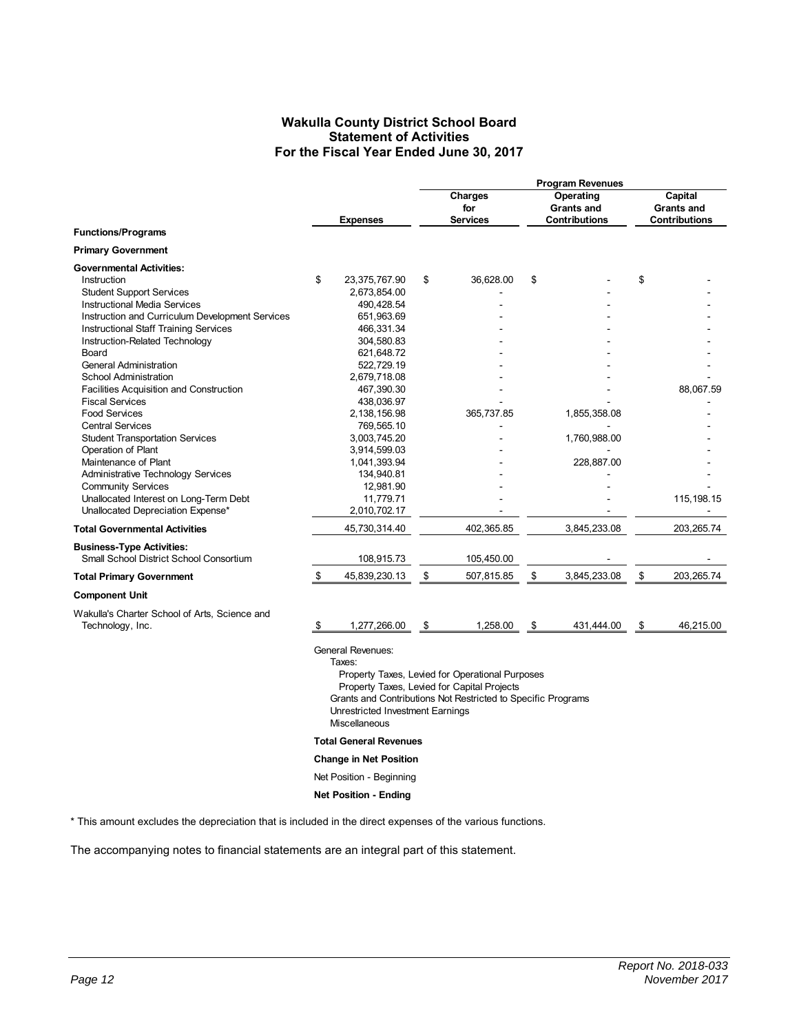# Wakulla County District School Board
## Statement of Activities
### For the Fiscal Year Ended June 30, 2017

| Functions/Programs | Expenses | Program Revenues: Charges for Services | Program Revenues: Operating Grants and Contributions | Program Revenues: Capital Grants and Contributions |
|---|---|---|---|---|
| **Primary Government** | | | | |
| **Governmental Activities:** | | | | |
| Instruction | $ 23,375,767.90 | $ 36,628.00 | $ - | $ - |
| Student Support Services | 2,673,854.00 | - | - | - |
| Instructional Media Services | 490,428.54 | - | - | - |
| Instruction and Curriculum Development Services | 651,963.69 | - | - | - |
| Instructional Staff Training Services | 466,331.34 | - | - | - |
| Instruction-Related Technology | 304,580.83 | - | - | - |
| Board | 621,648.72 | - | - | - |
| General Administration | 522,729.19 | - | - | - |
| School Administration | 2,679,718.08 | - | - | - |
| Facilities Acquisition and Construction | 467,390.30 | - | - | 88,067.59 |
| Fiscal Services | 438,036.97 | - | - | - |
| Food Services | 2,138,156.98 | 365,737.85 | 1,855,358.08 | - |
| Central Services | 769,565.10 | - | - | - |
| Student Transportation Services | 3,003,745.20 | - | 1,760,988.00 | - |
| Operation of Plant | 3,914,599.03 | - | - | - |
| Maintenance of Plant | 1,041,393.94 | - | 228,887.00 | - |
| Administrative Technology Services | 134,940.81 | - | - | - |
| Community Services | 12,981.90 | - | - | - |
| Unallocated Interest on Long-Term Debt | 11,779.71 | - | - | 115,198.15 |
| Unallocated Depreciation Expense* | 2,010,702.17 | - | - | - |
| **Total Governmental Activities** | 45,730,314.40 | 402,365.85 | 3,845,233.08 | 203,265.74 |
| **Business-Type Activities:** | | | | |
| Small School District School Consortium | 108,915.73 | 105,450.00 | - | - |
| **Total Primary Government** | $ 45,839,230.13 | $ 507,815.85 | $ 3,845,233.08 | $ 203,265.74 |
| **Component Unit** | | | | |
| Wakulla's Charter School of Arts, Science and Technology, Inc. | $ 1,277,266.00 | $ 1,258.00 | $ 431,444.00 | $ 46,215.00 |

General Revenues:
- Taxes:
  - Property Taxes, Levied for Operational Purposes
  - Property Taxes, Levied for Capital Projects
- Grants and Contributions Not Restricted to Specific Programs
- Unrestricted Investment Earnings
- Miscellaneous

**Total General Revenues**

**Change in Net Position**

Net Position - Beginning

**Net Position - Ending**

\* This amount excludes the depreciation that is included in the direct expenses of the various functions.

The accompanying notes to financial statements are an integral part of this statement.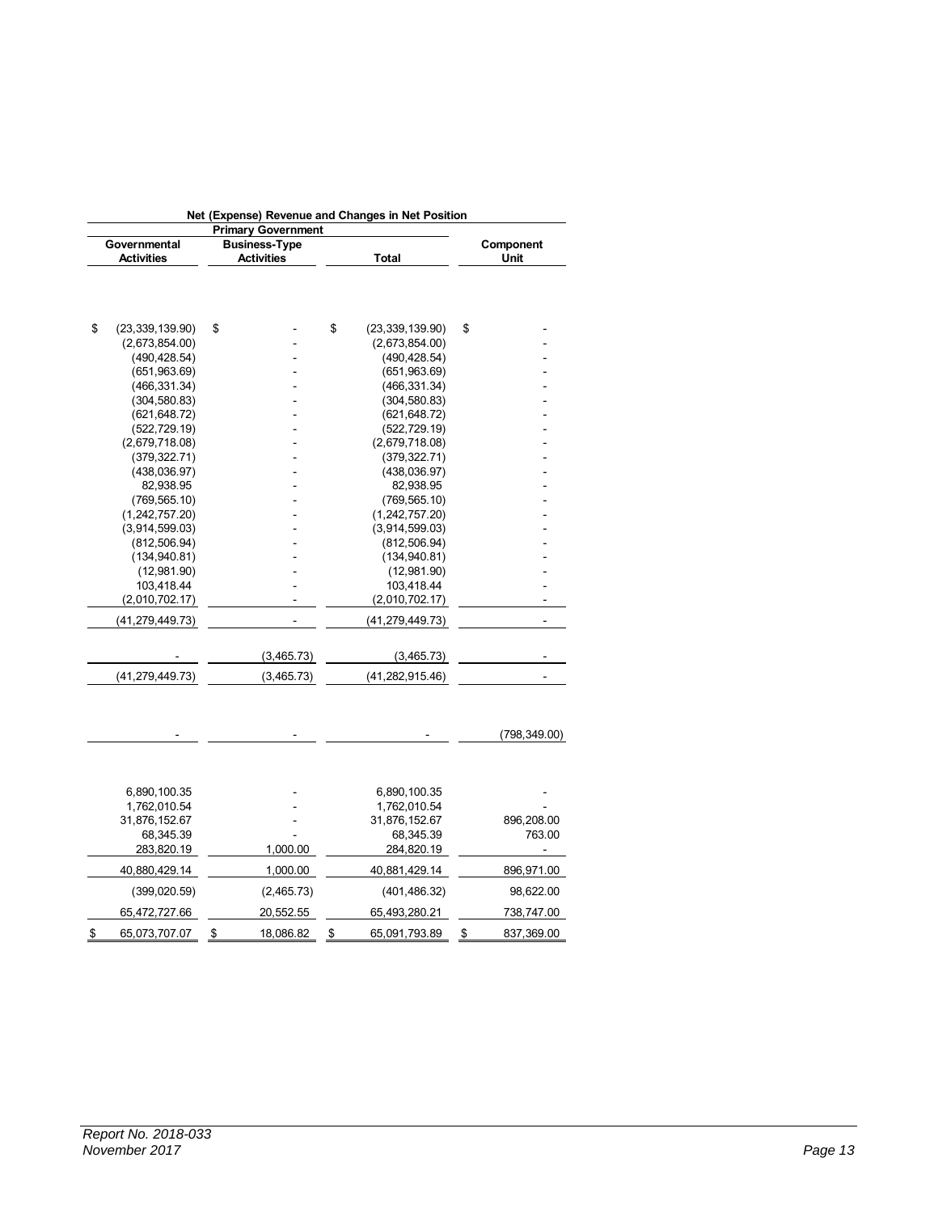| Net (Expense) Revenue and Changes in Net Position | | | |
|---|---|---|---|
| Primary Government | | | |
| Governmental Activities | Business-Type Activities | Total | Component Unit |
| $ (23,339,139.90) | $ - | $ (23,339,139.90) | $ - |
| (2,673,854.00) | - | (2,673,854.00) | - |
| (490,428.54) | - | (490,428.54) | - |
| (651,963.69) | - | (651,963.69) | - |
| (466,331.34) | - | (466,331.34) | - |
| (304,580.83) | - | (304,580.83) | - |
| (621,648.72) | - | (621,648.72) | - |
| (522,729.19) | - | (522,729.19) | - |
| (2,679,718.08) | - | (2,679,718.08) | - |
| (379,322.71) | - | (379,322.71) | - |
| (438,036.97) | - | (438,036.97) | - |
| 82,938.95 | - | 82,938.95 | - |
| (769,565.10) | - | (769,565.10) | - |
| (1,242,757.20) | - | (1,242,757.20) | - |
| (3,914,599.03) | - | (3,914,599.03) | - |
| (812,506.94) | - | (812,506.94) | - |
| (134,940.81) | - | (134,940.81) | - |
| (12,981.90) | - | (12,981.90) | - |
| 103,418.44 | - | 103,418.44 | - |
| (2,010,702.17) | - | (2,010,702.17) | - |
| (41,279,449.73) | - | (41,279,449.73) | - |
| - | (3,465.73) | (3,465.73) | - |
| (41,279,449.73) | (3,465.73) | (41,282,915.46) | - |
| - | - | - | (798,349.00) |
| 6,890,100.35 | - | 6,890,100.35 | - |
| 1,762,010.54 | - | 1,762,010.54 | - |
| 31,876,152.67 | - | 31,876,152.67 | 896,208.00 |
| 68,345.39 | - | 68,345.39 | 763.00 |
| 283,820.19 | 1,000.00 | 284,820.19 | - |
| 40,880,429.14 | 1,000.00 | 40,881,429.14 | 896,971.00 |
| (399,020.59) | (2,465.73) | (401,486.32) | 98,622.00 |
| 65,472,727.66 | 20,552.55 | 65,493,280.21 | 738,747.00 |
| $ 65,073,707.07 | $ 18,086.82 | $ 65,091,793.89 | $ 837,369.00 |

*Report No. 2018-033*
*November 2017*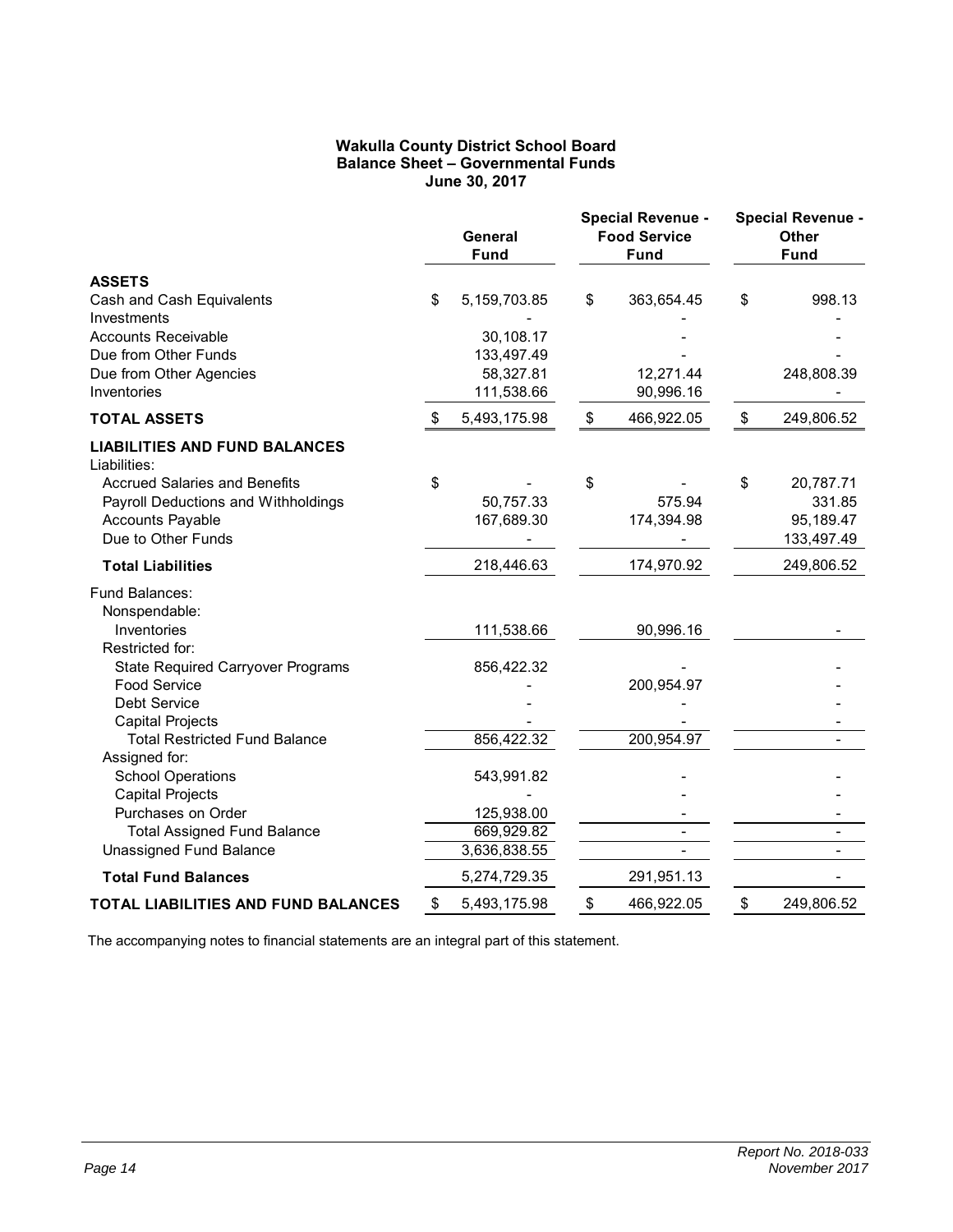**Wakulla County District School Board**
**Balance Sheet – Governmental Funds**
**June 30, 2017**

| | General Fund | Special Revenue - Food Service Fund | Special Revenue - Other Fund |
|---|---|---|---|
| **ASSETS** | | | |
| Cash and Cash Equivalents | $ 5,159,703.85 | $ 363,654.45 | $ 998.13 |
| Investments | - | - | - |
| Accounts Receivable | 30,108.17 | - | - |
| Due from Other Funds | 133,497.49 | - | - |
| Due from Other Agencies | 58,327.81 | 12,271.44 | 248,808.39 |
| Inventories | 111,538.66 | 90,996.16 | - |
| **TOTAL ASSETS** | $ 5,493,175.98 | $ 466,922.05 | $ 249,806.52 |
| **LIABILITIES AND FUND BALANCES** | | | |
| Liabilities: | | | |
| Accrued Salaries and Benefits | $ - | $ - | $ 20,787.71 |
| Payroll Deductions and Withholdings | 50,757.33 | 575.94 | 331.85 |
| Accounts Payable | 167,689.30 | 174,394.98 | 95,189.47 |
| Due to Other Funds | - | - | 133,497.49 |
| **Total Liabilities** | 218,446.63 | 174,970.92 | 249,806.52 |
| Fund Balances: | | | |
| Nonspendable: | | | |
| Inventories | 111,538.66 | 90,996.16 | - |
| Restricted for: | | | |
| State Required Carryover Programs | 856,422.32 | - | - |
| Food Service | - | 200,954.97 | - |
| Debt Service | - | - | - |
| Capital Projects | - | - | - |
| Total Restricted Fund Balance | 856,422.32 | 200,954.97 | - |
| Assigned for: | | | |
| School Operations | 543,991.82 | - | - |
| Capital Projects | - | - | - |
| Purchases on Order | 125,938.00 | - | - |
| Total Assigned Fund Balance | 669,929.82 | - | - |
| Unassigned Fund Balance | 3,636,838.55 | - | - |
| **Total Fund Balances** | 5,274,729.35 | 291,951.13 | - |
| **TOTAL LIABILITIES AND FUND BALANCES** | $ 5,493,175.98 | $ 466,922.05 | $ 249,806.52 |

The accompanying notes to financial statements are an integral part of this statement.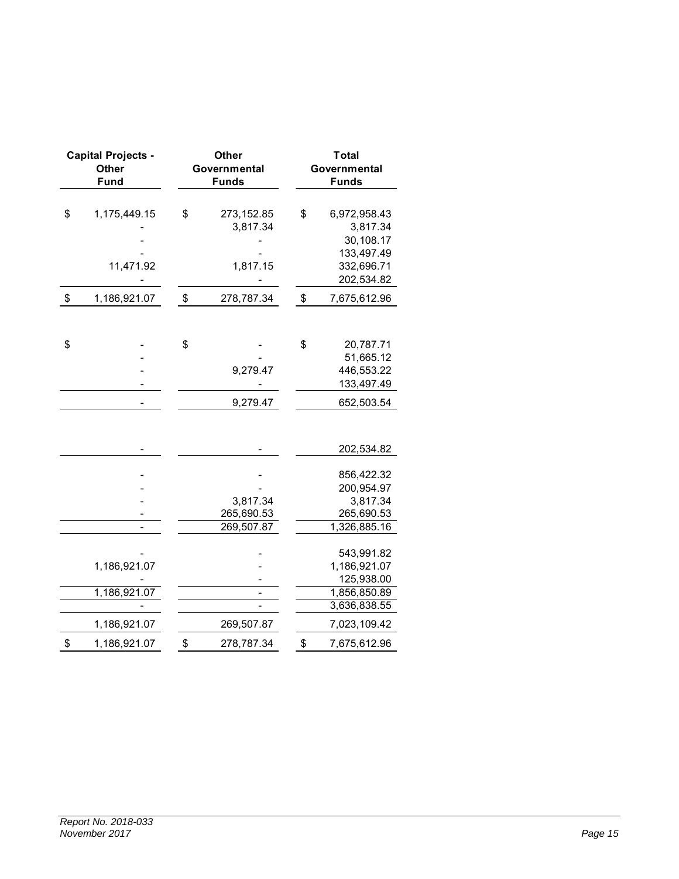| Capital Projects - Other Fund | Other Governmental Funds | Total Governmental Funds |
|---|---|---|
| $ 1,175,449.15 | $ 273,152.85 | $ 6,972,958.43 |
| - | 3,817.34 | 3,817.34 |
| - | - | 30,108.17 |
| - | - | 133,497.49 |
| 11,471.92 | 1,817.15 | 332,696.71 |
| - | - | 202,534.82 |
| $ 1,186,921.07 | $ 278,787.34 | $ 7,675,612.96 |
| | | |
| $ - | $ - | $ 20,787.71 |
| - | - | 51,665.12 |
| - | 9,279.47 | 446,553.22 |
| - | - | 133,497.49 |
| - | 9,279.47 | 652,503.54 |
| | | |
| - | - | 202,534.82 |
| | | |
| - | - | 856,422.32 |
| - | - | 200,954.97 |
| - | 3,817.34 | 3,817.34 |
| - | 265,690.53 | 265,690.53 |
| - | 269,507.87 | 1,326,885.16 |
| | | |
| - | - | 543,991.82 |
| 1,186,921.07 | - | 1,186,921.07 |
| - | - | 125,938.00 |
| 1,186,921.07 | - | 1,856,850.89 |
| - | - | 3,636,838.55 |
| 1,186,921.07 | 269,507.87 | 7,023,109.42 |
| $ 1,186,921.07 | $ 278,787.34 | $ 7,675,612.96 |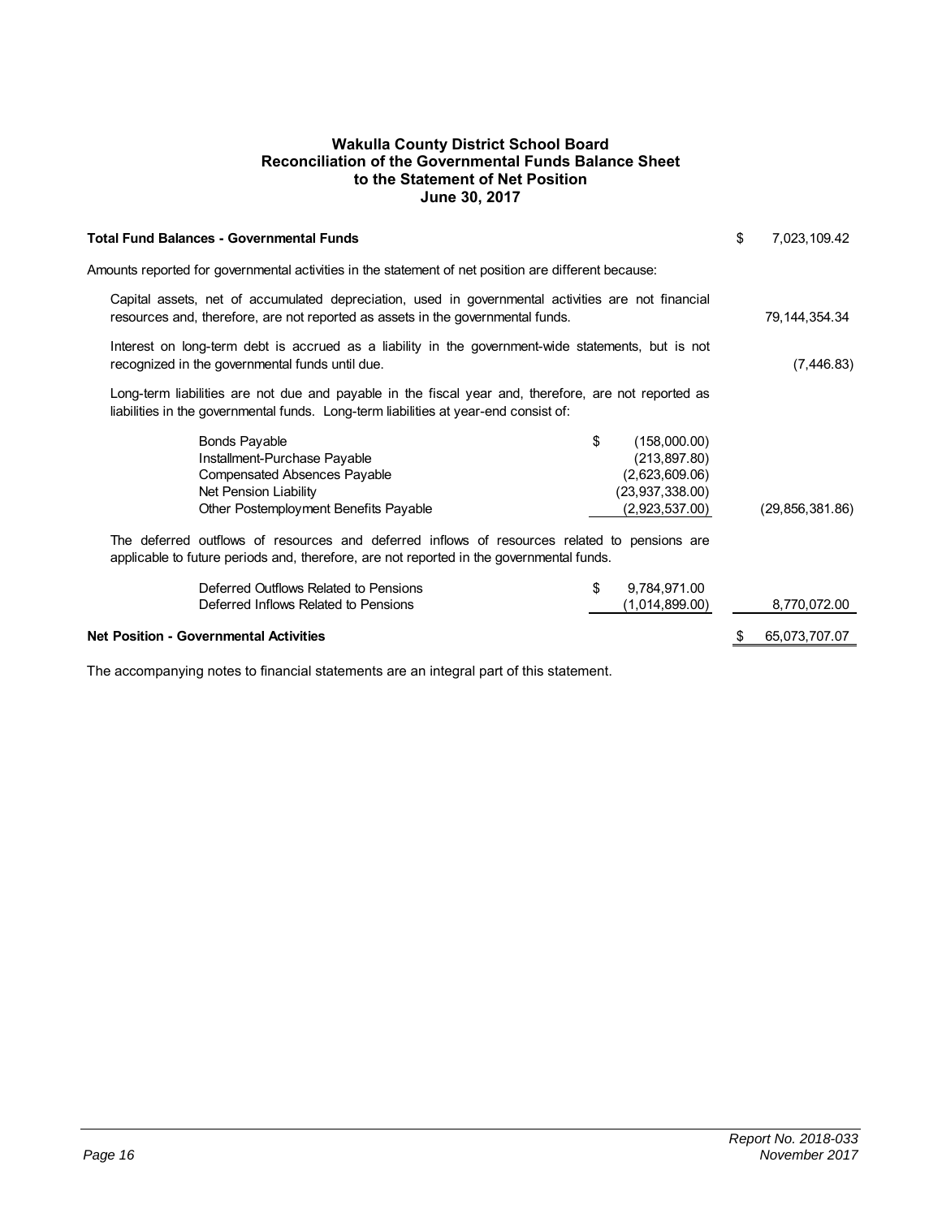# Wakulla County District School Board
## Reconciliation of the Governmental Funds Balance Sheet to the Statement of Net Position
### June 30, 2017

| | | |
|---|---|---|
| **Total Fund Balances - Governmental Funds** | | $ 7,023,109.42 |
| Amounts reported for governmental activities in the statement of net position are different because: | | |
| Capital assets, net of accumulated depreciation, used in governmental activities are not financial resources and, therefore, are not reported as assets in the governmental funds. | | 79,144,354.34 |
| Interest on long-term debt is accrued as a liability in the government-wide statements, but is not recognized in the governmental funds until due. | | (7,446.83) |
| Long-term liabilities are not due and payable in the fiscal year and, therefore, are not reported as liabilities in the governmental funds. Long-term liabilities at year-end consist of: | | |
| Bonds Payable | $ (158,000.00) | |
| Installment-Purchase Payable | (213,897.80) | |
| Compensated Absences Payable | (2,623,609.06) | |
| Net Pension Liability | (23,937,338.00) | |
| Other Postemployment Benefits Payable | (2,923,537.00) | (29,856,381.86) |
| The deferred outflows of resources and deferred inflows of resources related to pensions are applicable to future periods and, therefore, are not reported in the governmental funds. | | |
| Deferred Outflows Related to Pensions | $ 9,784,971.00 | |
| Deferred Inflows Related to Pensions | (1,014,899.00) | 8,770,072.00 |
| **Net Position - Governmental Activities** | | $ 65,073,707.07 |

The accompanying notes to financial statements are an integral part of this statement.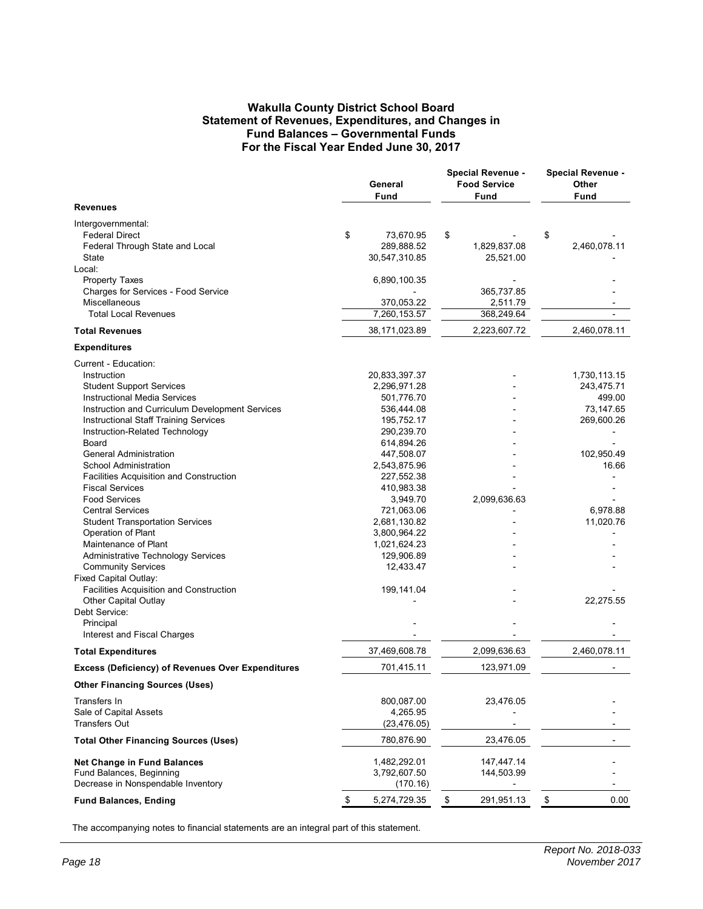# Wakulla County District School Board
## Statement of Revenues, Expenditures, and Changes in Fund Balances – Governmental Funds
## For the Fiscal Year Ended June 30, 2017

| | General Fund | Special Revenue - Food Service Fund | Special Revenue - Other Fund |
|---|---|---|---|
| **Revenues** | | | |
| Intergovernmental: | | | |
| Federal Direct | $ 73,670.95 | $ - | $ - |
| Federal Through State and Local | 289,888.52 | 1,829,837.08 | 2,460,078.11 |
| State | 30,547,310.85 | 25,521.00 | - |
| Local: | | | |
| Property Taxes | 6,890,100.35 | - | - |
| Charges for Services - Food Service | - | 365,737.85 | - |
| Miscellaneous | 370,053.22 | 2,511.79 | - |
| Total Local Revenues | 7,260,153.57 | 368,249.64 | - |
| **Total Revenues** | 38,171,023.89 | 2,223,607.72 | 2,460,078.11 |
| **Expenditures** | | | |
| Current - Education: | | | |
| Instruction | 20,833,397.37 | - | 1,730,113.15 |
| Student Support Services | 2,296,971.28 | - | 243,475.71 |
| Instructional Media Services | 501,776.70 | - | 499.00 |
| Instruction and Curriculum Development Services | 536,444.08 | - | 73,147.65 |
| Instructional Staff Training Services | 195,752.17 | - | 269,600.26 |
| Instruction-Related Technology | 290,239.70 | - | - |
| Board | 614,894.26 | - | - |
| General Administration | 447,508.07 | - | 102,950.49 |
| School Administration | 2,543,875.96 | - | 16.66 |
| Facilities Acquisition and Construction | 227,552.38 | - | - |
| Fiscal Services | 410,983.38 | - | - |
| Food Services | 3,949.70 | 2,099,636.63 | - |
| Central Services | 721,063.06 | - | 6,978.88 |
| Student Transportation Services | 2,681,130.82 | - | 11,020.76 |
| Operation of Plant | 3,800,964.22 | - | - |
| Maintenance of Plant | 1,021,624.23 | - | - |
| Administrative Technology Services | 129,906.89 | - | - |
| Community Services | 12,433.47 | - | - |
| Fixed Capital Outlay: | | | |
| Facilities Acquisition and Construction | 199,141.04 | - | - |
| Other Capital Outlay | - | - | 22,275.55 |
| Debt Service: | | | |
| Principal | - | - | - |
| Interest and Fiscal Charges | - | - | - |
| **Total Expenditures** | 37,469,608.78 | 2,099,636.63 | 2,460,078.11 |
| **Excess (Deficiency) of Revenues Over Expenditures** | 701,415.11 | 123,971.09 | - |
| **Other Financing Sources (Uses)** | | | |
| Transfers In | 800,087.00 | 23,476.05 | - |
| Sale of Capital Assets | 4,265.95 | - | - |
| Transfers Out | (23,476.05) | - | - |
| **Total Other Financing Sources (Uses)** | 780,876.90 | 23,476.05 | - |
| **Net Change in Fund Balances** | 1,482,292.01 | 147,447.14 | - |
| Fund Balances, Beginning | 3,792,607.50 | 144,503.99 | - |
| Decrease in Nonspendable Inventory | (170.16) | - | - |
| **Fund Balances, Ending** | $ 5,274,729.35 | $ 291,951.13 | $ 0.00 |

The accompanying notes to financial statements are an integral part of this statement.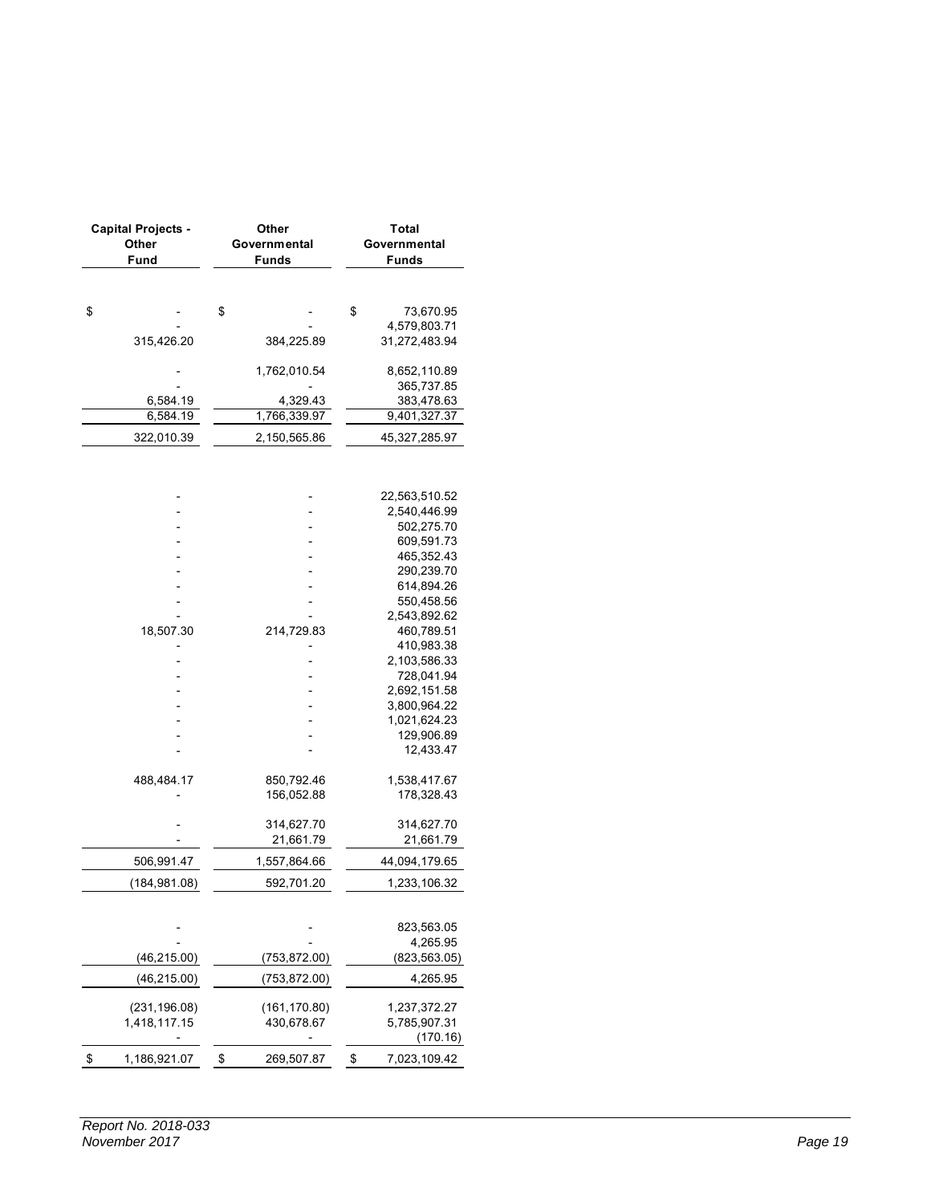| Capital Projects - Other Fund | Other Governmental Funds | Total Governmental Funds |
|---|---|---|
| | | |
| $ - | $ - | $ 73,670.95 |
| - | - | 4,579,803.71 |
| 315,426.20 | 384,225.89 | 31,272,483.94 |
| | | |
| - | 1,762,010.54 | 8,652,110.89 |
| - | - | 365,737.85 |
| 6,584.19 | 4,329.43 | 383,478.63 |
| 6,584.19 | 1,766,339.97 | 9,401,327.37 |
| 322,010.39 | 2,150,565.86 | 45,327,285.97 |
| | | |
| - | - | 22,563,510.52 |
| - | - | 2,540,446.99 |
| - | - | 502,275.70 |
| - | - | 609,591.73 |
| - | - | 465,352.43 |
| - | - | 290,239.70 |
| - | - | 614,894.26 |
| - | - | 550,458.56 |
| - | - | 2,543,892.62 |
| 18,507.30 | 214,729.83 | 460,789.51 |
| - | - | 410,983.38 |
| - | - | 2,103,586.33 |
| - | - | 728,041.94 |
| - | - | 2,692,151.58 |
| - | - | 3,800,964.22 |
| - | - | 1,021,624.23 |
| - | - | 129,906.89 |
| - | - | 12,433.47 |
| | | |
| 488,484.17 | 850,792.46 | 1,538,417.67 |
| - | 156,052.88 | 178,328.43 |
| | | |
| - | 314,627.70 | 314,627.70 |
| - | 21,661.79 | 21,661.79 |
| 506,991.47 | 1,557,864.66 | 44,094,179.65 |
| (184,981.08) | 592,701.20 | 1,233,106.32 |
| | | |
| - | - | 823,563.05 |
| - | - | 4,265.95 |
| (46,215.00) | (753,872.00) | (823,563.05) |
| (46,215.00) | (753,872.00) | 4,265.95 |
| | | |
| (231,196.08) | (161,170.80) | 1,237,372.27 |
| 1,418,117.15 | 430,678.67 | 5,785,907.31 |
| - | - | (170.16) |
| $ 1,186,921.07 | $ 269,507.87 | $ 7,023,109.42 |

*Report No. 2018-033*
*November 2017*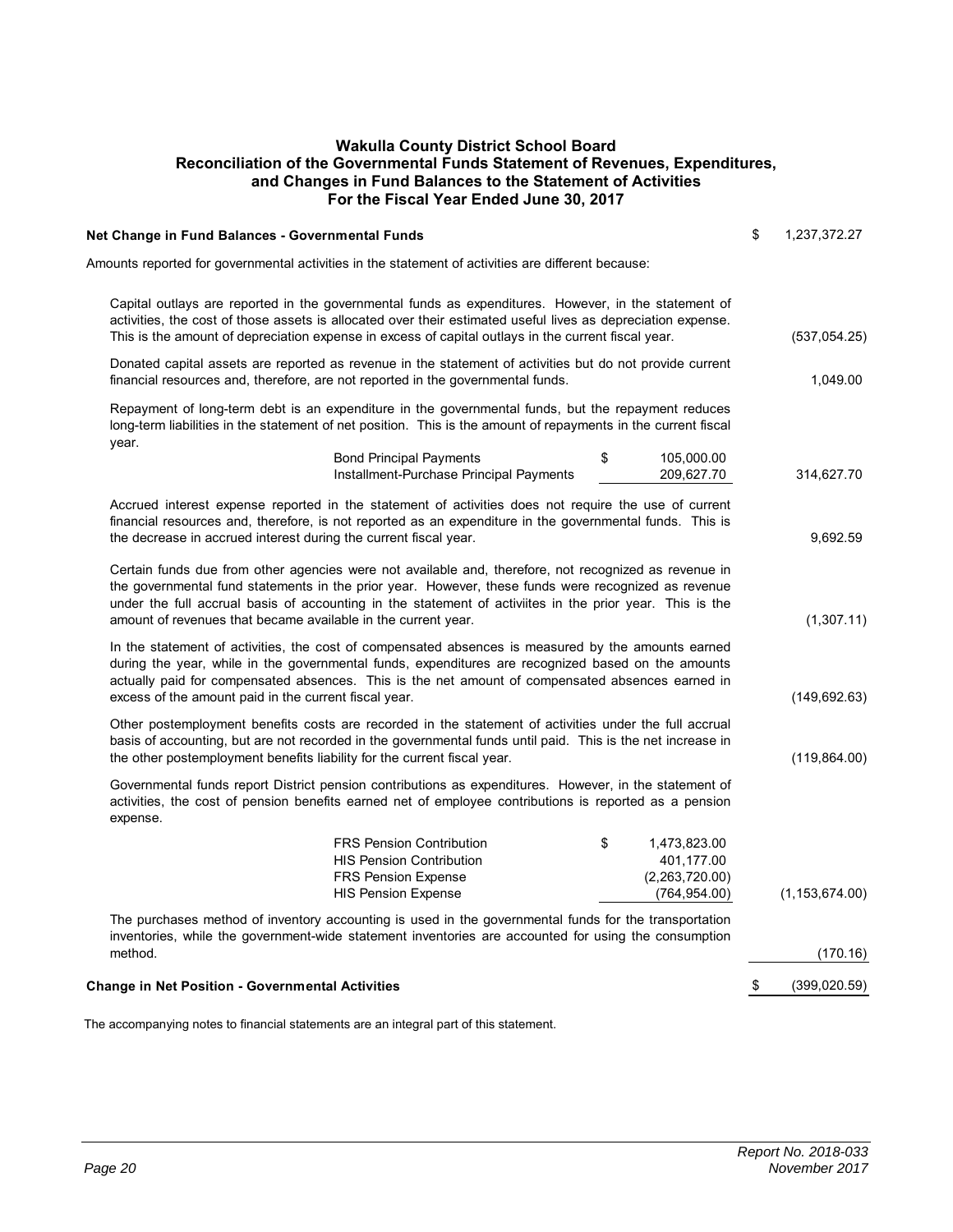## Wakulla County District School Board
### Reconciliation of the Governmental Funds Statement of Revenues, Expenditures, and Changes in Fund Balances to the Statement of Activities
### For the Fiscal Year Ended June 30, 2017

| | | | |
|---|---|---|---|
| **Net Change in Fund Balances - Governmental Funds** | | | $ 1,237,372.27 |
| Amounts reported for governmental activities in the statement of activities are different because: | | | |
| Capital outlays are reported in the governmental funds as expenditures. However, in the statement of activities, the cost of those assets is allocated over their estimated useful lives as depreciation expense. This is the amount of depreciation expense in excess of capital outlays in the current fiscal year. | | | (537,054.25) |
| Donated capital assets are reported as revenue in the statement of activities but do not provide current financial resources and, therefore, are not reported in the governmental funds. | | | 1,049.00 |
| Repayment of long-term debt is an expenditure in the governmental funds, but the repayment reduces long-term liabilities in the statement of net position. This is the amount of repayments in the current fiscal year. | | | |
| | Bond Principal Payments | $ 105,000.00 | |
| | Installment-Purchase Principal Payments | 209,627.70 | 314,627.70 |
| Accrued interest expense reported in the statement of activities does not require the use of current financial resources and, therefore, is not reported as an expenditure in the governmental funds. This is the decrease in accrued interest during the current fiscal year. | | | 9,692.59 |
| Certain funds due from other agencies were not available and, therefore, not recognized as revenue in the governmental fund statements in the prior year. However, these funds were recognized as revenue under the full accrual basis of accounting in the statement of activiites in the prior year. This is the amount of revenues that became available in the current year. | | | (1,307.11) |
| In the statement of activities, the cost of compensated absences is measured by the amounts earned during the year, while in the governmental funds, expenditures are recognized based on the amounts actually paid for compensated absences. This is the net amount of compensated absences earned in excess of the amount paid in the current fiscal year. | | | (149,692.63) |
| Other postemployment benefits costs are recorded in the statement of activities under the full accrual basis of accounting, but are not recorded in the governmental funds until paid. This is the net increase in the other postemployment benefits liability for the current fiscal year. | | | (119,864.00) |
| Governmental funds report District pension contributions as expenditures. However, in the statement of activities, the cost of pension benefits earned net of employee contributions is reported as a pension expense. | | | |
| | FRS Pension Contribution | $ 1,473,823.00 | |
| | HIS Pension Contribution | 401,177.00 | |
| | FRS Pension Expense | (2,263,720.00) | |
| | HIS Pension Expense | (764,954.00) | (1,153,674.00) |
| The purchases method of inventory accounting is used in the governmental funds for the transportation inventories, while the government-wide statement inventories are accounted for using the consumption method. | | | (170.16) |
| **Change in Net Position - Governmental Activities** | | | $ (399,020.59) |

The accompanying notes to financial statements are an integral part of this statement.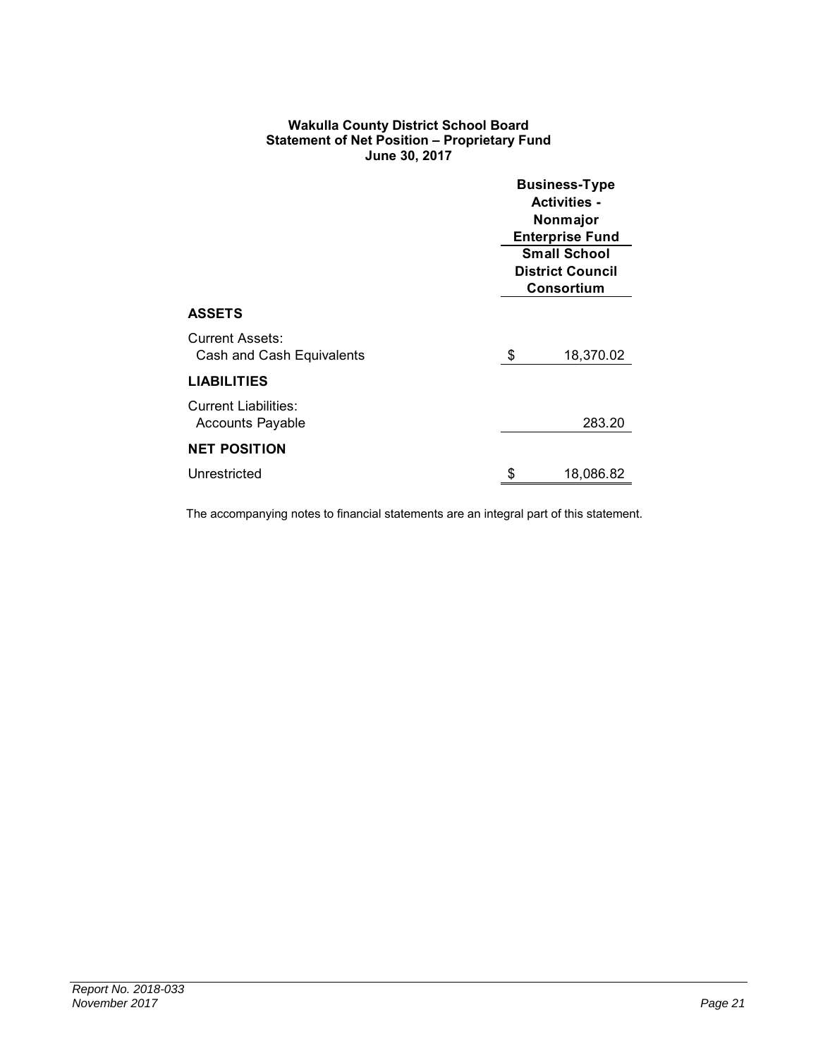**Wakulla County District School Board**
**Statement of Net Position – Proprietary Fund**
**June 30, 2017**

| | Business-Type Activities - Nonmajor Enterprise Fund |
|---|---|
| | **Small School District Council Consortium** |
| **ASSETS** | |
| Current Assets: | |
| Cash and Cash Equivalents | $ 18,370.02 |
| **LIABILITIES** | |
| Current Liabilities: | |
| Accounts Payable | 283.20 |
| **NET POSITION** | |
| Unrestricted | $ 18,086.82 |

The accompanying notes to financial statements are an integral part of this statement.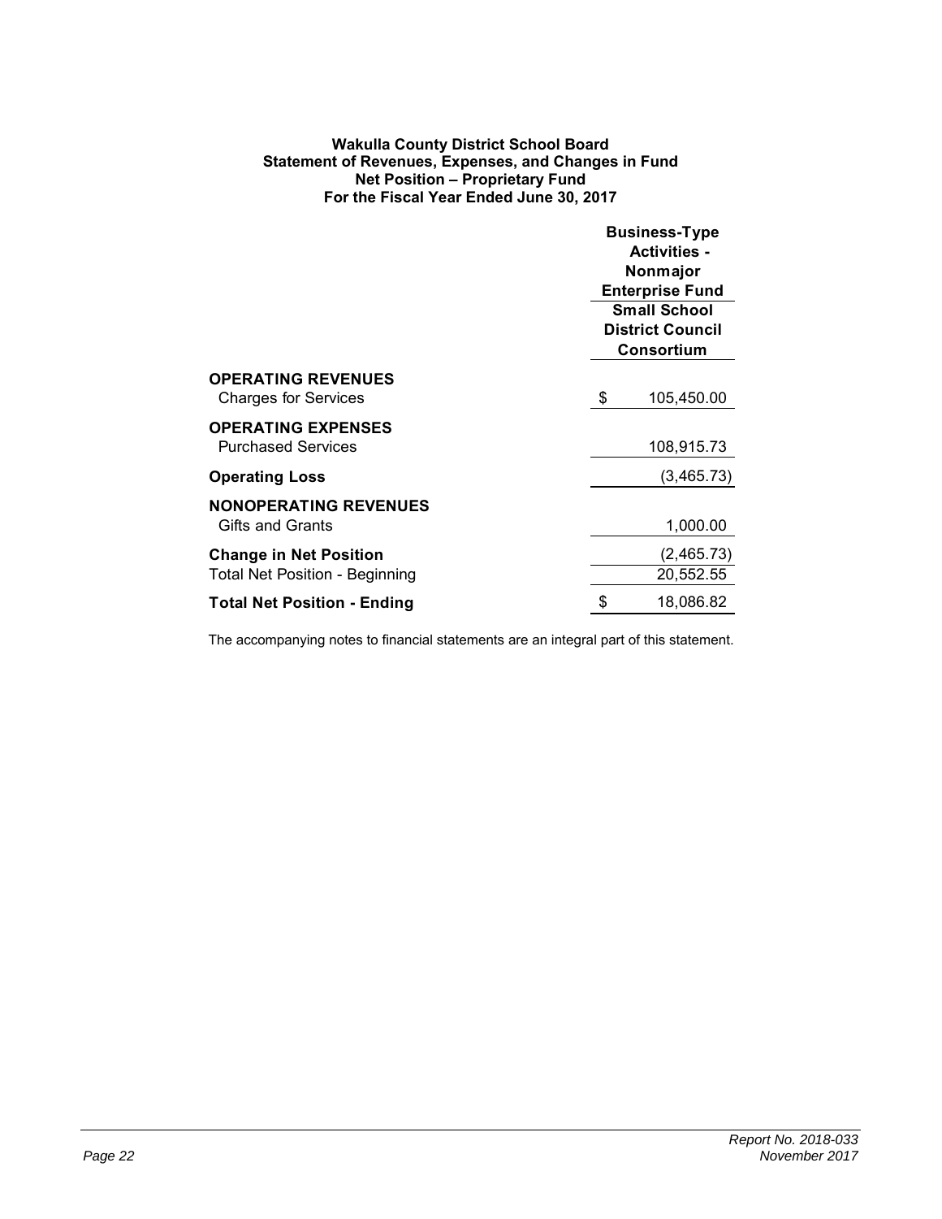**Wakulla County District School Board**
**Statement of Revenues, Expenses, and Changes in Fund Net Position – Proprietary Fund**
**For the Fiscal Year Ended June 30, 2017**

| | Business-Type Activities - Nonmajor Enterprise Fund |
| --- | --- |
| | **Small School District Council Consortium** |
| **OPERATING REVENUES** | |
| Charges for Services | $ 105,450.00 |
| **OPERATING EXPENSES** | |
| Purchased Services | 108,915.73 |
| **Operating Loss** | (3,465.73) |
| **NONOPERATING REVENUES** | |
| Gifts and Grants | 1,000.00 |
| **Change in Net Position** | (2,465.73) |
| Total Net Position - Beginning | 20,552.55 |
| **Total Net Position - Ending** | $ 18,086.82 |

The accompanying notes to financial statements are an integral part of this statement.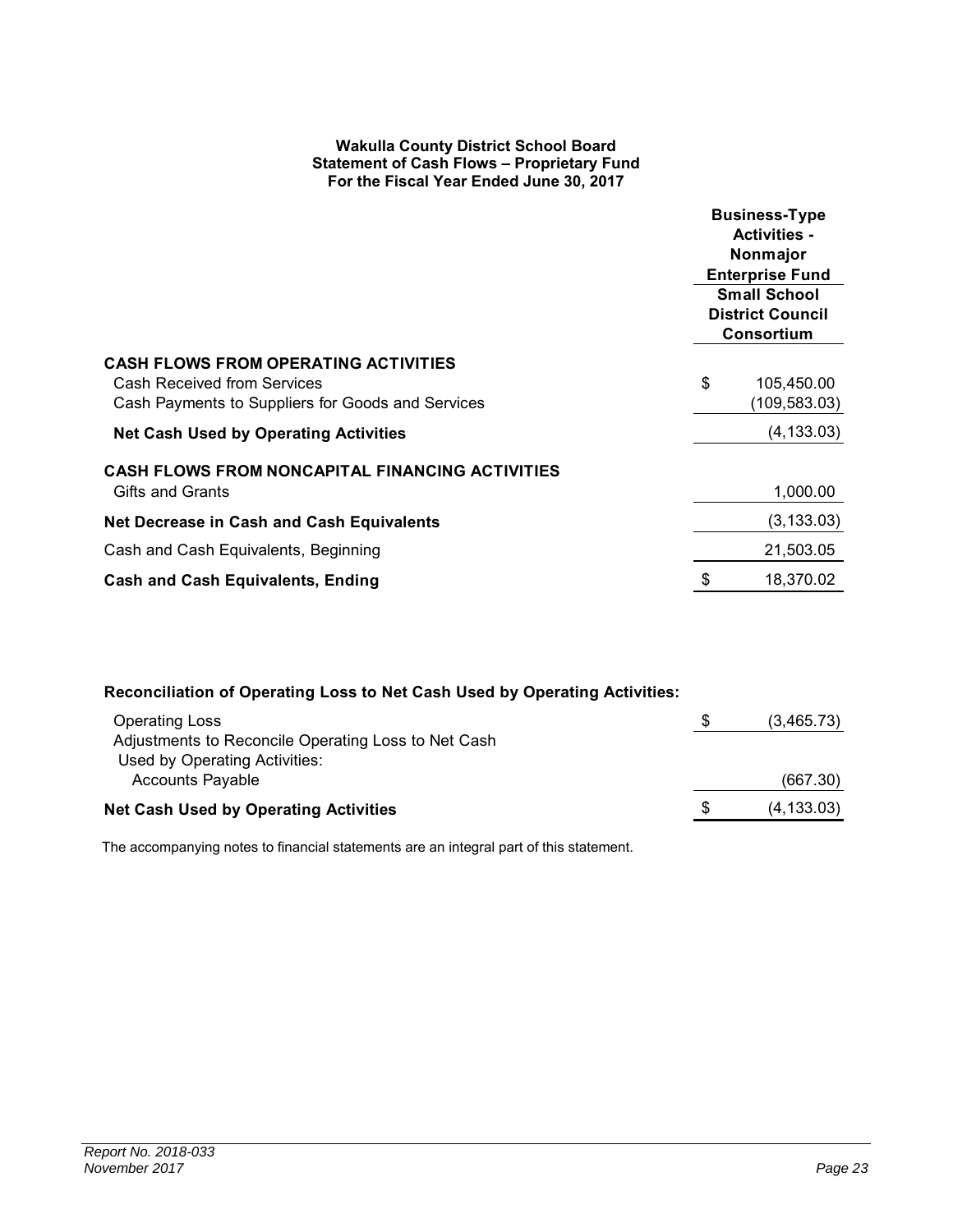**Wakulla County District School Board**
**Statement of Cash Flows – Proprietary Fund**
**For the Fiscal Year Ended June 30, 2017**

| | Business-Type Activities - Nonmajor Enterprise Fund |
|---|---|
| | **Small School District Council Consortium** |
| **CASH FLOWS FROM OPERATING ACTIVITIES** | |
| Cash Received from Services | $ 105,450.00 |
| Cash Payments to Suppliers for Goods and Services | (109,583.03) |
| **Net Cash Used by Operating Activities** | (4,133.03) |
| **CASH FLOWS FROM NONCAPITAL FINANCING ACTIVITIES** | |
| Gifts and Grants | 1,000.00 |
| **Net Decrease in Cash and Cash Equivalents** | (3,133.03) |
| Cash and Cash Equivalents, Beginning | 21,503.05 |
| **Cash and Cash Equivalents, Ending** | $ 18,370.02 |

**Reconciliation of Operating Loss to Net Cash Used by Operating Activities:**

| | |
|---|---|
| Operating Loss | $ (3,465.73) |
| Adjustments to Reconcile Operating Loss to Net Cash Used by Operating Activities: | |
| Accounts Payable | (667.30) |
| **Net Cash Used by Operating Activities** | $ (4,133.03) |

The accompanying notes to financial statements are an integral part of this statement.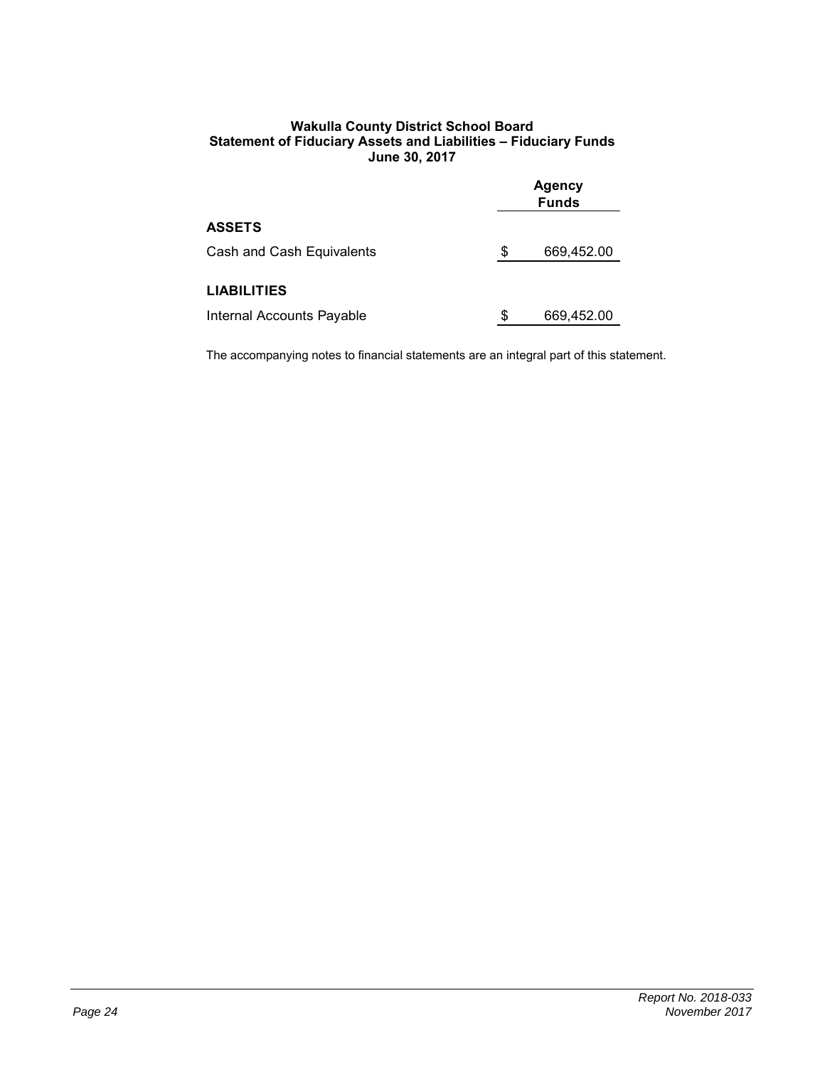**Wakulla County District School Board**
**Statement of Fiduciary Assets and Liabilities – Fiduciary Funds**
**June 30, 2017**

| | Agency Funds |
|---|---|
| **ASSETS** | |
| Cash and Cash Equivalents | $ 669,452.00 |
| **LIABILITIES** | |
| Internal Accounts Payable | $ 669,452.00 |

The accompanying notes to financial statements are an integral part of this statement.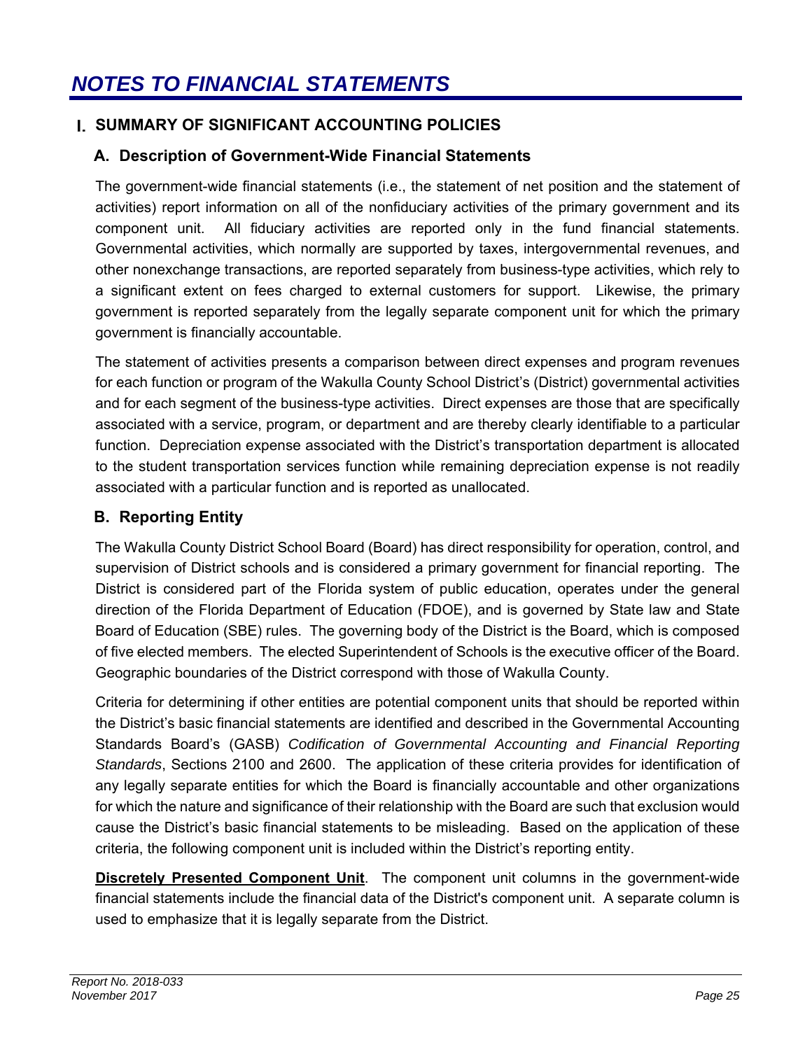# *NOTES TO FINANCIAL STATEMENTS*

## I. SUMMARY OF SIGNIFICANT ACCOUNTING POLICIES

### A. Description of Government-Wide Financial Statements

The government-wide financial statements (i.e., the statement of net position and the statement of activities) report information on all of the nonfiduciary activities of the primary government and its component unit. All fiduciary activities are reported only in the fund financial statements. Governmental activities, which normally are supported by taxes, intergovernmental revenues, and other nonexchange transactions, are reported separately from business-type activities, which rely to a significant extent on fees charged to external customers for support. Likewise, the primary government is reported separately from the legally separate component unit for which the primary government is financially accountable.

The statement of activities presents a comparison between direct expenses and program revenues for each function or program of the Wakulla County School District's (District) governmental activities and for each segment of the business-type activities. Direct expenses are those that are specifically associated with a service, program, or department and are thereby clearly identifiable to a particular function. Depreciation expense associated with the District's transportation department is allocated to the student transportation services function while remaining depreciation expense is not readily associated with a particular function and is reported as unallocated.

### B. Reporting Entity

The Wakulla County District School Board (Board) has direct responsibility for operation, control, and supervision of District schools and is considered a primary government for financial reporting. The District is considered part of the Florida system of public education, operates under the general direction of the Florida Department of Education (FDOE), and is governed by State law and State Board of Education (SBE) rules. The governing body of the District is the Board, which is composed of five elected members. The elected Superintendent of Schools is the executive officer of the Board. Geographic boundaries of the District correspond with those of Wakulla County.

Criteria for determining if other entities are potential component units that should be reported within the District's basic financial statements are identified and described in the Governmental Accounting Standards Board's (GASB) *Codification of Governmental Accounting and Financial Reporting Standards*, Sections 2100 and 2600. The application of these criteria provides for identification of any legally separate entities for which the Board is financially accountable and other organizations for which the nature and significance of their relationship with the Board are such that exclusion would cause the District's basic financial statements to be misleading. Based on the application of these criteria, the following component unit is included within the District's reporting entity.

**Discretely Presented Component Unit**. The component unit columns in the government-wide financial statements include the financial data of the District's component unit. A separate column is used to emphasize that it is legally separate from the District.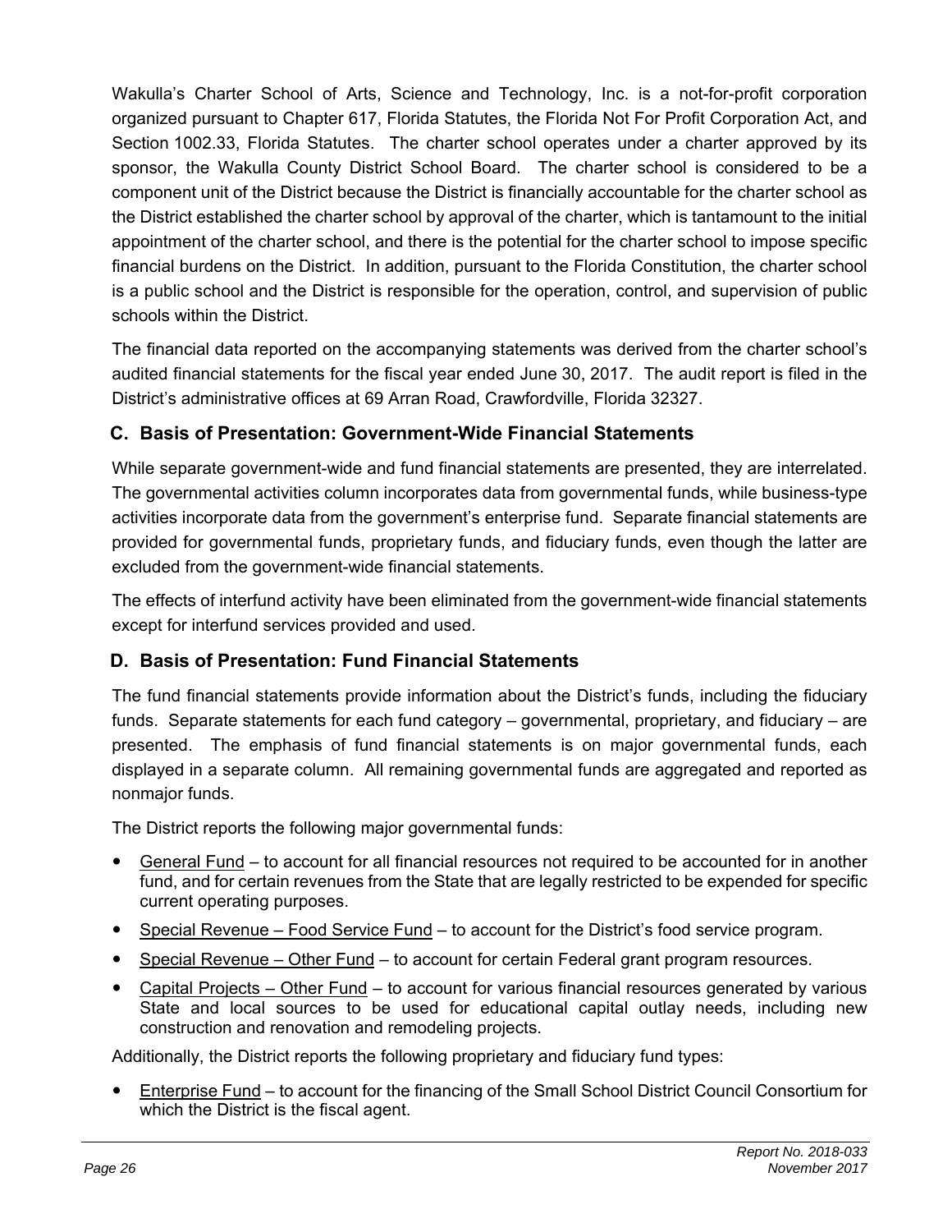Wakulla's Charter School of Arts, Science and Technology, Inc. is a not-for-profit corporation organized pursuant to Chapter 617, Florida Statutes, the Florida Not For Profit Corporation Act, and Section 1002.33, Florida Statutes. The charter school operates under a charter approved by its sponsor, the Wakulla County District School Board. The charter school is considered to be a component unit of the District because the District is financially accountable for the charter school as the District established the charter school by approval of the charter, which is tantamount to the initial appointment of the charter school, and there is the potential for the charter school to impose specific financial burdens on the District. In addition, pursuant to the Florida Constitution, the charter school is a public school and the District is responsible for the operation, control, and supervision of public schools within the District.

The financial data reported on the accompanying statements was derived from the charter school's audited financial statements for the fiscal year ended June 30, 2017. The audit report is filed in the District's administrative offices at 69 Arran Road, Crawfordville, Florida 32327.

### C. Basis of Presentation: Government-Wide Financial Statements

While separate government-wide and fund financial statements are presented, they are interrelated. The governmental activities column incorporates data from governmental funds, while business-type activities incorporate data from the government's enterprise fund. Separate financial statements are provided for governmental funds, proprietary funds, and fiduciary funds, even though the latter are excluded from the government-wide financial statements.

The effects of interfund activity have been eliminated from the government-wide financial statements except for interfund services provided and used.

### D. Basis of Presentation: Fund Financial Statements

The fund financial statements provide information about the District's funds, including the fiduciary funds. Separate statements for each fund category – governmental, proprietary, and fiduciary – are presented. The emphasis of fund financial statements is on major governmental funds, each displayed in a separate column. All remaining governmental funds are aggregated and reported as nonmajor funds.

The District reports the following major governmental funds:

- General Fund – to account for all financial resources not required to be accounted for in another fund, and for certain revenues from the State that are legally restricted to be expended for specific current operating purposes.
- Special Revenue – Food Service Fund – to account for the District's food service program.
- Special Revenue – Other Fund – to account for certain Federal grant program resources.
- Capital Projects – Other Fund – to account for various financial resources generated by various State and local sources to be used for educational capital outlay needs, including new construction and renovation and remodeling projects.

Additionally, the District reports the following proprietary and fiduciary fund types:

- Enterprise Fund – to account for the financing of the Small School District Council Consortium for which the District is the fiscal agent.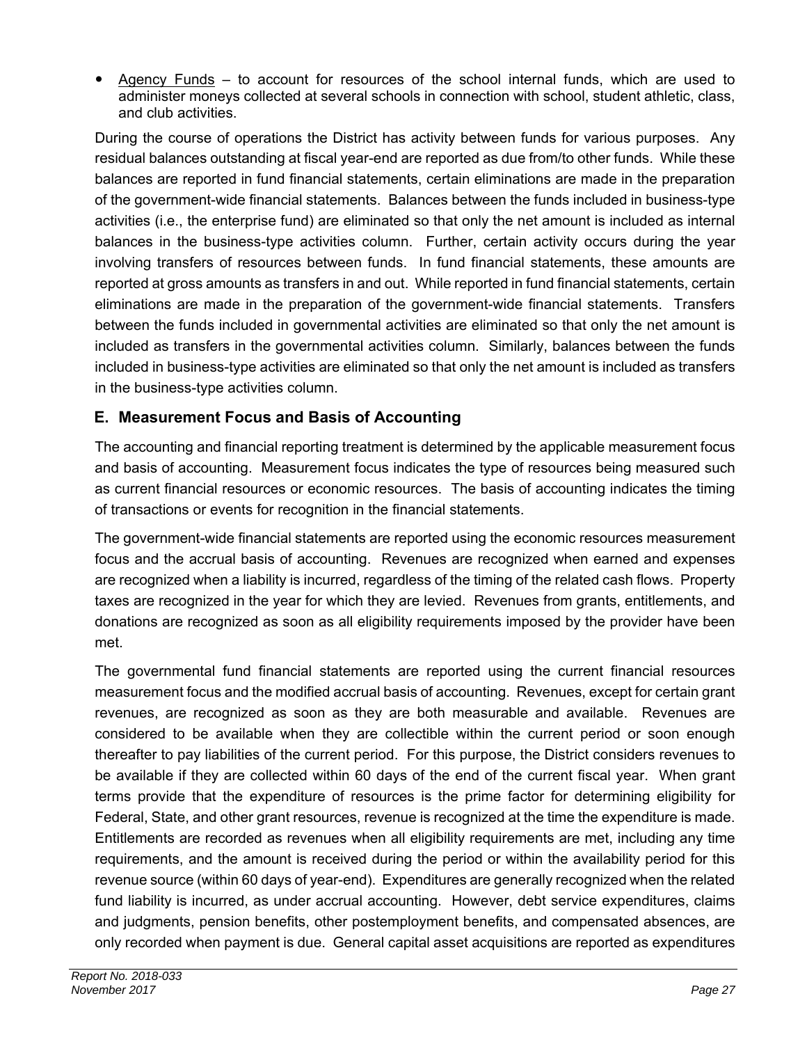- Agency Funds – to account for resources of the school internal funds, which are used to administer moneys collected at several schools in connection with school, student athletic, class, and club activities.

During the course of operations the District has activity between funds for various purposes. Any residual balances outstanding at fiscal year-end are reported as due from/to other funds. While these balances are reported in fund financial statements, certain eliminations are made in the preparation of the government-wide financial statements. Balances between the funds included in business-type activities (i.e., the enterprise fund) are eliminated so that only the net amount is included as internal balances in the business-type activities column. Further, certain activity occurs during the year involving transfers of resources between funds. In fund financial statements, these amounts are reported at gross amounts as transfers in and out. While reported in fund financial statements, certain eliminations are made in the preparation of the government-wide financial statements. Transfers between the funds included in governmental activities are eliminated so that only the net amount is included as transfers in the governmental activities column. Similarly, balances between the funds included in business-type activities are eliminated so that only the net amount is included as transfers in the business-type activities column.

## E. Measurement Focus and Basis of Accounting

The accounting and financial reporting treatment is determined by the applicable measurement focus and basis of accounting. Measurement focus indicates the type of resources being measured such as current financial resources or economic resources. The basis of accounting indicates the timing of transactions or events for recognition in the financial statements.

The government-wide financial statements are reported using the economic resources measurement focus and the accrual basis of accounting. Revenues are recognized when earned and expenses are recognized when a liability is incurred, regardless of the timing of the related cash flows. Property taxes are recognized in the year for which they are levied. Revenues from grants, entitlements, and donations are recognized as soon as all eligibility requirements imposed by the provider have been met.

The governmental fund financial statements are reported using the current financial resources measurement focus and the modified accrual basis of accounting. Revenues, except for certain grant revenues, are recognized as soon as they are both measurable and available. Revenues are considered to be available when they are collectible within the current period or soon enough thereafter to pay liabilities of the current period. For this purpose, the District considers revenues to be available if they are collected within 60 days of the end of the current fiscal year. When grant terms provide that the expenditure of resources is the prime factor for determining eligibility for Federal, State, and other grant resources, revenue is recognized at the time the expenditure is made. Entitlements are recorded as revenues when all eligibility requirements are met, including any time requirements, and the amount is received during the period or within the availability period for this revenue source (within 60 days of year-end). Expenditures are generally recognized when the related fund liability is incurred, as under accrual accounting. However, debt service expenditures, claims and judgments, pension benefits, other postemployment benefits, and compensated absences, are only recorded when payment is due. General capital asset acquisitions are reported as expenditures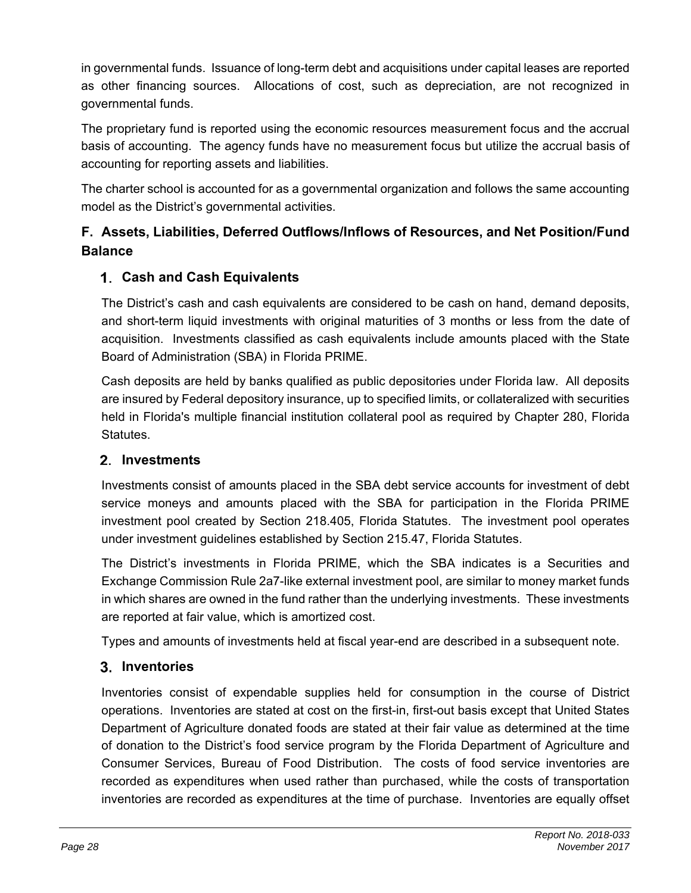in governmental funds. Issuance of long-term debt and acquisitions under capital leases are reported as other financing sources. Allocations of cost, such as depreciation, are not recognized in governmental funds.

The proprietary fund is reported using the economic resources measurement focus and the accrual basis of accounting. The agency funds have no measurement focus but utilize the accrual basis of accounting for reporting assets and liabilities.

The charter school is accounted for as a governmental organization and follows the same accounting model as the District's governmental activities.

## F. Assets, Liabilities, Deferred Outflows/Inflows of Resources, and Net Position/Fund Balance

### 1. Cash and Cash Equivalents

The District's cash and cash equivalents are considered to be cash on hand, demand deposits, and short-term liquid investments with original maturities of 3 months or less from the date of acquisition. Investments classified as cash equivalents include amounts placed with the State Board of Administration (SBA) in Florida PRIME.

Cash deposits are held by banks qualified as public depositories under Florida law. All deposits are insured by Federal depository insurance, up to specified limits, or collateralized with securities held in Florida's multiple financial institution collateral pool as required by Chapter 280, Florida Statutes.

### 2. Investments

Investments consist of amounts placed in the SBA debt service accounts for investment of debt service moneys and amounts placed with the SBA for participation in the Florida PRIME investment pool created by Section 218.405, Florida Statutes. The investment pool operates under investment guidelines established by Section 215.47, Florida Statutes.

The District's investments in Florida PRIME, which the SBA indicates is a Securities and Exchange Commission Rule 2a7-like external investment pool, are similar to money market funds in which shares are owned in the fund rather than the underlying investments. These investments are reported at fair value, which is amortized cost.

Types and amounts of investments held at fiscal year-end are described in a subsequent note.

### 3. Inventories

Inventories consist of expendable supplies held for consumption in the course of District operations. Inventories are stated at cost on the first-in, first-out basis except that United States Department of Agriculture donated foods are stated at their fair value as determined at the time of donation to the District's food service program by the Florida Department of Agriculture and Consumer Services, Bureau of Food Distribution. The costs of food service inventories are recorded as expenditures when used rather than purchased, while the costs of transportation inventories are recorded as expenditures at the time of purchase. Inventories are equally offset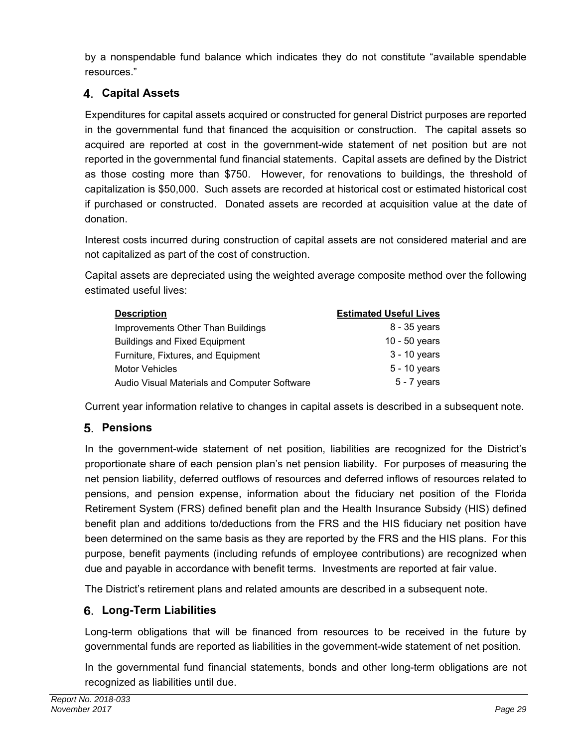by a nonspendable fund balance which indicates they do not constitute "available spendable resources."

### 4. Capital Assets

Expenditures for capital assets acquired or constructed for general District purposes are reported in the governmental fund that financed the acquisition or construction. The capital assets so acquired are reported at cost in the government-wide statement of net position but are not reported in the governmental fund financial statements. Capital assets are defined by the District as those costing more than $750. However, for renovations to buildings, the threshold of capitalization is $50,000. Such assets are recorded at historical cost or estimated historical cost if purchased or constructed. Donated assets are recorded at acquisition value at the date of donation.

Interest costs incurred during construction of capital assets are not considered material and are not capitalized as part of the cost of construction.

Capital assets are depreciated using the weighted average composite method over the following estimated useful lives:

| Description | Estimated Useful Lives |
|---|---|
| Improvements Other Than Buildings | 8 - 35 years |
| Buildings and Fixed Equipment | 10 - 50 years |
| Furniture, Fixtures, and Equipment | 3 - 10 years |
| Motor Vehicles | 5 - 10 years |
| Audio Visual Materials and Computer Software | 5 - 7 years |

Current year information relative to changes in capital assets is described in a subsequent note.

### 5. Pensions

In the government-wide statement of net position, liabilities are recognized for the District's proportionate share of each pension plan's net pension liability. For purposes of measuring the net pension liability, deferred outflows of resources and deferred inflows of resources related to pensions, and pension expense, information about the fiduciary net position of the Florida Retirement System (FRS) defined benefit plan and the Health Insurance Subsidy (HIS) defined benefit plan and additions to/deductions from the FRS and the HIS fiduciary net position have been determined on the same basis as they are reported by the FRS and the HIS plans. For this purpose, benefit payments (including refunds of employee contributions) are recognized when due and payable in accordance with benefit terms. Investments are reported at fair value.

The District's retirement plans and related amounts are described in a subsequent note.

### 6. Long-Term Liabilities

Long-term obligations that will be financed from resources to be received in the future by governmental funds are reported as liabilities in the government-wide statement of net position.

In the governmental fund financial statements, bonds and other long-term obligations are not recognized as liabilities until due.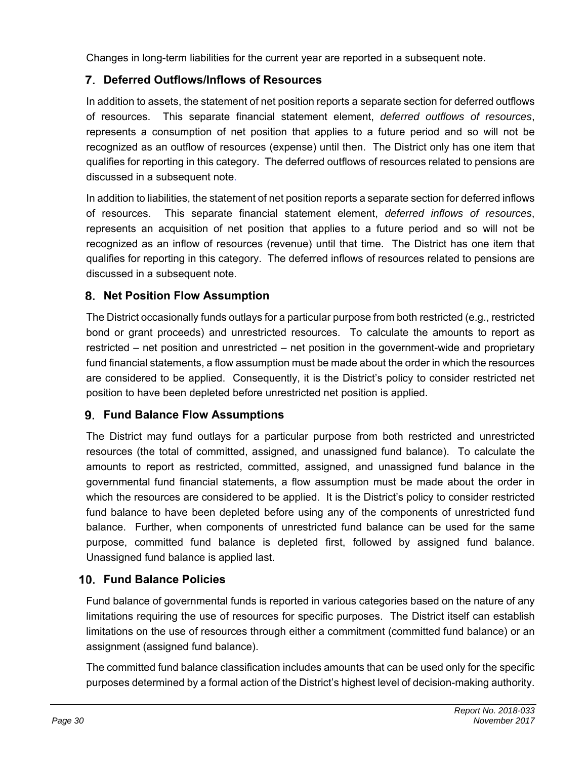Changes in long-term liabilities for the current year are reported in a subsequent note.

### 7. Deferred Outflows/Inflows of Resources

In addition to assets, the statement of net position reports a separate section for deferred outflows of resources. This separate financial statement element, *deferred outflows of resources*, represents a consumption of net position that applies to a future period and so will not be recognized as an outflow of resources (expense) until then. The District only has one item that qualifies for reporting in this category. The deferred outflows of resources related to pensions are discussed in a subsequent note.

In addition to liabilities, the statement of net position reports a separate section for deferred inflows of resources. This separate financial statement element, *deferred inflows of resources*, represents an acquisition of net position that applies to a future period and so will not be recognized as an inflow of resources (revenue) until that time. The District has one item that qualifies for reporting in this category. The deferred inflows of resources related to pensions are discussed in a subsequent note.

### 8. Net Position Flow Assumption

The District occasionally funds outlays for a particular purpose from both restricted (e.g., restricted bond or grant proceeds) and unrestricted resources. To calculate the amounts to report as restricted – net position and unrestricted – net position in the government-wide and proprietary fund financial statements, a flow assumption must be made about the order in which the resources are considered to be applied. Consequently, it is the District's policy to consider restricted net position to have been depleted before unrestricted net position is applied.

### 9. Fund Balance Flow Assumptions

The District may fund outlays for a particular purpose from both restricted and unrestricted resources (the total of committed, assigned, and unassigned fund balance). To calculate the amounts to report as restricted, committed, assigned, and unassigned fund balance in the governmental fund financial statements, a flow assumption must be made about the order in which the resources are considered to be applied. It is the District's policy to consider restricted fund balance to have been depleted before using any of the components of unrestricted fund balance. Further, when components of unrestricted fund balance can be used for the same purpose, committed fund balance is depleted first, followed by assigned fund balance. Unassigned fund balance is applied last.

### 10. Fund Balance Policies

Fund balance of governmental funds is reported in various categories based on the nature of any limitations requiring the use of resources for specific purposes. The District itself can establish limitations on the use of resources through either a commitment (committed fund balance) or an assignment (assigned fund balance).

The committed fund balance classification includes amounts that can be used only for the specific purposes determined by a formal action of the District's highest level of decision-making authority.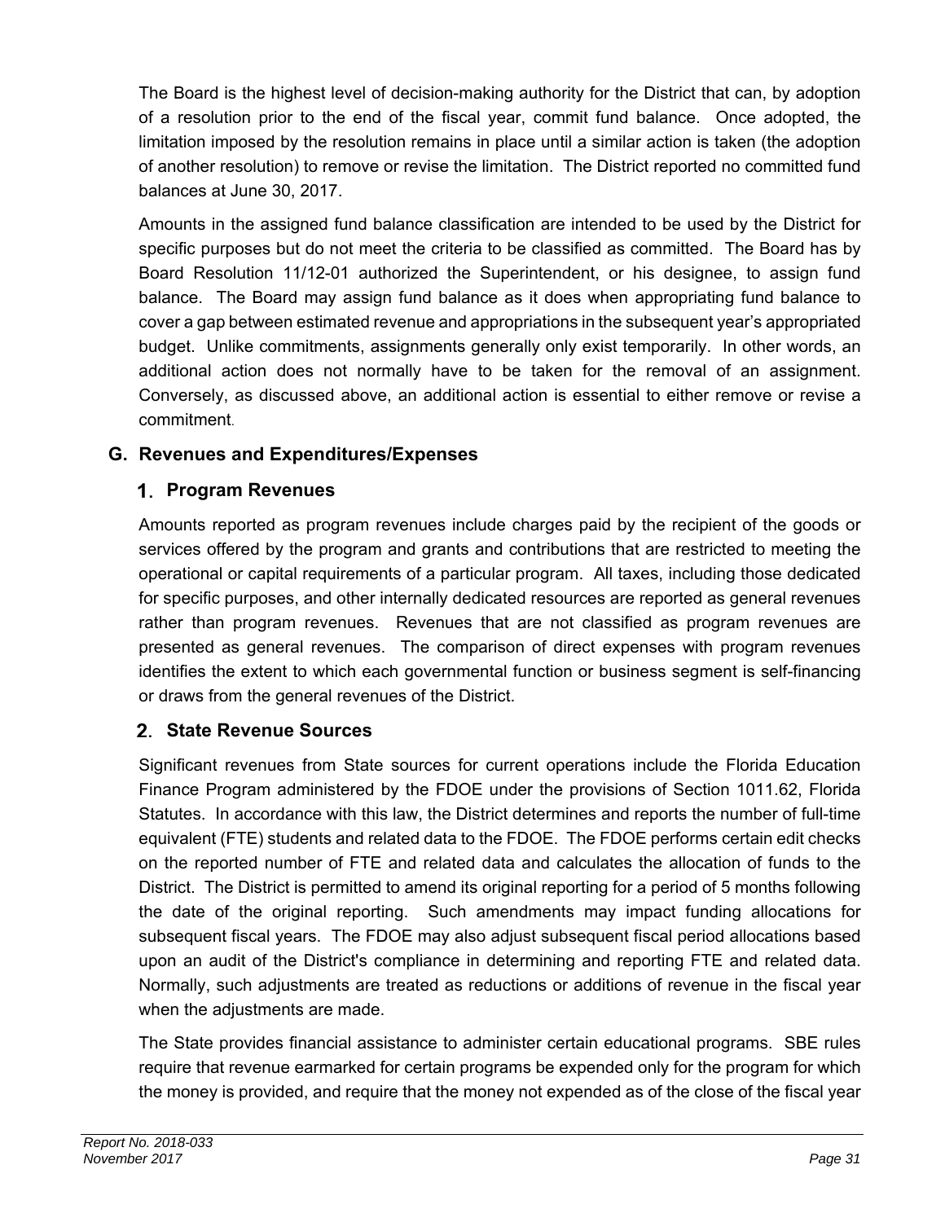The Board is the highest level of decision-making authority for the District that can, by adoption of a resolution prior to the end of the fiscal year, commit fund balance. Once adopted, the limitation imposed by the resolution remains in place until a similar action is taken (the adoption of another resolution) to remove or revise the limitation. The District reported no committed fund balances at June 30, 2017.

Amounts in the assigned fund balance classification are intended to be used by the District for specific purposes but do not meet the criteria to be classified as committed. The Board has by Board Resolution 11/12-01 authorized the Superintendent, or his designee, to assign fund balance. The Board may assign fund balance as it does when appropriating fund balance to cover a gap between estimated revenue and appropriations in the subsequent year's appropriated budget. Unlike commitments, assignments generally only exist temporarily. In other words, an additional action does not normally have to be taken for the removal of an assignment. Conversely, as discussed above, an additional action is essential to either remove or revise a commitment.

## G. Revenues and Expenditures/Expenses

### 1. Program Revenues

Amounts reported as program revenues include charges paid by the recipient of the goods or services offered by the program and grants and contributions that are restricted to meeting the operational or capital requirements of a particular program. All taxes, including those dedicated for specific purposes, and other internally dedicated resources are reported as general revenues rather than program revenues. Revenues that are not classified as program revenues are presented as general revenues. The comparison of direct expenses with program revenues identifies the extent to which each governmental function or business segment is self-financing or draws from the general revenues of the District.

### 2. State Revenue Sources

Significant revenues from State sources for current operations include the Florida Education Finance Program administered by the FDOE under the provisions of Section 1011.62, Florida Statutes. In accordance with this law, the District determines and reports the number of full-time equivalent (FTE) students and related data to the FDOE. The FDOE performs certain edit checks on the reported number of FTE and related data and calculates the allocation of funds to the District. The District is permitted to amend its original reporting for a period of 5 months following the date of the original reporting. Such amendments may impact funding allocations for subsequent fiscal years. The FDOE may also adjust subsequent fiscal period allocations based upon an audit of the District's compliance in determining and reporting FTE and related data. Normally, such adjustments are treated as reductions or additions of revenue in the fiscal year when the adjustments are made.

The State provides financial assistance to administer certain educational programs. SBE rules require that revenue earmarked for certain programs be expended only for the program for which the money is provided, and require that the money not expended as of the close of the fiscal year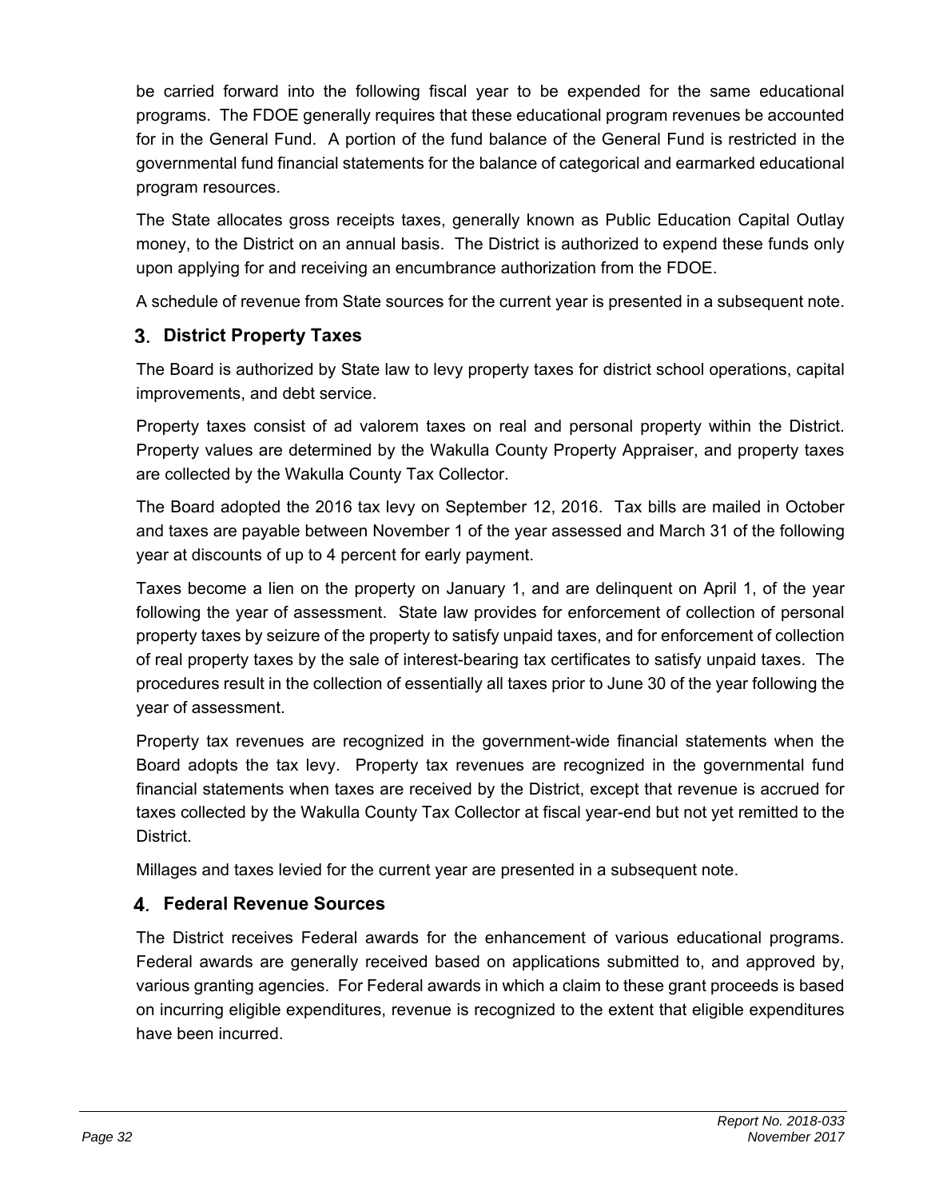be carried forward into the following fiscal year to be expended for the same educational programs. The FDOE generally requires that these educational program revenues be accounted for in the General Fund. A portion of the fund balance of the General Fund is restricted in the governmental fund financial statements for the balance of categorical and earmarked educational program resources.

The State allocates gross receipts taxes, generally known as Public Education Capital Outlay money, to the District on an annual basis. The District is authorized to expend these funds only upon applying for and receiving an encumbrance authorization from the FDOE.

A schedule of revenue from State sources for the current year is presented in a subsequent note.

### 3. District Property Taxes

The Board is authorized by State law to levy property taxes for district school operations, capital improvements, and debt service.

Property taxes consist of ad valorem taxes on real and personal property within the District. Property values are determined by the Wakulla County Property Appraiser, and property taxes are collected by the Wakulla County Tax Collector.

The Board adopted the 2016 tax levy on September 12, 2016. Tax bills are mailed in October and taxes are payable between November 1 of the year assessed and March 31 of the following year at discounts of up to 4 percent for early payment.

Taxes become a lien on the property on January 1, and are delinquent on April 1, of the year following the year of assessment. State law provides for enforcement of collection of personal property taxes by seizure of the property to satisfy unpaid taxes, and for enforcement of collection of real property taxes by the sale of interest-bearing tax certificates to satisfy unpaid taxes. The procedures result in the collection of essentially all taxes prior to June 30 of the year following the year of assessment.

Property tax revenues are recognized in the government-wide financial statements when the Board adopts the tax levy. Property tax revenues are recognized in the governmental fund financial statements when taxes are received by the District, except that revenue is accrued for taxes collected by the Wakulla County Tax Collector at fiscal year-end but not yet remitted to the District.

Millages and taxes levied for the current year are presented in a subsequent note.

### 4. Federal Revenue Sources

The District receives Federal awards for the enhancement of various educational programs. Federal awards are generally received based on applications submitted to, and approved by, various granting agencies. For Federal awards in which a claim to these grant proceeds is based on incurring eligible expenditures, revenue is recognized to the extent that eligible expenditures have been incurred.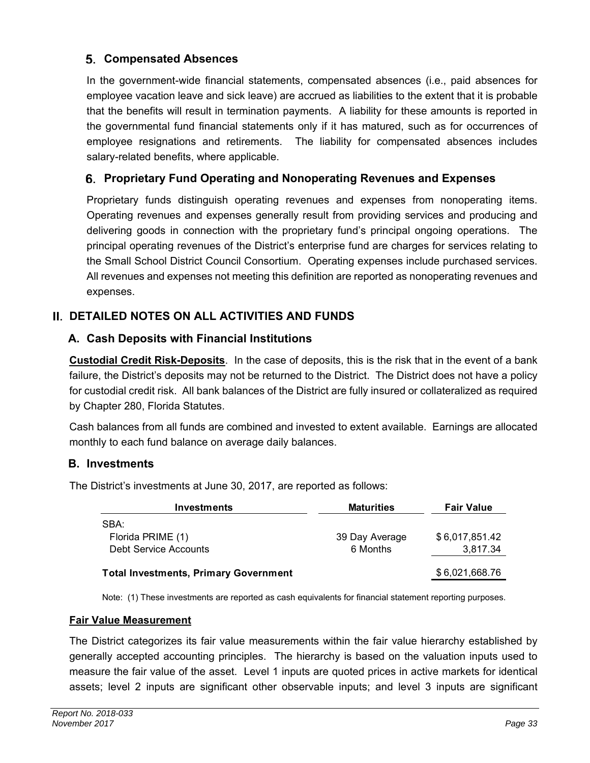### 5. Compensated Absences

In the government-wide financial statements, compensated absences (i.e., paid absences for employee vacation leave and sick leave) are accrued as liabilities to the extent that it is probable that the benefits will result in termination payments. A liability for these amounts is reported in the governmental fund financial statements only if it has matured, such as for occurrences of employee resignations and retirements. The liability for compensated absences includes salary-related benefits, where applicable.

### 6. Proprietary Fund Operating and Nonoperating Revenues and Expenses

Proprietary funds distinguish operating revenues and expenses from nonoperating items. Operating revenues and expenses generally result from providing services and producing and delivering goods in connection with the proprietary fund's principal ongoing operations. The principal operating revenues of the District's enterprise fund are charges for services relating to the Small School District Council Consortium. Operating expenses include purchased services. All revenues and expenses not meeting this definition are reported as nonoperating revenues and expenses.

## II. DETAILED NOTES ON ALL ACTIVITIES AND FUNDS

### A. Cash Deposits with Financial Institutions

**Custodial Credit Risk-Deposits**. In the case of deposits, this is the risk that in the event of a bank failure, the District's deposits may not be returned to the District. The District does not have a policy for custodial credit risk. All bank balances of the District are fully insured or collateralized as required by Chapter 280, Florida Statutes.

Cash balances from all funds are combined and invested to extent available. Earnings are allocated monthly to each fund balance on average daily balances.

### B. Investments

The District's investments at June 30, 2017, are reported as follows:

| Investments | Maturities | Fair Value |
|---|---|---|
| SBA: | | |
| Florida PRIME (1) | 39 Day Average | $ 6,017,851.42 |
| Debt Service Accounts | 6 Months | 3,817.34 |
| **Total Investments, Primary Government** | | $ 6,021,668.76 |

Note: (1) These investments are reported as cash equivalents for financial statement reporting purposes.

**Fair Value Measurement**

The District categorizes its fair value measurements within the fair value hierarchy established by generally accepted accounting principles. The hierarchy is based on the valuation inputs used to measure the fair value of the asset. Level 1 inputs are quoted prices in active markets for identical assets; level 2 inputs are significant other observable inputs; and level 3 inputs are significant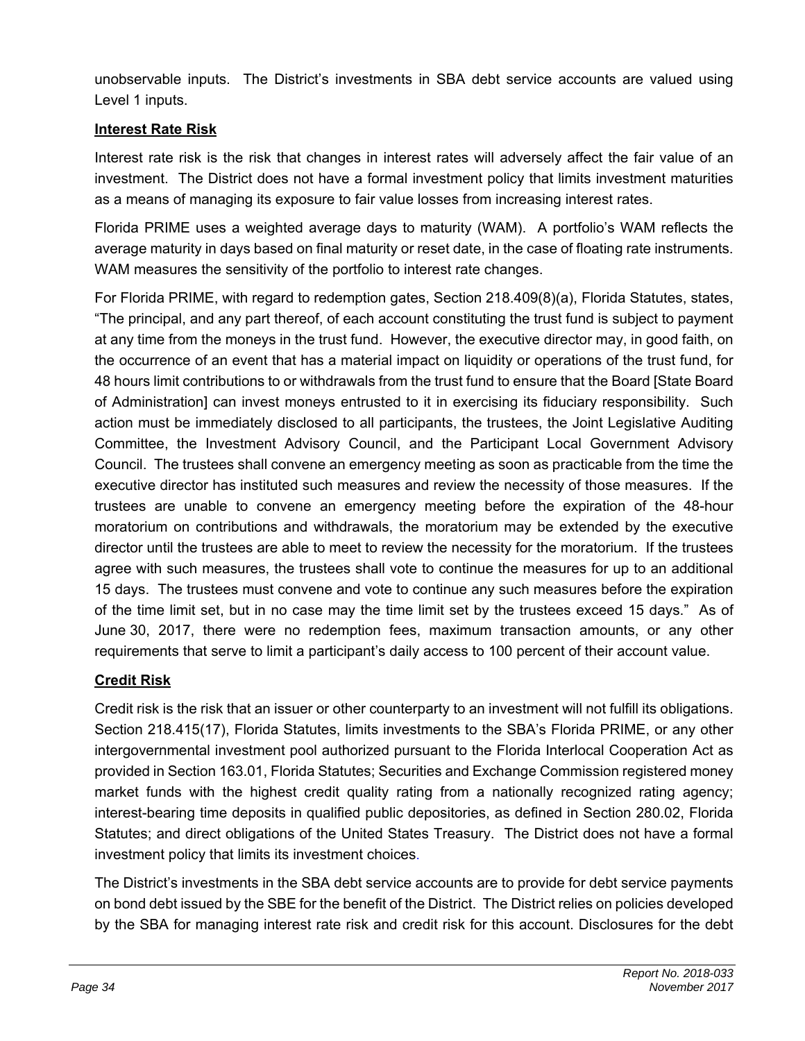unobservable inputs. The District's investments in SBA debt service accounts are valued using Level 1 inputs.

**Interest Rate Risk**

Interest rate risk is the risk that changes in interest rates will adversely affect the fair value of an investment. The District does not have a formal investment policy that limits investment maturities as a means of managing its exposure to fair value losses from increasing interest rates.

Florida PRIME uses a weighted average days to maturity (WAM). A portfolio's WAM reflects the average maturity in days based on final maturity or reset date, in the case of floating rate instruments. WAM measures the sensitivity of the portfolio to interest rate changes.

For Florida PRIME, with regard to redemption gates, Section 218.409(8)(a), Florida Statutes, states, "The principal, and any part thereof, of each account constituting the trust fund is subject to payment at any time from the moneys in the trust fund. However, the executive director may, in good faith, on the occurrence of an event that has a material impact on liquidity or operations of the trust fund, for 48 hours limit contributions to or withdrawals from the trust fund to ensure that the Board [State Board of Administration] can invest moneys entrusted to it in exercising its fiduciary responsibility. Such action must be immediately disclosed to all participants, the trustees, the Joint Legislative Auditing Committee, the Investment Advisory Council, and the Participant Local Government Advisory Council. The trustees shall convene an emergency meeting as soon as practicable from the time the executive director has instituted such measures and review the necessity of those measures. If the trustees are unable to convene an emergency meeting before the expiration of the 48-hour moratorium on contributions and withdrawals, the moratorium may be extended by the executive director until the trustees are able to meet to review the necessity for the moratorium. If the trustees agree with such measures, the trustees shall vote to continue the measures for up to an additional 15 days. The trustees must convene and vote to continue any such measures before the expiration of the time limit set, but in no case may the time limit set by the trustees exceed 15 days." As of June 30, 2017, there were no redemption fees, maximum transaction amounts, or any other requirements that serve to limit a participant's daily access to 100 percent of their account value.

**Credit Risk**

Credit risk is the risk that an issuer or other counterparty to an investment will not fulfill its obligations. Section 218.415(17), Florida Statutes, limits investments to the SBA's Florida PRIME, or any other intergovernmental investment pool authorized pursuant to the Florida Interlocal Cooperation Act as provided in Section 163.01, Florida Statutes; Securities and Exchange Commission registered money market funds with the highest credit quality rating from a nationally recognized rating agency; interest-bearing time deposits in qualified public depositories, as defined in Section 280.02, Florida Statutes; and direct obligations of the United States Treasury. The District does not have a formal investment policy that limits its investment choices.

The District's investments in the SBA debt service accounts are to provide for debt service payments on bond debt issued by the SBE for the benefit of the District. The District relies on policies developed by the SBA for managing interest rate risk and credit risk for this account. Disclosures for the debt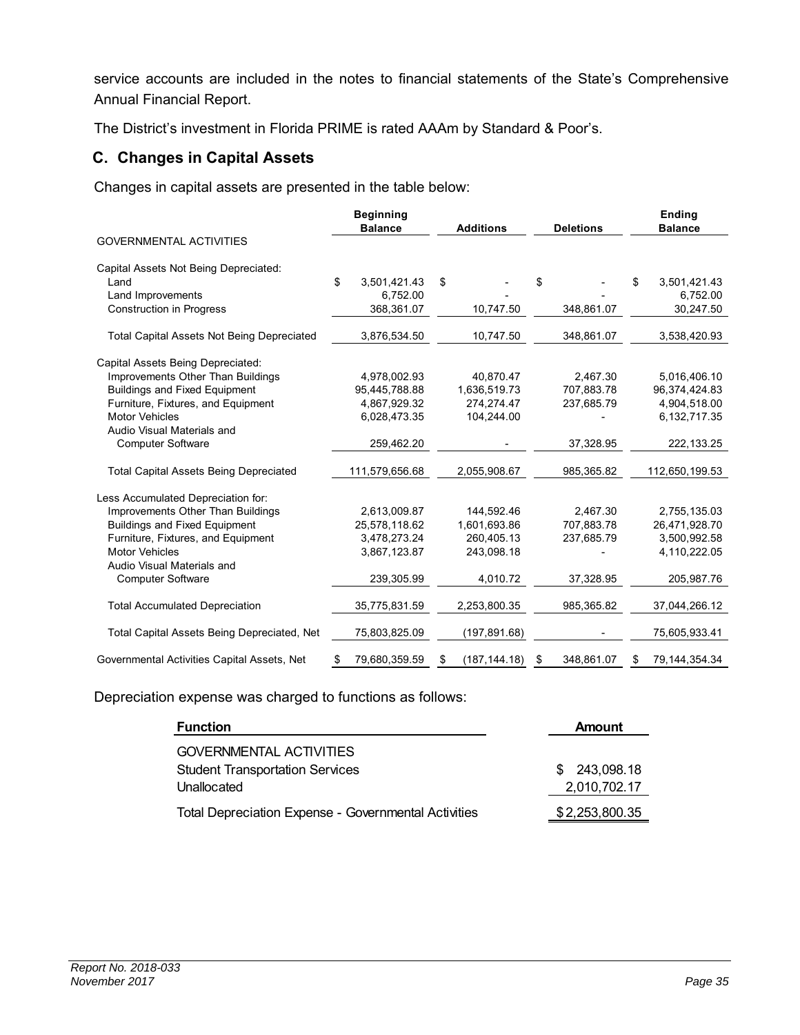service accounts are included in the notes to financial statements of the State's Comprehensive Annual Financial Report.

The District's investment in Florida PRIME is rated AAAm by Standard & Poor's.

## C. Changes in Capital Assets

Changes in capital assets are presented in the table below:

| | Beginning Balance | Additions | Deletions | Ending Balance |
|---|---|---|---|---|
| GOVERNMENTAL ACTIVITIES | | | | |
| Capital Assets Not Being Depreciated: | | | | |
| Land | $ 3,501,421.43 | $ - | $ - | $ 3,501,421.43 |
| Land Improvements | 6,752.00 | - | - | 6,752.00 |
| Construction in Progress | 368,361.07 | 10,747.50 | 348,861.07 | 30,247.50 |
| Total Capital Assets Not Being Depreciated | 3,876,534.50 | 10,747.50 | 348,861.07 | 3,538,420.93 |
| Capital Assets Being Depreciated: | | | | |
| Improvements Other Than Buildings | 4,978,002.93 | 40,870.47 | 2,467.30 | 5,016,406.10 |
| Buildings and Fixed Equipment | 95,445,788.88 | 1,636,519.73 | 707,883.78 | 96,374,424.83 |
| Furniture, Fixtures, and Equipment | 4,867,929.32 | 274,274.47 | 237,685.79 | 4,904,518.00 |
| Motor Vehicles | 6,028,473.35 | 104,244.00 | - | 6,132,717.35 |
| Audio Visual Materials and Computer Software | 259,462.20 | - | 37,328.95 | 222,133.25 |
| Total Capital Assets Being Depreciated | 111,579,656.68 | 2,055,908.67 | 985,365.82 | 112,650,199.53 |
| Less Accumulated Depreciation for: | | | | |
| Improvements Other Than Buildings | 2,613,009.87 | 144,592.46 | 2,467.30 | 2,755,135.03 |
| Buildings and Fixed Equipment | 25,578,118.62 | 1,601,693.86 | 707,883.78 | 26,471,928.70 |
| Furniture, Fixtures, and Equipment | 3,478,273.24 | 260,405.13 | 237,685.79 | 3,500,992.58 |
| Motor Vehicles | 3,867,123.87 | 243,098.18 | - | 4,110,222.05 |
| Audio Visual Materials and Computer Software | 239,305.99 | 4,010.72 | 37,328.95 | 205,987.76 |
| Total Accumulated Depreciation | 35,775,831.59 | 2,253,800.35 | 985,365.82 | 37,044,266.12 |
| Total Capital Assets Being Depreciated, Net | 75,803,825.09 | (197,891.68) | - | 75,605,933.41 |
| Governmental Activities Capital Assets, Net | $ 79,680,359.59 | $ (187,144.18) | $ 348,861.07 | $ 79,144,354.34 |

Depreciation expense was charged to functions as follows:

| Function | Amount |
|---|---|
| GOVERNMENTAL ACTIVITIES | |
| Student Transportation Services | $ 243,098.18 |
| Unallocated | 2,010,702.17 |
| Total Depreciation Expense - Governmental Activities | $ 2,253,800.35 |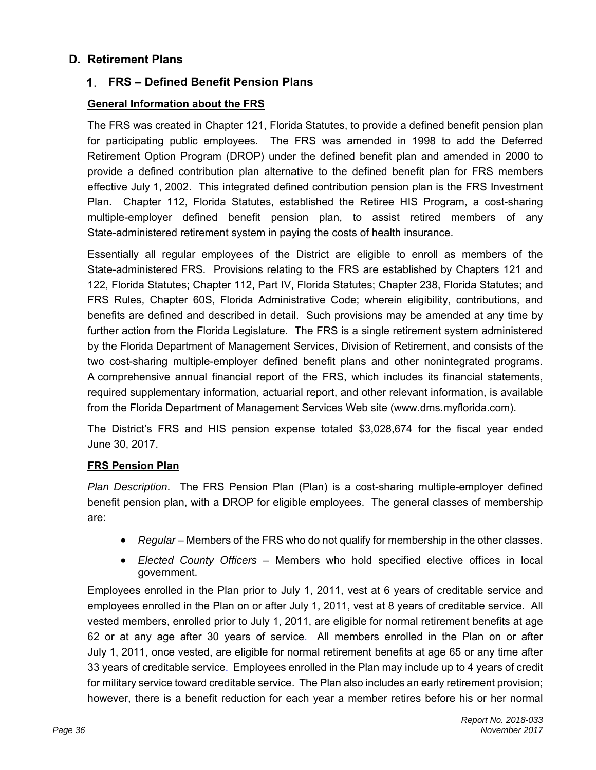## D. Retirement Plans

### 1. FRS – Defined Benefit Pension Plans

**General Information about the FRS**

The FRS was created in Chapter 121, Florida Statutes, to provide a defined benefit pension plan for participating public employees. The FRS was amended in 1998 to add the Deferred Retirement Option Program (DROP) under the defined benefit plan and amended in 2000 to provide a defined contribution plan alternative to the defined benefit plan for FRS members effective July 1, 2002. This integrated defined contribution pension plan is the FRS Investment Plan. Chapter 112, Florida Statutes, established the Retiree HIS Program, a cost-sharing multiple-employer defined benefit pension plan, to assist retired members of any State-administered retirement system in paying the costs of health insurance.

Essentially all regular employees of the District are eligible to enroll as members of the State-administered FRS. Provisions relating to the FRS are established by Chapters 121 and 122, Florida Statutes; Chapter 112, Part IV, Florida Statutes; Chapter 238, Florida Statutes; and FRS Rules, Chapter 60S, Florida Administrative Code; wherein eligibility, contributions, and benefits are defined and described in detail. Such provisions may be amended at any time by further action from the Florida Legislature. The FRS is a single retirement system administered by the Florida Department of Management Services, Division of Retirement, and consists of the two cost-sharing multiple-employer defined benefit plans and other nonintegrated programs. A comprehensive annual financial report of the FRS, which includes its financial statements, required supplementary information, actuarial report, and other relevant information, is available from the Florida Department of Management Services Web site (www.dms.myflorida.com).

The District's FRS and HIS pension expense totaled $3,028,674 for the fiscal year ended June 30, 2017.

**FRS Pension Plan**

*Plan Description*. The FRS Pension Plan (Plan) is a cost-sharing multiple-employer defined benefit pension plan, with a DROP for eligible employees. The general classes of membership are:

- *Regular* – Members of the FRS who do not qualify for membership in the other classes.
- *Elected County Officers* – Members who hold specified elective offices in local government.

Employees enrolled in the Plan prior to July 1, 2011, vest at 6 years of creditable service and employees enrolled in the Plan on or after July 1, 2011, vest at 8 years of creditable service. All vested members, enrolled prior to July 1, 2011, are eligible for normal retirement benefits at age 62 or at any age after 30 years of service. All members enrolled in the Plan on or after July 1, 2011, once vested, are eligible for normal retirement benefits at age 65 or any time after 33 years of creditable service. Employees enrolled in the Plan may include up to 4 years of credit for military service toward creditable service. The Plan also includes an early retirement provision; however, there is a benefit reduction for each year a member retires before his or her normal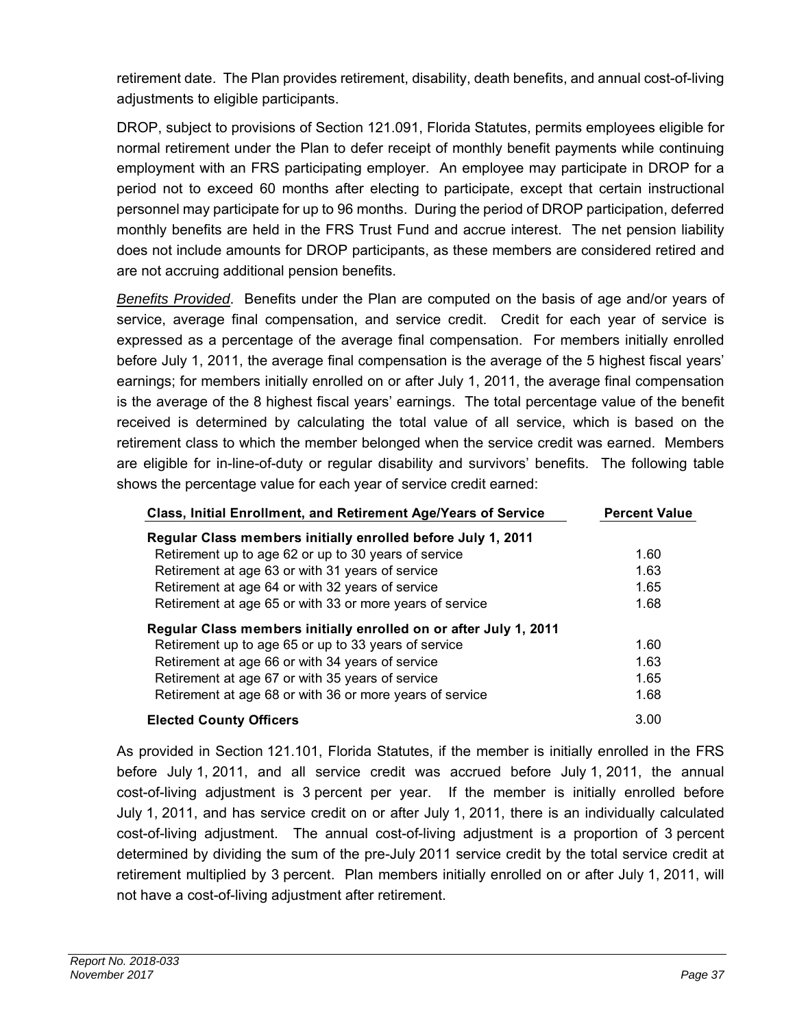retirement date. The Plan provides retirement, disability, death benefits, and annual cost-of-living adjustments to eligible participants.

DROP, subject to provisions of Section 121.091, Florida Statutes, permits employees eligible for normal retirement under the Plan to defer receipt of monthly benefit payments while continuing employment with an FRS participating employer. An employee may participate in DROP for a period not to exceed 60 months after electing to participate, except that certain instructional personnel may participate for up to 96 months. During the period of DROP participation, deferred monthly benefits are held in the FRS Trust Fund and accrue interest. The net pension liability does not include amounts for DROP participants, as these members are considered retired and are not accruing additional pension benefits.

*Benefits Provided*. Benefits under the Plan are computed on the basis of age and/or years of service, average final compensation, and service credit. Credit for each year of service is expressed as a percentage of the average final compensation. For members initially enrolled before July 1, 2011, the average final compensation is the average of the 5 highest fiscal years' earnings; for members initially enrolled on or after July 1, 2011, the average final compensation is the average of the 8 highest fiscal years' earnings. The total percentage value of the benefit received is determined by calculating the total value of all service, which is based on the retirement class to which the member belonged when the service credit was earned. Members are eligible for in-line-of-duty or regular disability and survivors' benefits. The following table shows the percentage value for each year of service credit earned:

| Class, Initial Enrollment, and Retirement Age/Years of Service | Percent Value |
|---|---|
| **Regular Class members initially enrolled before July 1, 2011** | |
| Retirement up to age 62 or up to 30 years of service | 1.60 |
| Retirement at age 63 or with 31 years of service | 1.63 |
| Retirement at age 64 or with 32 years of service | 1.65 |
| Retirement at age 65 or with 33 or more years of service | 1.68 |
| **Regular Class members initially enrolled on or after July 1, 2011** | |
| Retirement up to age 65 or up to 33 years of service | 1.60 |
| Retirement at age 66 or with 34 years of service | 1.63 |
| Retirement at age 67 or with 35 years of service | 1.65 |
| Retirement at age 68 or with 36 or more years of service | 1.68 |
| **Elected County Officers** | 3.00 |

As provided in Section 121.101, Florida Statutes, if the member is initially enrolled in the FRS before July 1, 2011, and all service credit was accrued before July 1, 2011, the annual cost-of-living adjustment is 3 percent per year. If the member is initially enrolled before July 1, 2011, and has service credit on or after July 1, 2011, there is an individually calculated cost-of-living adjustment. The annual cost-of-living adjustment is a proportion of 3 percent determined by dividing the sum of the pre-July 2011 service credit by the total service credit at retirement multiplied by 3 percent. Plan members initially enrolled on or after July 1, 2011, will not have a cost-of-living adjustment after retirement.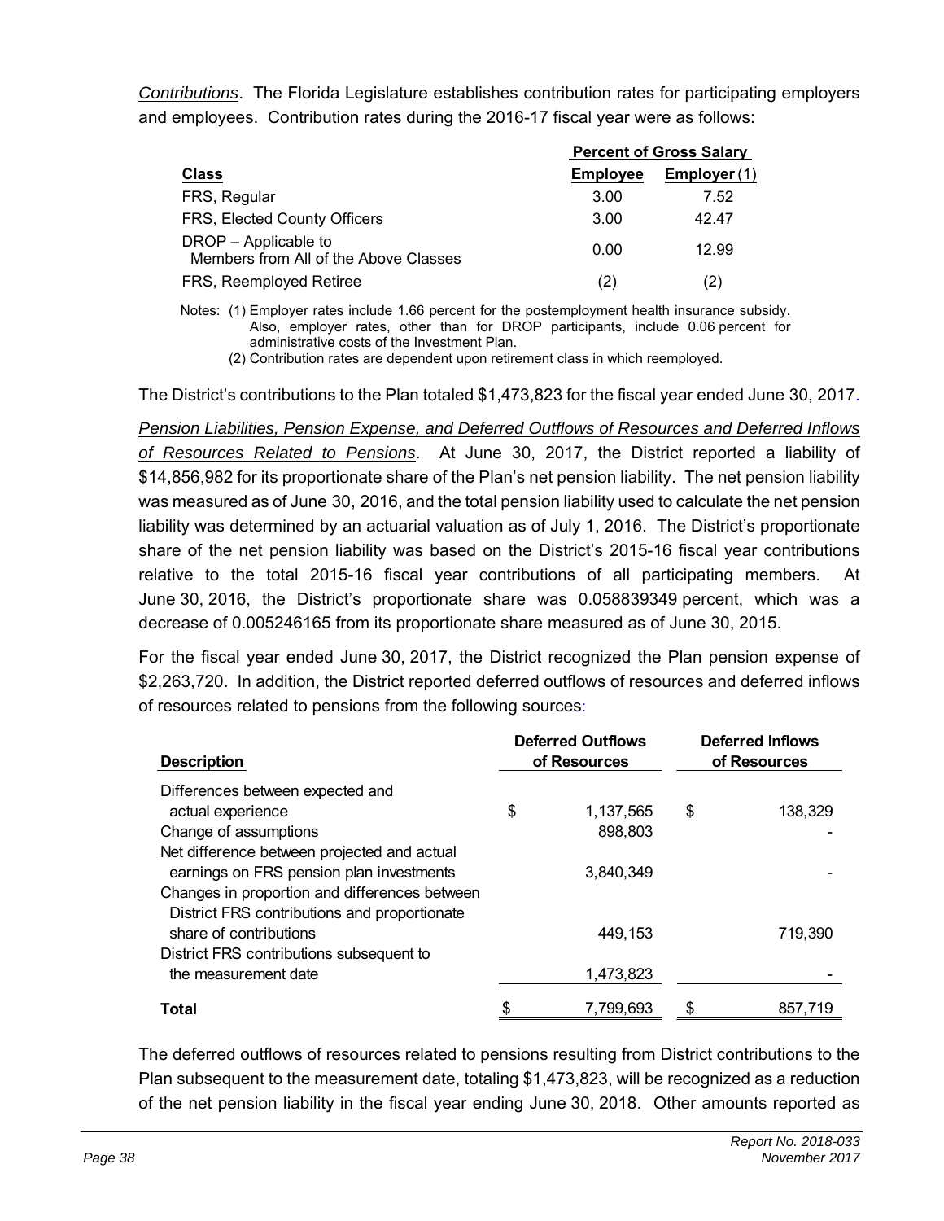*Contributions*. The Florida Legislature establishes contribution rates for participating employers and employees. Contribution rates during the 2016-17 fiscal year were as follows:

| Class | Percent of Gross Salary | |
|---|---|---|
| | Employee | Employer (1) |
| FRS, Regular | 3.00 | 7.52 |
| FRS, Elected County Officers | 3.00 | 42.47 |
| DROP – Applicable to Members from All of the Above Classes | 0.00 | 12.99 |
| FRS, Reemployed Retiree | (2) | (2) |

Notes: (1) Employer rates include 1.66 percent for the postemployment health insurance subsidy. Also, employer rates, other than for DROP participants, include 0.06 percent for administrative costs of the Investment Plan.

(2) Contribution rates are dependent upon retirement class in which reemployed.

The District's contributions to the Plan totaled $1,473,823 for the fiscal year ended June 30, 2017.

*Pension Liabilities, Pension Expense, and Deferred Outflows of Resources and Deferred Inflows of Resources Related to Pensions*. At June 30, 2017, the District reported a liability of $14,856,982 for its proportionate share of the Plan's net pension liability. The net pension liability was measured as of June 30, 2016, and the total pension liability used to calculate the net pension liability was determined by an actuarial valuation as of July 1, 2016. The District's proportionate share of the net pension liability was based on the District's 2015-16 fiscal year contributions relative to the total 2015-16 fiscal year contributions of all participating members. At June 30, 2016, the District's proportionate share was 0.058839349 percent, which was a decrease of 0.005246165 from its proportionate share measured as of June 30, 2015.

For the fiscal year ended June 30, 2017, the District recognized the Plan pension expense of $2,263,720. In addition, the District reported deferred outflows of resources and deferred inflows of resources related to pensions from the following sources:

| Description | Deferred Outflows of Resources | Deferred Inflows of Resources |
|---|---|---|
| Differences between expected and actual experience | $ 1,137,565 | $ 138,329 |
| Change of assumptions | 898,803 | - |
| Net difference between projected and actual earnings on FRS pension plan investments | 3,840,349 | - |
| Changes in proportion and differences between District FRS contributions and proportionate share of contributions | 449,153 | 719,390 |
| District FRS contributions subsequent to the measurement date | 1,473,823 | - |
| **Total** | $ 7,799,693 | $ 857,719 |

The deferred outflows of resources related to pensions resulting from District contributions to the Plan subsequent to the measurement date, totaling $1,473,823, will be recognized as a reduction of the net pension liability in the fiscal year ending June 30, 2018. Other amounts reported as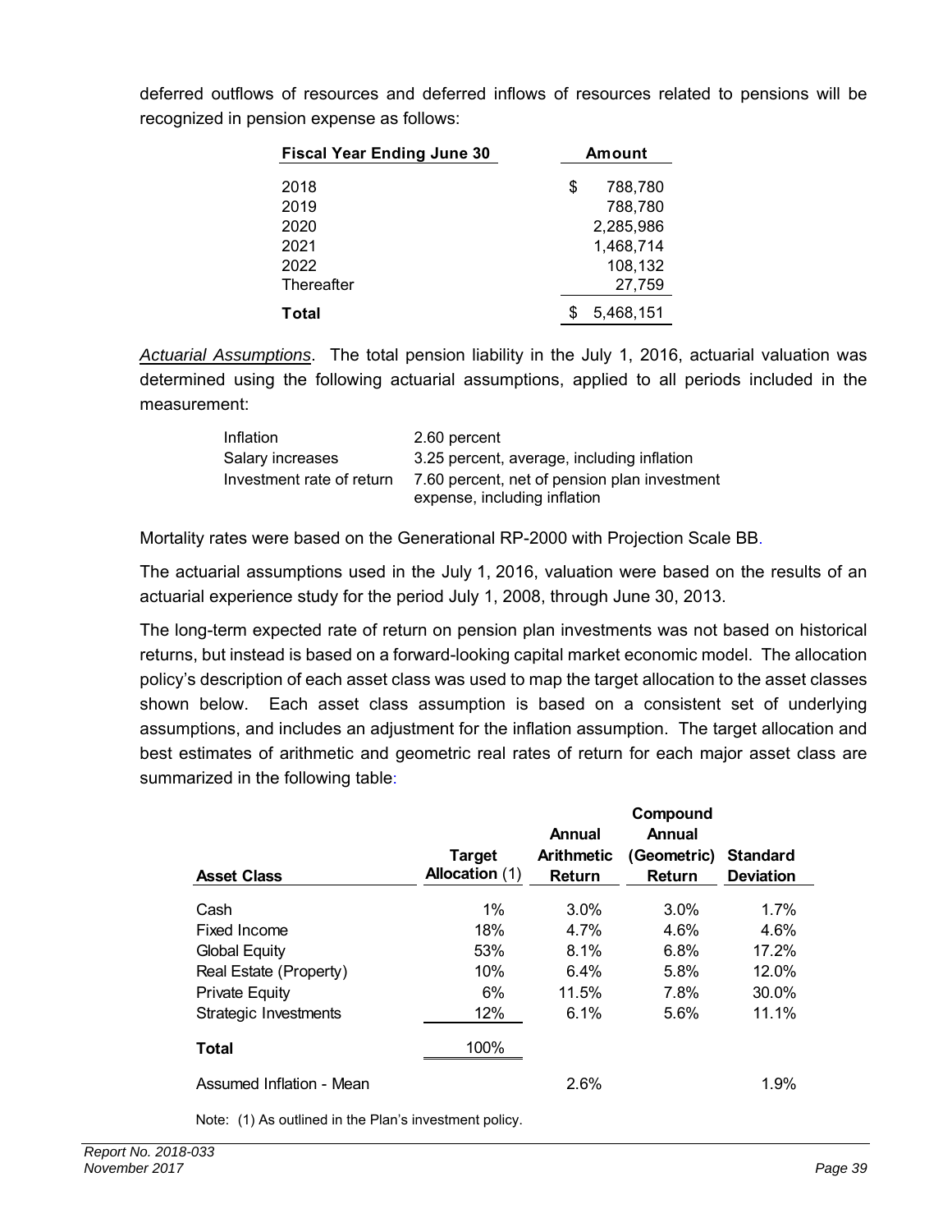deferred outflows of resources and deferred inflows of resources related to pensions will be recognized in pension expense as follows:

| Fiscal Year Ending June 30 | Amount |
|---|---|
| 2018 | $ 788,780 |
| 2019 | 788,780 |
| 2020 | 2,285,986 |
| 2021 | 1,468,714 |
| 2022 | 108,132 |
| Thereafter | 27,759 |
| **Total** | $ 5,468,151 |

*Actuarial Assumptions*. The total pension liability in the July 1, 2016, actuarial valuation was determined using the following actuarial assumptions, applied to all periods included in the measurement:

| | |
|---|---|
| Inflation | 2.60 percent |
| Salary increases | 3.25 percent, average, including inflation |
| Investment rate of return | 7.60 percent, net of pension plan investment expense, including inflation |

Mortality rates were based on the Generational RP-2000 with Projection Scale BB.

The actuarial assumptions used in the July 1, 2016, valuation were based on the results of an actuarial experience study for the period July 1, 2008, through June 30, 2013.

The long-term expected rate of return on pension plan investments was not based on historical returns, but instead is based on a forward-looking capital market economic model. The allocation policy's description of each asset class was used to map the target allocation to the asset classes shown below. Each asset class assumption is based on a consistent set of underlying assumptions, and includes an adjustment for the inflation assumption. The target allocation and best estimates of arithmetic and geometric real rates of return for each major asset class are summarized in the following table:

| Asset Class | Target Allocation (1) | Annual Arithmetic Return | Compound Annual (Geometric) Return | Standard Deviation |
|---|---|---|---|---|
| Cash | 1% | 3.0% | 3.0% | 1.7% |
| Fixed Income | 18% | 4.7% | 4.6% | 4.6% |
| Global Equity | 53% | 8.1% | 6.8% | 17.2% |
| Real Estate (Property) | 10% | 6.4% | 5.8% | 12.0% |
| Private Equity | 6% | 11.5% | 7.8% | 30.0% |
| Strategic Investments | 12% | 6.1% | 5.6% | 11.1% |
| **Total** | 100% | | | |
| Assumed Inflation - Mean | | 2.6% | | 1.9% |

Note: (1) As outlined in the Plan's investment policy.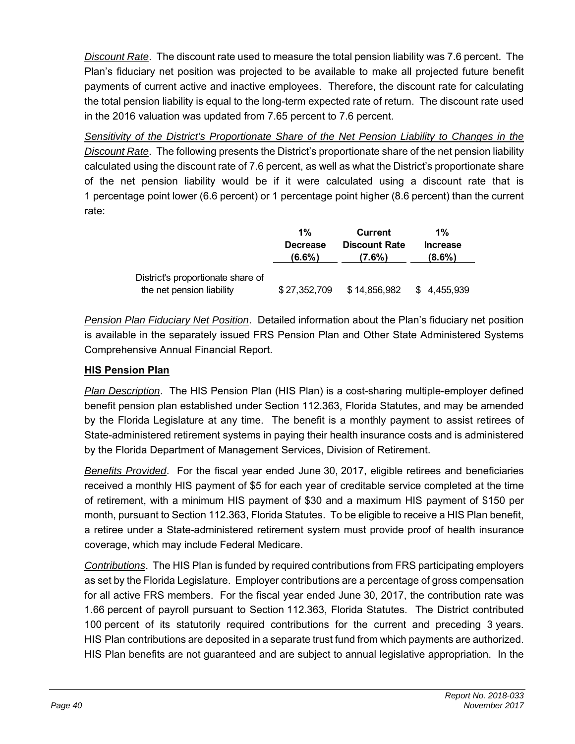*Discount Rate*. The discount rate used to measure the total pension liability was 7.6 percent. The Plan's fiduciary net position was projected to be available to make all projected future benefit payments of current active and inactive employees. Therefore, the discount rate for calculating the total pension liability is equal to the long-term expected rate of return. The discount rate used in the 2016 valuation was updated from 7.65 percent to 7.6 percent.

*Sensitivity of the District's Proportionate Share of the Net Pension Liability to Changes in the Discount Rate*. The following presents the District's proportionate share of the net pension liability calculated using the discount rate of 7.6 percent, as well as what the District's proportionate share of the net pension liability would be if it were calculated using a discount rate that is 1 percentage point lower (6.6 percent) or 1 percentage point higher (8.6 percent) than the current rate:

| | 1% Decrease (6.6%) | Current Discount Rate (7.6%) | 1% Increase (8.6%) |
|---|---|---|---|
| District's proportionate share of the net pension liability | $ 27,352,709 | $ 14,856,982 | $ 4,455,939 |

*Pension Plan Fiduciary Net Position*. Detailed information about the Plan's fiduciary net position is available in the separately issued FRS Pension Plan and Other State Administered Systems Comprehensive Annual Financial Report.

**HIS Pension Plan**

*Plan Description*. The HIS Pension Plan (HIS Plan) is a cost-sharing multiple-employer defined benefit pension plan established under Section 112.363, Florida Statutes, and may be amended by the Florida Legislature at any time. The benefit is a monthly payment to assist retirees of State-administered retirement systems in paying their health insurance costs and is administered by the Florida Department of Management Services, Division of Retirement.

*Benefits Provided*. For the fiscal year ended June 30, 2017, eligible retirees and beneficiaries received a monthly HIS payment of $5 for each year of creditable service completed at the time of retirement, with a minimum HIS payment of $30 and a maximum HIS payment of $150 per month, pursuant to Section 112.363, Florida Statutes. To be eligible to receive a HIS Plan benefit, a retiree under a State-administered retirement system must provide proof of health insurance coverage, which may include Federal Medicare.

*Contributions*. The HIS Plan is funded by required contributions from FRS participating employers as set by the Florida Legislature. Employer contributions are a percentage of gross compensation for all active FRS members. For the fiscal year ended June 30, 2017, the contribution rate was 1.66 percent of payroll pursuant to Section 112.363, Florida Statutes. The District contributed 100 percent of its statutorily required contributions for the current and preceding 3 years. HIS Plan contributions are deposited in a separate trust fund from which payments are authorized. HIS Plan benefits are not guaranteed and are subject to annual legislative appropriation. In the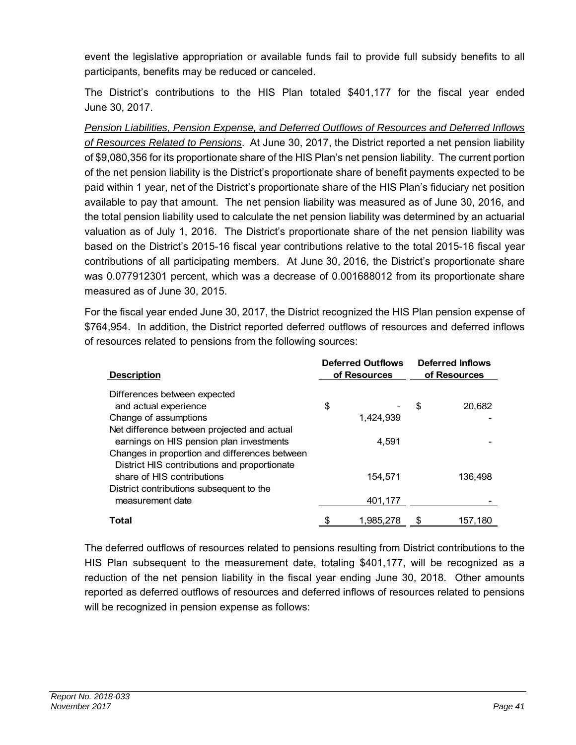event the legislative appropriation or available funds fail to provide full subsidy benefits to all participants, benefits may be reduced or canceled.

The District's contributions to the HIS Plan totaled $401,177 for the fiscal year ended June 30, 2017.

*Pension Liabilities, Pension Expense, and Deferred Outflows of Resources and Deferred Inflows of Resources Related to Pensions*. At June 30, 2017, the District reported a net pension liability of $9,080,356 for its proportionate share of the HIS Plan's net pension liability. The current portion of the net pension liability is the District's proportionate share of benefit payments expected to be paid within 1 year, net of the District's proportionate share of the HIS Plan's fiduciary net position available to pay that amount. The net pension liability was measured as of June 30, 2016, and the total pension liability used to calculate the net pension liability was determined by an actuarial valuation as of July 1, 2016. The District's proportionate share of the net pension liability was based on the District's 2015-16 fiscal year contributions relative to the total 2015-16 fiscal year contributions of all participating members. At June 30, 2016, the District's proportionate share was 0.077912301 percent, which was a decrease of 0.001688012 from its proportionate share measured as of June 30, 2015.

For the fiscal year ended June 30, 2017, the District recognized the HIS Plan pension expense of $764,954. In addition, the District reported deferred outflows of resources and deferred inflows of resources related to pensions from the following sources:

| Description | Deferred Outflows of Resources | Deferred Inflows of Resources |
|---|---|---|
| Differences between expected and actual experience | $ - | $ 20,682 |
| Change of assumptions | 1,424,939 | - |
| Net difference between projected and actual earnings on HIS pension plan investments | 4,591 | - |
| Changes in proportion and differences between District HIS contributions and proportionate share of HIS contributions | 154,571 | 136,498 |
| District contributions subsequent to the measurement date | 401,177 | - |
| **Total** | $ 1,985,278 | $ 157,180 |

The deferred outflows of resources related to pensions resulting from District contributions to the HIS Plan subsequent to the measurement date, totaling $401,177, will be recognized as a reduction of the net pension liability in the fiscal year ending June 30, 2018. Other amounts reported as deferred outflows of resources and deferred inflows of resources related to pensions will be recognized in pension expense as follows: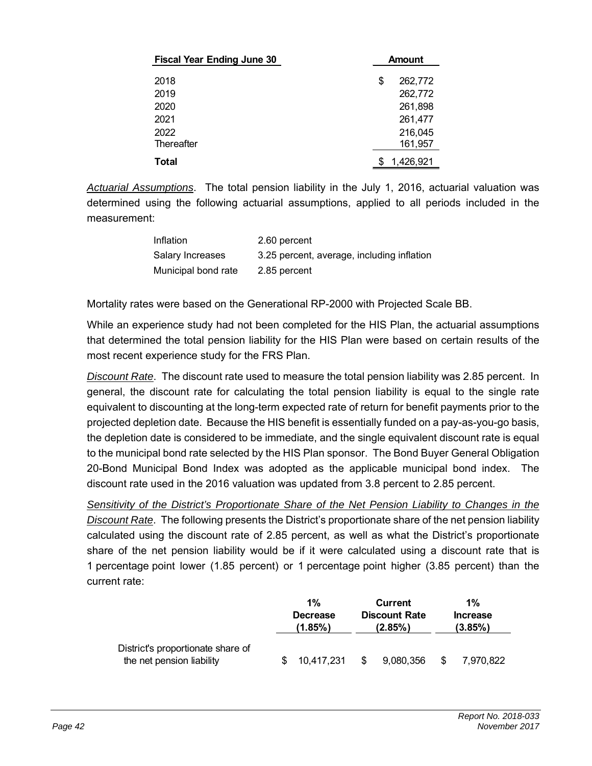| Fiscal Year Ending June 30 | Amount |
|---|---|
| 2018 | $ 262,772 |
| 2019 | 262,772 |
| 2020 | 261,898 |
| 2021 | 261,477 |
| 2022 | 216,045 |
| Thereafter | 161,957 |
| **Total** | $ 1,426,921 |

*Actuarial Assumptions*. The total pension liability in the July 1, 2016, actuarial valuation was determined using the following actuarial assumptions, applied to all periods included in the measurement:

| | |
|---|---|
| Inflation | 2.60 percent |
| Salary Increases | 3.25 percent, average, including inflation |
| Municipal bond rate | 2.85 percent |

Mortality rates were based on the Generational RP-2000 with Projected Scale BB.

While an experience study had not been completed for the HIS Plan, the actuarial assumptions that determined the total pension liability for the HIS Plan were based on certain results of the most recent experience study for the FRS Plan.

*Discount Rate*. The discount rate used to measure the total pension liability was 2.85 percent. In general, the discount rate for calculating the total pension liability is equal to the single rate equivalent to discounting at the long-term expected rate of return for benefit payments prior to the projected depletion date. Because the HIS benefit is essentially funded on a pay-as-you-go basis, the depletion date is considered to be immediate, and the single equivalent discount rate is equal to the municipal bond rate selected by the HIS Plan sponsor. The Bond Buyer General Obligation 20-Bond Municipal Bond Index was adopted as the applicable municipal bond index. The discount rate used in the 2016 valuation was updated from 3.8 percent to 2.85 percent.

*Sensitivity of the District's Proportionate Share of the Net Pension Liability to Changes in the Discount Rate*. The following presents the District's proportionate share of the net pension liability calculated using the discount rate of 2.85 percent, as well as what the District's proportionate share of the net pension liability would be if it were calculated using a discount rate that is 1 percentage point lower (1.85 percent) or 1 percentage point higher (3.85 percent) than the current rate:

| | 1% Decrease (1.85%) | Current Discount Rate (2.85%) | 1% Increase (3.85%) |
|---|---|---|---|
| District's proportionate share of the net pension liability | $ 10,417,231 | $ 9,080,356 | $ 7,970,822 |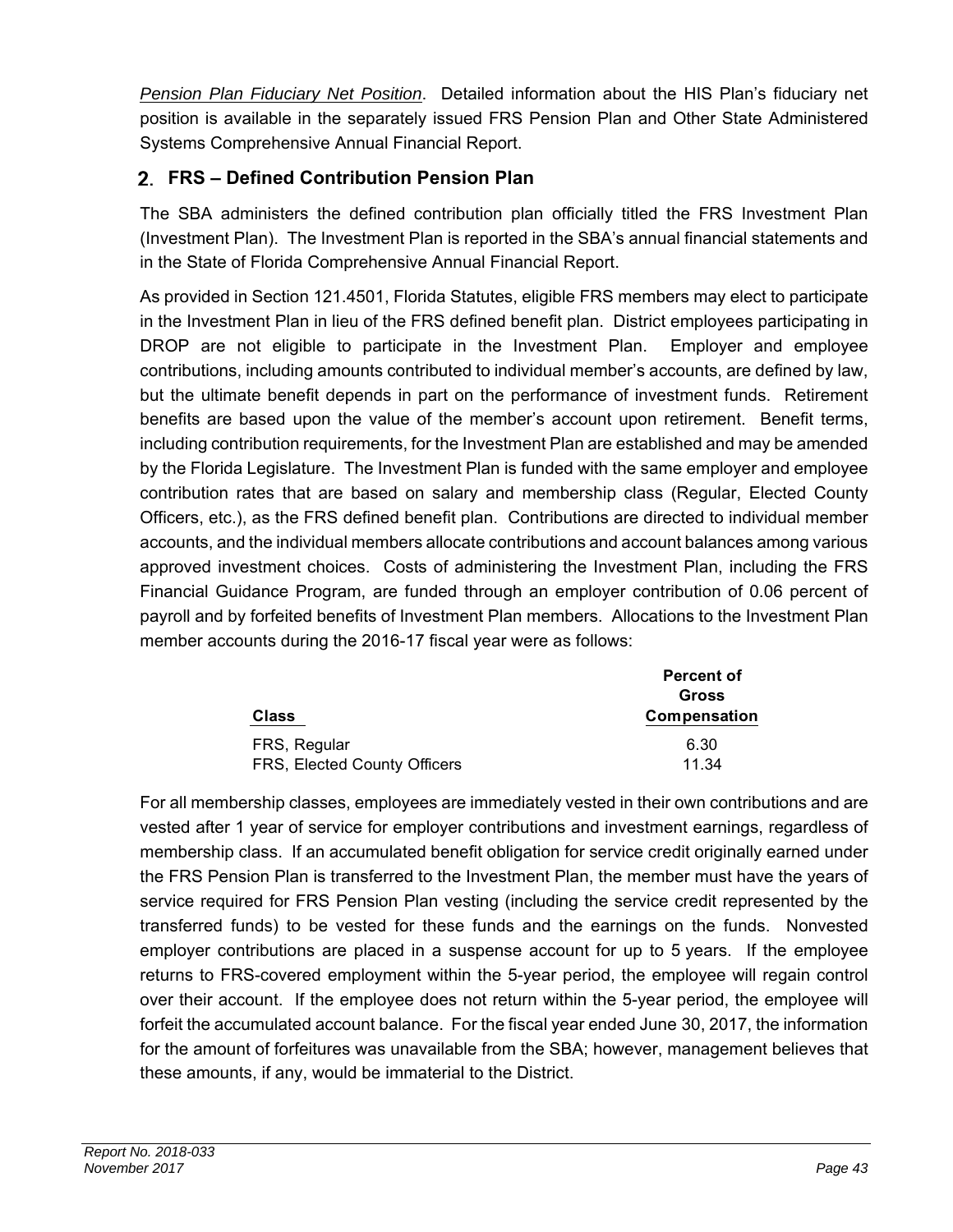*Pension Plan Fiduciary Net Position*. Detailed information about the HIS Plan's fiduciary net position is available in the separately issued FRS Pension Plan and Other State Administered Systems Comprehensive Annual Financial Report.

## 2. FRS – Defined Contribution Pension Plan

The SBA administers the defined contribution plan officially titled the FRS Investment Plan (Investment Plan). The Investment Plan is reported in the SBA's annual financial statements and in the State of Florida Comprehensive Annual Financial Report.

As provided in Section 121.4501, Florida Statutes, eligible FRS members may elect to participate in the Investment Plan in lieu of the FRS defined benefit plan. District employees participating in DROP are not eligible to participate in the Investment Plan. Employer and employee contributions, including amounts contributed to individual member's accounts, are defined by law, but the ultimate benefit depends in part on the performance of investment funds. Retirement benefits are based upon the value of the member's account upon retirement. Benefit terms, including contribution requirements, for the Investment Plan are established and may be amended by the Florida Legislature. The Investment Plan is funded with the same employer and employee contribution rates that are based on salary and membership class (Regular, Elected County Officers, etc.), as the FRS defined benefit plan. Contributions are directed to individual member accounts, and the individual members allocate contributions and account balances among various approved investment choices. Costs of administering the Investment Plan, including the FRS Financial Guidance Program, are funded through an employer contribution of 0.06 percent of payroll and by forfeited benefits of Investment Plan members. Allocations to the Investment Plan member accounts during the 2016-17 fiscal year were as follows:

| Class | Percent of Gross Compensation |
|---|---|
| FRS, Regular | 6.30 |
| FRS, Elected County Officers | 11.34 |

For all membership classes, employees are immediately vested in their own contributions and are vested after 1 year of service for employer contributions and investment earnings, regardless of membership class. If an accumulated benefit obligation for service credit originally earned under the FRS Pension Plan is transferred to the Investment Plan, the member must have the years of service required for FRS Pension Plan vesting (including the service credit represented by the transferred funds) to be vested for these funds and the earnings on the funds. Nonvested employer contributions are placed in a suspense account for up to 5 years. If the employee returns to FRS-covered employment within the 5-year period, the employee will regain control over their account. If the employee does not return within the 5-year period, the employee will forfeit the accumulated account balance. For the fiscal year ended June 30, 2017, the information for the amount of forfeitures was unavailable from the SBA; however, management believes that these amounts, if any, would be immaterial to the District.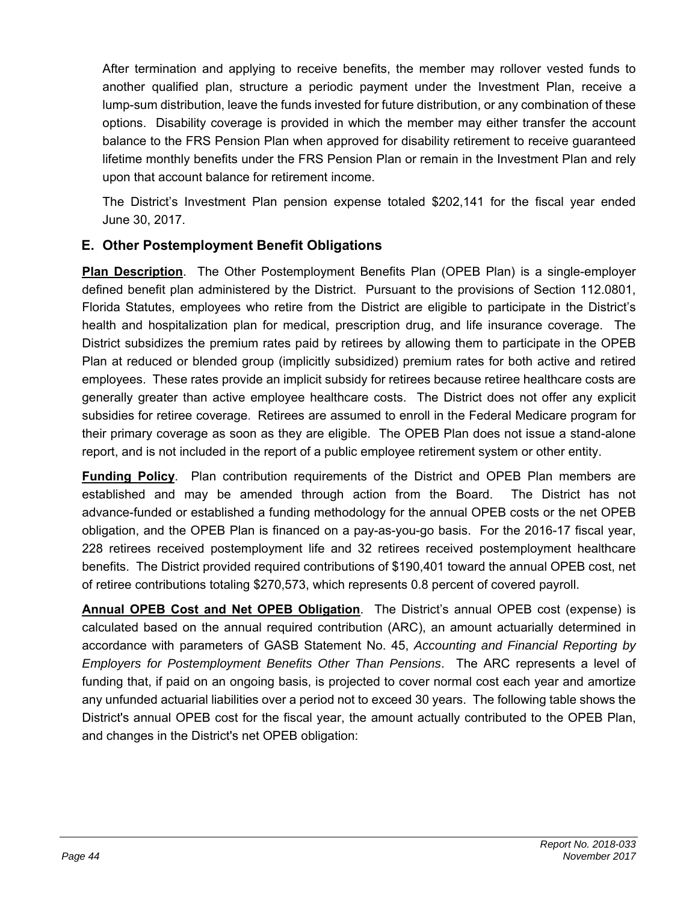After termination and applying to receive benefits, the member may rollover vested funds to another qualified plan, structure a periodic payment under the Investment Plan, receive a lump-sum distribution, leave the funds invested for future distribution, or any combination of these options. Disability coverage is provided in which the member may either transfer the account balance to the FRS Pension Plan when approved for disability retirement to receive guaranteed lifetime monthly benefits under the FRS Pension Plan or remain in the Investment Plan and rely upon that account balance for retirement income.

The District's Investment Plan pension expense totaled $202,141 for the fiscal year ended June 30, 2017.

## E. Other Postemployment Benefit Obligations

**Plan Description**. The Other Postemployment Benefits Plan (OPEB Plan) is a single-employer defined benefit plan administered by the District. Pursuant to the provisions of Section 112.0801, Florida Statutes, employees who retire from the District are eligible to participate in the District's health and hospitalization plan for medical, prescription drug, and life insurance coverage. The District subsidizes the premium rates paid by retirees by allowing them to participate in the OPEB Plan at reduced or blended group (implicitly subsidized) premium rates for both active and retired employees. These rates provide an implicit subsidy for retirees because retiree healthcare costs are generally greater than active employee healthcare costs. The District does not offer any explicit subsidies for retiree coverage. Retirees are assumed to enroll in the Federal Medicare program for their primary coverage as soon as they are eligible. The OPEB Plan does not issue a stand-alone report, and is not included in the report of a public employee retirement system or other entity.

**Funding Policy**. Plan contribution requirements of the District and OPEB Plan members are established and may be amended through action from the Board. The District has not advance-funded or established a funding methodology for the annual OPEB costs or the net OPEB obligation, and the OPEB Plan is financed on a pay-as-you-go basis. For the 2016-17 fiscal year, 228 retirees received postemployment life and 32 retirees received postemployment healthcare benefits. The District provided required contributions of $190,401 toward the annual OPEB cost, net of retiree contributions totaling $270,573, which represents 0.8 percent of covered payroll.

**Annual OPEB Cost and Net OPEB Obligation**. The District's annual OPEB cost (expense) is calculated based on the annual required contribution (ARC), an amount actuarially determined in accordance with parameters of GASB Statement No. 45, *Accounting and Financial Reporting by Employers for Postemployment Benefits Other Than Pensions*. The ARC represents a level of funding that, if paid on an ongoing basis, is projected to cover normal cost each year and amortize any unfunded actuarial liabilities over a period not to exceed 30 years. The following table shows the District's annual OPEB cost for the fiscal year, the amount actually contributed to the OPEB Plan, and changes in the District's net OPEB obligation: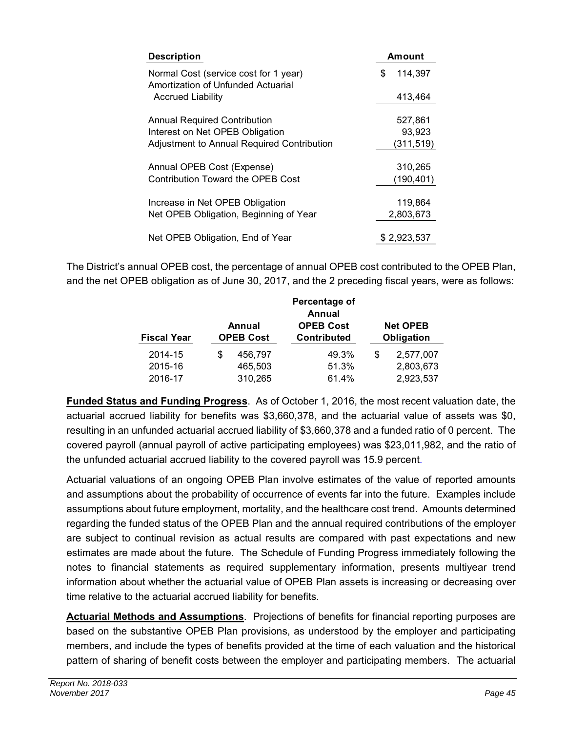| Description | Amount |
|---|---|
| Normal Cost (service cost for 1 year) | $ 114,397 |
| Amortization of Unfunded Actuarial Accrued Liability | 413,464 |
| Annual Required Contribution | 527,861 |
| Interest on Net OPEB Obligation | 93,923 |
| Adjustment to Annual Required Contribution | (311,519) |
| Annual OPEB Cost (Expense) | 310,265 |
| Contribution Toward the OPEB Cost | (190,401) |
| Increase in Net OPEB Obligation | 119,864 |
| Net OPEB Obligation, Beginning of Year | 2,803,673 |
| Net OPEB Obligation, End of Year | $ 2,923,537 |

The District's annual OPEB cost, the percentage of annual OPEB cost contributed to the OPEB Plan, and the net OPEB obligation as of June 30, 2017, and the 2 preceding fiscal years, were as follows:

| Fiscal Year | Annual OPEB Cost | Percentage of Annual OPEB Cost Contributed | Net OPEB Obligation |
|---|---|---|---|
| 2014-15 | $ 456,797 | 49.3% | $ 2,577,007 |
| 2015-16 | 465,503 | 51.3% | 2,803,673 |
| 2016-17 | 310,265 | 61.4% | 2,923,537 |

**Funded Status and Funding Progress**. As of October 1, 2016, the most recent valuation date, the actuarial accrued liability for benefits was $3,660,378, and the actuarial value of assets was $0, resulting in an unfunded actuarial accrued liability of $3,660,378 and a funded ratio of 0 percent. The covered payroll (annual payroll of active participating employees) was $23,011,982, and the ratio of the unfunded actuarial accrued liability to the covered payroll was 15.9 percent.

Actuarial valuations of an ongoing OPEB Plan involve estimates of the value of reported amounts and assumptions about the probability of occurrence of events far into the future. Examples include assumptions about future employment, mortality, and the healthcare cost trend. Amounts determined regarding the funded status of the OPEB Plan and the annual required contributions of the employer are subject to continual revision as actual results are compared with past expectations and new estimates are made about the future. The Schedule of Funding Progress immediately following the notes to financial statements as required supplementary information, presents multiyear trend information about whether the actuarial value of OPEB Plan assets is increasing or decreasing over time relative to the actuarial accrued liability for benefits.

**Actuarial Methods and Assumptions**. Projections of benefits for financial reporting purposes are based on the substantive OPEB Plan provisions, as understood by the employer and participating members, and include the types of benefits provided at the time of each valuation and the historical pattern of sharing of benefit costs between the employer and participating members. The actuarial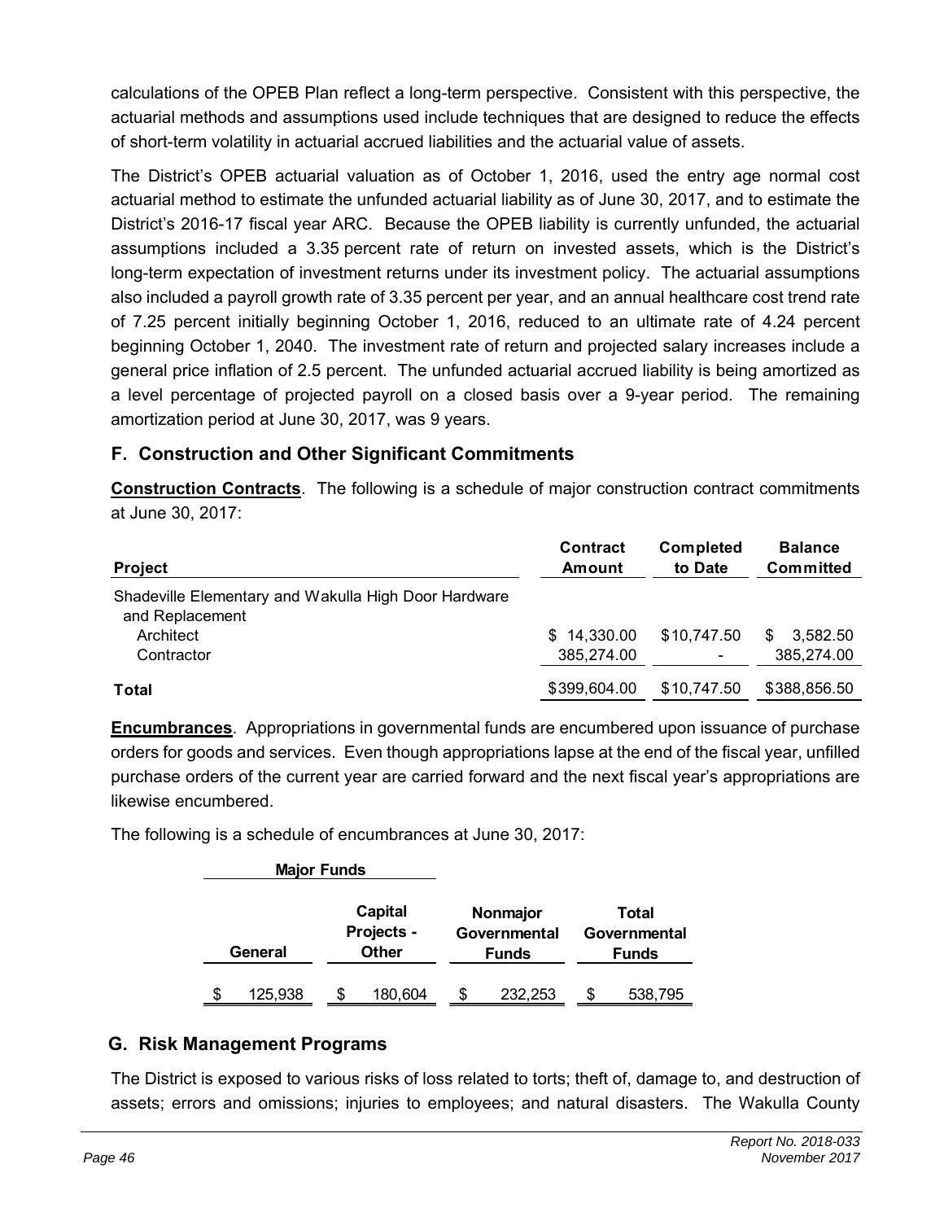calculations of the OPEB Plan reflect a long-term perspective. Consistent with this perspective, the actuarial methods and assumptions used include techniques that are designed to reduce the effects of short-term volatility in actuarial accrued liabilities and the actuarial value of assets.

The District's OPEB actuarial valuation as of October 1, 2016, used the entry age normal cost actuarial method to estimate the unfunded actuarial liability as of June 30, 2017, and to estimate the District's 2016-17 fiscal year ARC. Because the OPEB liability is currently unfunded, the actuarial assumptions included a 3.35 percent rate of return on invested assets, which is the District's long-term expectation of investment returns under its investment policy. The actuarial assumptions also included a payroll growth rate of 3.35 percent per year, and an annual healthcare cost trend rate of 7.25 percent initially beginning October 1, 2016, reduced to an ultimate rate of 4.24 percent beginning October 1, 2040. The investment rate of return and projected salary increases include a general price inflation of 2.5 percent. The unfunded actuarial accrued liability is being amortized as a level percentage of projected payroll on a closed basis over a 9-year period. The remaining amortization period at June 30, 2017, was 9 years.

## F. Construction and Other Significant Commitments

**Construction Contracts**. The following is a schedule of major construction contract commitments at June 30, 2017:

| Project | Contract Amount | Completed to Date | Balance Committed |
|---|---|---|---|
| Shadeville Elementary and Wakulla High Door Hardware and Replacement | | | |
| Architect | $ 14,330.00 | $10,747.50 | $ 3,582.50 |
| Contractor | 385,274.00 | - | 385,274.00 |
| **Total** | $399,604.00 | $10,747.50 | $388,856.50 |

**Encumbrances**. Appropriations in governmental funds are encumbered upon issuance of purchase orders for goods and services. Even though appropriations lapse at the end of the fiscal year, unfilled purchase orders of the current year are carried forward and the next fiscal year's appropriations are likewise encumbered.

The following is a schedule of encumbrances at June 30, 2017:

| Major Funds | | | |
|---|---|---|---|
| General | Capital Projects - Other | Nonmajor Governmental Funds | Total Governmental Funds |
| $ 125,938 | $ 180,604 | $ 232,253 | $ 538,795 |

## G. Risk Management Programs

The District is exposed to various risks of loss related to torts; theft of, damage to, and destruction of assets; errors and omissions; injuries to employees; and natural disasters. The Wakulla County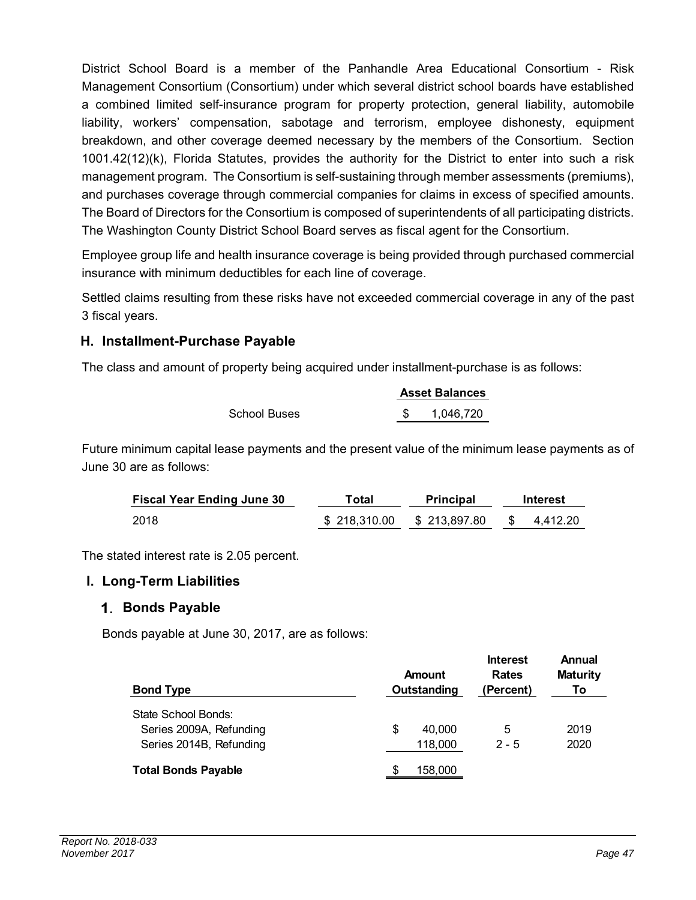District School Board is a member of the Panhandle Area Educational Consortium - Risk Management Consortium (Consortium) under which several district school boards have established a combined limited self-insurance program for property protection, general liability, automobile liability, workers' compensation, sabotage and terrorism, employee dishonesty, equipment breakdown, and other coverage deemed necessary by the members of the Consortium. Section 1001.42(12)(k), Florida Statutes, provides the authority for the District to enter into such a risk management program. The Consortium is self-sustaining through member assessments (premiums), and purchases coverage through commercial companies for claims in excess of specified amounts. The Board of Directors for the Consortium is composed of superintendents of all participating districts. The Washington County District School Board serves as fiscal agent for the Consortium.

Employee group life and health insurance coverage is being provided through purchased commercial insurance with minimum deductibles for each line of coverage.

Settled claims resulting from these risks have not exceeded commercial coverage in any of the past 3 fiscal years.

## H. Installment-Purchase Payable

The class and amount of property being acquired under installment-purchase is as follows:

| | Asset Balances |
|---|---|
| School Buses | $ 1,046,720 |

Future minimum capital lease payments and the present value of the minimum lease payments as of June 30 are as follows:

| Fiscal Year Ending June 30 | Total | Principal | Interest |
|---|---|---|---|
| 2018 | $ 218,310.00 | $ 213,897.80 | $ 4,412.20 |

The stated interest rate is 2.05 percent.

## I. Long-Term Liabilities

### 1. Bonds Payable

Bonds payable at June 30, 2017, are as follows:

| Bond Type | Amount Outstanding | Interest Rates (Percent) | Annual Maturity To |
|---|---|---|---|
| State School Bonds: | | | |
| Series 2009A, Refunding | $ 40,000 | 5 | 2019 |
| Series 2014B, Refunding | 118,000 | 2 - 5 | 2020 |
| **Total Bonds Payable** | $ 158,000 | | |

*Report No. 2018-033*
*November 2017*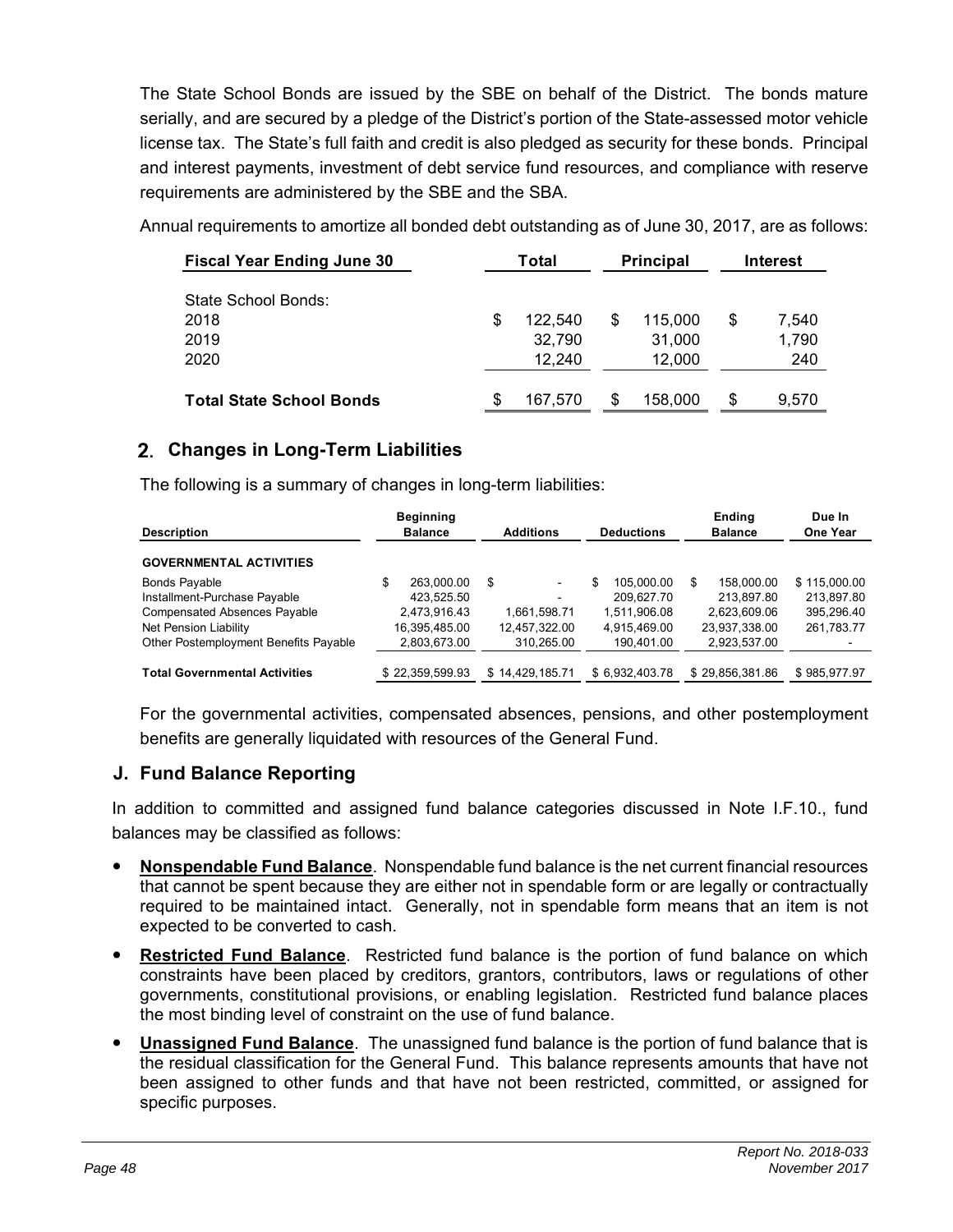The State School Bonds are issued by the SBE on behalf of the District. The bonds mature serially, and are secured by a pledge of the District's portion of the State-assessed motor vehicle license tax. The State's full faith and credit is also pledged as security for these bonds. Principal and interest payments, investment of debt service fund resources, and compliance with reserve requirements are administered by the SBE and the SBA.

Annual requirements to amortize all bonded debt outstanding as of June 30, 2017, are as follows:

| Fiscal Year Ending June 30 | Total | Principal | Interest |
|---|---|---|---|
| State School Bonds: | | | |
| 2018 | $ 122,540 | $ 115,000 | $ 7,540 |
| 2019 | 32,790 | 31,000 | 1,790 |
| 2020 | 12,240 | 12,000 | 240 |
| **Total State School Bonds** | $ 167,570 | $ 158,000 | $ 9,570 |

## 2. Changes in Long-Term Liabilities

The following is a summary of changes in long-term liabilities:

| Description | Beginning Balance | Additions | Deductions | Ending Balance | Due In One Year |
|---|---|---|---|---|---|
| **GOVERNMENTAL ACTIVITIES** | | | | | |
| Bonds Payable | $ 263,000.00 | $ - | $ 105,000.00 | $ 158,000.00 | $ 115,000.00 |
| Installment-Purchase Payable | 423,525.50 | - | 209,627.70 | 213,897.80 | 213,897.80 |
| Compensated Absences Payable | 2,473,916.43 | 1,661,598.71 | 1,511,906.08 | 2,623,609.06 | 395,296.40 |
| Net Pension Liability | 16,395,485.00 | 12,457,322.00 | 4,915,469.00 | 23,937,338.00 | 261,783.77 |
| Other Postemployment Benefits Payable | 2,803,673.00 | 310,265.00 | 190,401.00 | 2,923,537.00 | - |
| **Total Governmental Activities** | $ 22,359,599.93 | $ 14,429,185.71 | $ 6,932,403.78 | $ 29,856,381.86 | $ 985,977.97 |

For the governmental activities, compensated absences, pensions, and other postemployment benefits are generally liquidated with resources of the General Fund.

## J. Fund Balance Reporting

In addition to committed and assigned fund balance categories discussed in Note I.F.10., fund balances may be classified as follows:

- **Nonspendable Fund Balance**. Nonspendable fund balance is the net current financial resources that cannot be spent because they are either not in spendable form or are legally or contractually required to be maintained intact. Generally, not in spendable form means that an item is not expected to be converted to cash.
- **Restricted Fund Balance**. Restricted fund balance is the portion of fund balance on which constraints have been placed by creditors, grantors, contributors, laws or regulations of other governments, constitutional provisions, or enabling legislation. Restricted fund balance places the most binding level of constraint on the use of fund balance.
- **Unassigned Fund Balance**. The unassigned fund balance is the portion of fund balance that is the residual classification for the General Fund. This balance represents amounts that have not been assigned to other funds and that have not been restricted, committed, or assigned for specific purposes.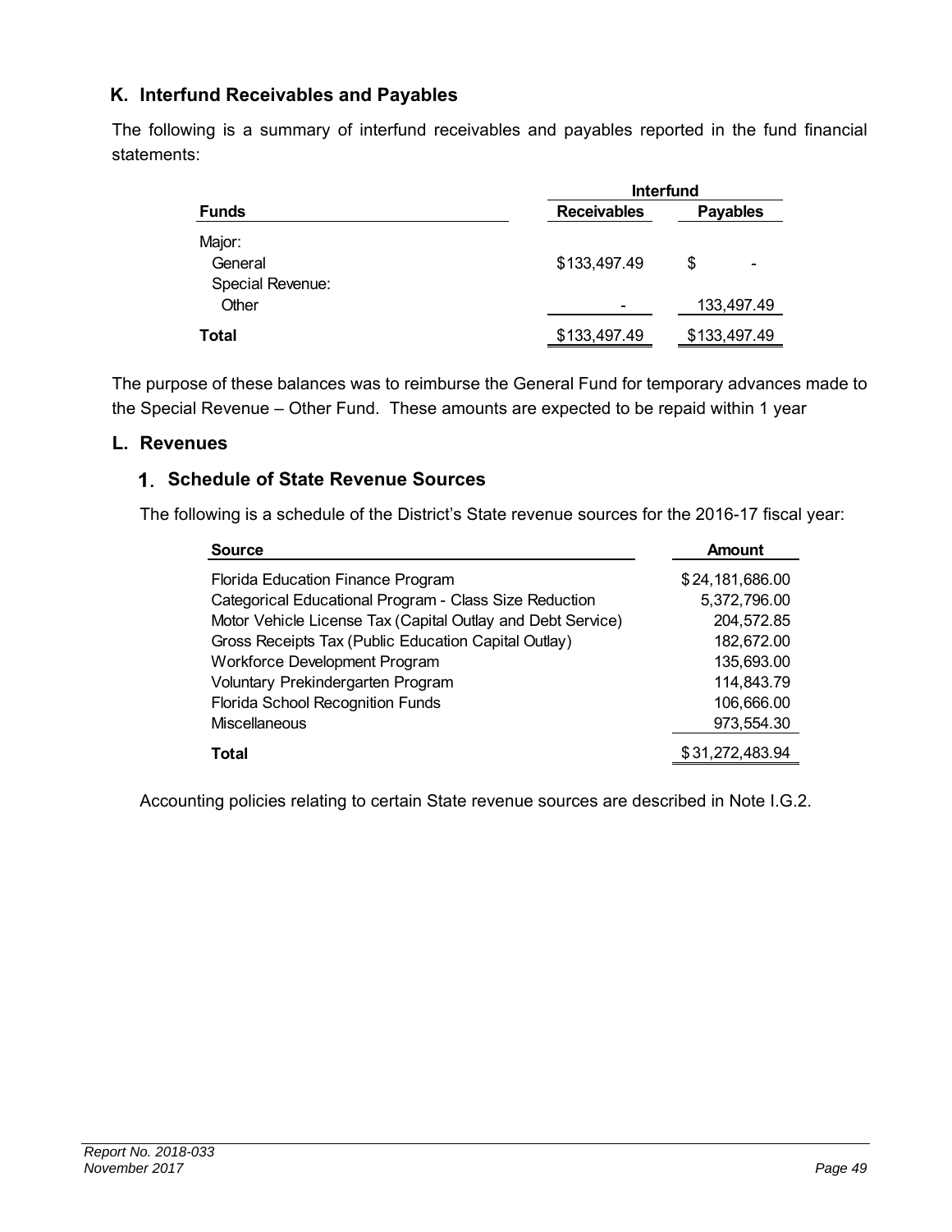## K. Interfund Receivables and Payables

The following is a summary of interfund receivables and payables reported in the fund financial statements:

| Funds | Interfund | |
|---|---|---|
| | Receivables | Payables |
| Major: | | |
| General | $133,497.49 | $ - |
| Special Revenue: | | |
| Other | - | 133,497.49 |
| **Total** | $133,497.49 | $133,497.49 |

The purpose of these balances was to reimburse the General Fund for temporary advances made to the Special Revenue – Other Fund. These amounts are expected to be repaid within 1 year

## L. Revenues

### 1. Schedule of State Revenue Sources

The following is a schedule of the District's State revenue sources for the 2016-17 fiscal year:

| Source | Amount |
|---|---|
| Florida Education Finance Program | $ 24,181,686.00 |
| Categorical Educational Program - Class Size Reduction | 5,372,796.00 |
| Motor Vehicle License Tax (Capital Outlay and Debt Service) | 204,572.85 |
| Gross Receipts Tax (Public Education Capital Outlay) | 182,672.00 |
| Workforce Development Program | 135,693.00 |
| Voluntary Prekindergarten Program | 114,843.79 |
| Florida School Recognition Funds | 106,666.00 |
| Miscellaneous | 973,554.30 |
| **Total** | $ 31,272,483.94 |

Accounting policies relating to certain State revenue sources are described in Note I.G.2.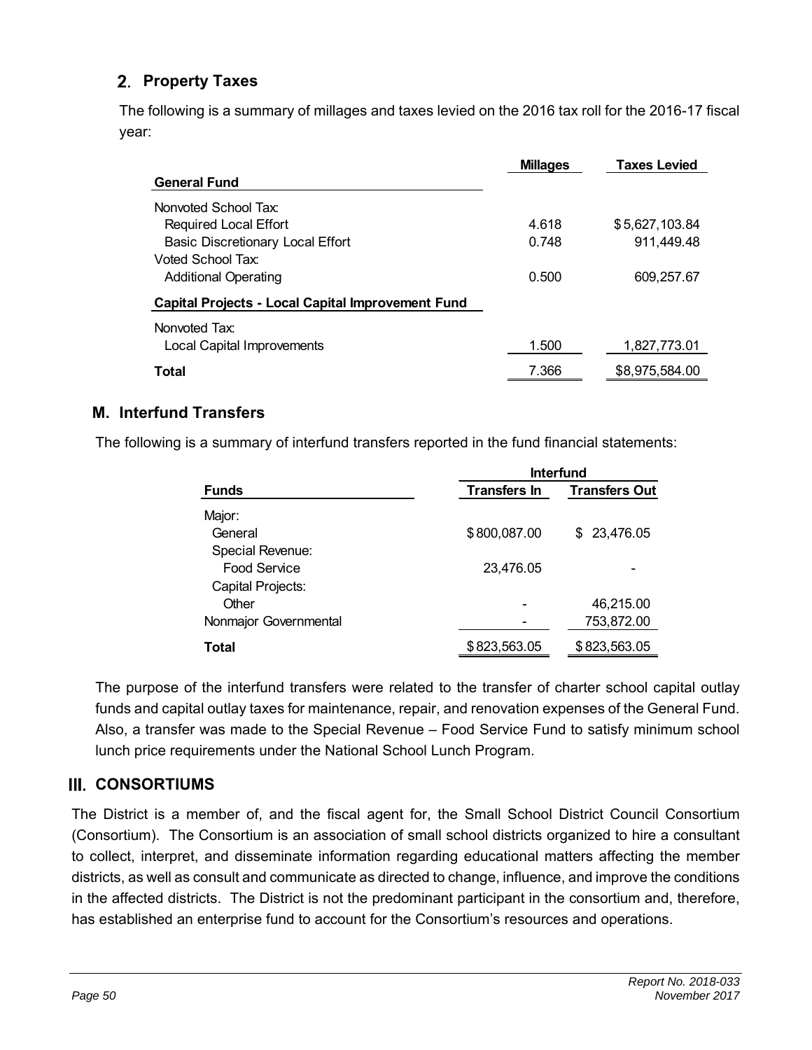## 2. Property Taxes

The following is a summary of millages and taxes levied on the 2016 tax roll for the 2016-17 fiscal year:

| | Millages | Taxes Levied |
|---|---|---|
| **General Fund** | | |
| Nonvoted School Tax: | | |
| Required Local Effort | 4.618 | $5,627,103.84 |
| Basic Discretionary Local Effort | 0.748 | 911,449.48 |
| Voted School Tax: | | |
| Additional Operating | 0.500 | 609,257.67 |
| **Capital Projects - Local Capital Improvement Fund** | | |
| Nonvoted Tax: | | |
| Local Capital Improvements | 1.500 | 1,827,773.01 |
| **Total** | 7.366 | $8,975,584.00 |

## M. Interfund Transfers

The following is a summary of interfund transfers reported in the fund financial statements:

| | Interfund | |
|---|---|---|
| **Funds** | **Transfers In** | **Transfers Out** |
| Major: | | |
| General | $800,087.00 | $ 23,476.05 |
| Special Revenue: | | |
| Food Service | 23,476.05 | - |
| Capital Projects: | | |
| Other | - | 46,215.00 |
| Nonmajor Governmental | - | 753,872.00 |
| **Total** | $823,563.05 | $823,563.05 |

The purpose of the interfund transfers were related to the transfer of charter school capital outlay funds and capital outlay taxes for maintenance, repair, and renovation expenses of the General Fund. Also, a transfer was made to the Special Revenue – Food Service Fund to satisfy minimum school lunch price requirements under the National School Lunch Program.

# III. CONSORTIUMS

The District is a member of, and the fiscal agent for, the Small School District Council Consortium (Consortium). The Consortium is an association of small school districts organized to hire a consultant to collect, interpret, and disseminate information regarding educational matters affecting the member districts, as well as consult and communicate as directed to change, influence, and improve the conditions in the affected districts. The District is not the predominant participant in the consortium and, therefore, has established an enterprise fund to account for the Consortium's resources and operations.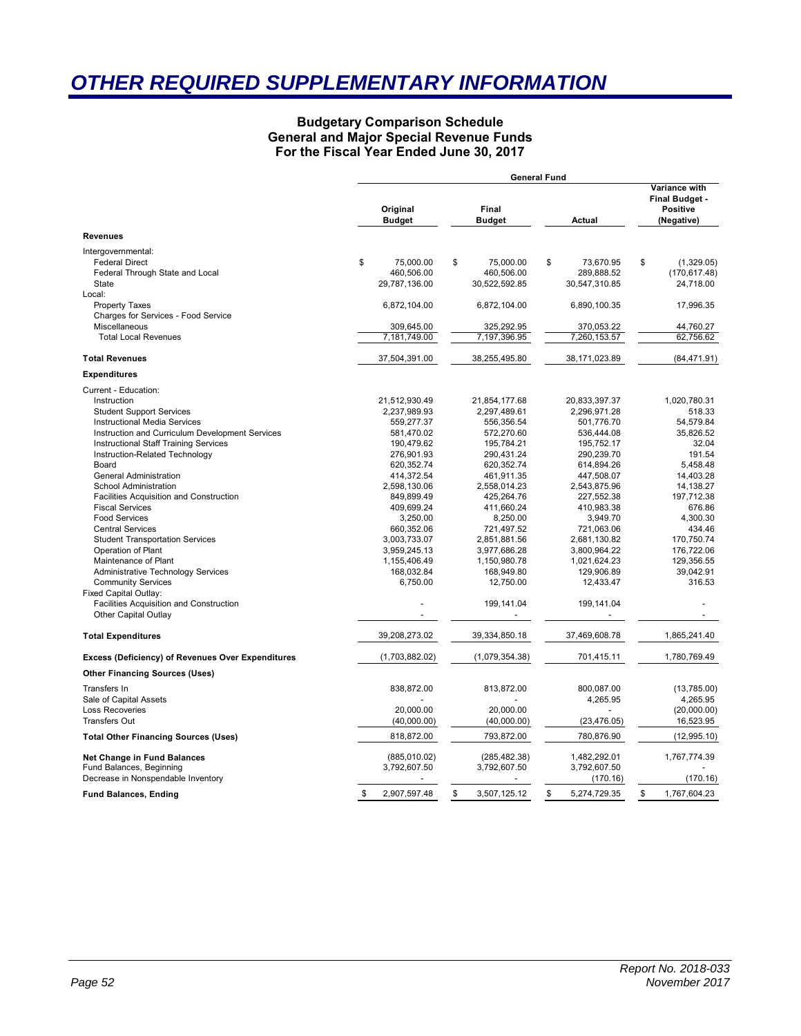# OTHER REQUIRED SUPPLEMENTARY INFORMATION

**Budgetary Comparison Schedule**
**General and Major Special Revenue Funds**
**For the Fiscal Year Ended June 30, 2017**

| | General Fund | | | |
|---|---|---|---|---|
| | Original Budget | Final Budget | Actual | Variance with Final Budget - Positive (Negative) |
| **Revenues** | | | | |
| Intergovernmental: | | | | |
| Federal Direct | $ 75,000.00 | $ 75,000.00 | $ 73,670.95 | $ (1,329.05) |
| Federal Through State and Local | 460,506.00 | 460,506.00 | 289,888.52 | (170,617.48) |
| State | 29,787,136.00 | 30,522,592.85 | 30,547,310.85 | 24,718.00 |
| Local: | | | | |
| Property Taxes | 6,872,104.00 | 6,872,104.00 | 6,890,100.35 | 17,996.35 |
| Charges for Services - Food Service | | | | |
| Miscellaneous | 309,645.00 | 325,292.95 | 370,053.22 | 44,760.27 |
| Total Local Revenues | 7,181,749.00 | 7,197,396.95 | 7,260,153.57 | 62,756.62 |
| **Total Revenues** | 37,504,391.00 | 38,255,495.80 | 38,171,023.89 | (84,471.91) |
| **Expenditures** | | | | |
| Current - Education: | | | | |
| Instruction | 21,512,930.49 | 21,854,177.68 | 20,833,397.37 | 1,020,780.31 |
| Student Support Services | 2,237,989.93 | 2,297,489.61 | 2,296,971.28 | 518.33 |
| Instructional Media Services | 559,277.37 | 556,356.54 | 501,776.70 | 54,579.84 |
| Instruction and Curriculum Development Services | 581,470.02 | 572,270.60 | 536,444.08 | 35,826.52 |
| Instructional Staff Training Services | 190,479.62 | 195,784.21 | 195,752.17 | 32.04 |
| Instruction-Related Technology | 276,901.93 | 290,431.24 | 290,239.70 | 191.54 |
| Board | 620,352.74 | 620,352.74 | 614,894.26 | 5,458.48 |
| General Administration | 414,372.54 | 461,911.35 | 447,508.07 | 14,403.28 |
| School Administration | 2,598,130.06 | 2,558,014.23 | 2,543,875.96 | 14,138.27 |
| Facilities Acquisition and Construction | 849,899.49 | 425,264.76 | 227,552.38 | 197,712.38 |
| Fiscal Services | 409,699.24 | 411,660.24 | 410,983.38 | 676.86 |
| Food Services | 3,250.00 | 8,250.00 | 3,949.70 | 4,300.30 |
| Central Services | 660,352.06 | 721,497.52 | 721,063.06 | 434.46 |
| Student Transportation Services | 3,003,733.07 | 2,851,881.56 | 2,681,130.82 | 170,750.74 |
| Operation of Plant | 3,959,245.13 | 3,977,686.28 | 3,800,964.22 | 176,722.06 |
| Maintenance of Plant | 1,155,406.49 | 1,150,980.78 | 1,021,624.23 | 129,356.55 |
| Administrative Technology Services | 168,032.84 | 168,949.80 | 129,906.89 | 39,042.91 |
| Community Services | 6,750.00 | 12,750.00 | 12,433.47 | 316.53 |
| Fixed Capital Outlay: | | | | |
| Facilities Acquisition and Construction | - | 199,141.04 | 199,141.04 | - |
| Other Capital Outlay | - | - | - | - |
| **Total Expenditures** | 39,208,273.02 | 39,334,850.18 | 37,469,608.78 | 1,865,241.40 |
| **Excess (Deficiency) of Revenues Over Expenditures** | (1,703,882.02) | (1,079,354.38) | 701,415.11 | 1,780,769.49 |
| **Other Financing Sources (Uses)** | | | | |
| Transfers In | 838,872.00 | 813,872.00 | 800,087.00 | (13,785.00) |
| Sale of Capital Assets | - | - | 4,265.95 | 4,265.95 |
| Loss Recoveries | 20,000.00 | 20,000.00 | - | (20,000.00) |
| Transfers Out | (40,000.00) | (40,000.00) | (23,476.05) | 16,523.95 |
| **Total Other Financing Sources (Uses)** | 818,872.00 | 793,872.00 | 780,876.90 | (12,995.10) |
| **Net Change in Fund Balances** | (885,010.02) | (285,482.38) | 1,482,292.01 | 1,767,774.39 |
| Fund Balances, Beginning | 3,792,607.50 | 3,792,607.50 | 3,792,607.50 | - |
| Decrease in Nonspendable Inventory | - | - | (170.16) | (170.16) |
| **Fund Balances, Ending** | $ 2,907,597.48 | $ 3,507,125.12 | $ 5,274,729.35 | $ 1,767,604.23 |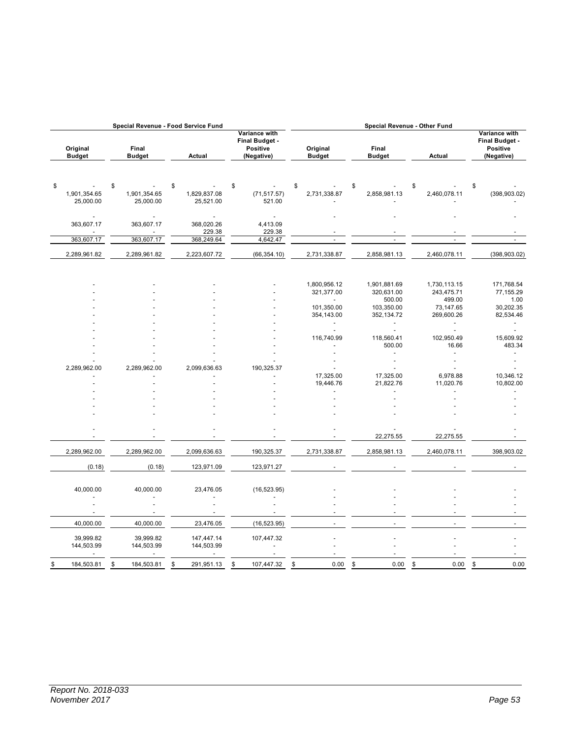| Special Revenue - Food Service Fund | | | | Special Revenue - Other Fund | | | |
|---|---|---|---|---|---|---|---|
| Original Budget | Final Budget | Actual | Variance with Final Budget - Positive (Negative) | Original Budget | Final Budget | Actual | Variance with Final Budget - Positive (Negative) |
| $ - | $ - | $ - | $ - | $ - | $ - | $ - | $ - |
| 1,901,354.65 | 1,901,354.65 | 1,829,837.08 | (71,517.57) | 2,731,338.87 | 2,858,981.13 | 2,460,078.11 | (398,903.02) |
| 25,000.00 | 25,000.00 | 25,521.00 | 521.00 | - | - | - | - |
| - | - | - | - | - | - | - | - |
| 363,607.17 | 363,607.17 | 368,020.26 | 4,413.09 | | | | |
| - | - | 229.38 | 229.38 | - | - | - | - |
| 363,607.17 | 363,607.17 | 368,249.64 | 4,642.47 | - | - | - | - |
| 2,289,961.82 | 2,289,961.82 | 2,223,607.72 | (66,354.10) | 2,731,338.87 | 2,858,981.13 | 2,460,078.11 | (398,903.02) |
| - | - | - | - | 1,800,956.12 | 1,901,881.69 | 1,730,113.15 | 171,768.54 |
| - | - | - | - | 321,377.00 | 320,631.00 | 243,475.71 | 77,155.29 |
| - | - | - | - | - | 500.00 | 499.00 | 1.00 |
| - | - | - | - | 101,350.00 | 103,350.00 | 73,147.65 | 30,202.35 |
| - | - | - | - | 354,143.00 | 352,134.72 | 269,600.26 | 82,534.46 |
| - | - | - | - | - | - | - | - |
| - | - | - | - | - | - | - | - |
| - | - | - | - | 116,740.99 | 118,560.41 | 102,950.49 | 15,609.92 |
| - | - | - | - | - | 500.00 | 16.66 | 483.34 |
| - | - | - | - | - | - | - | - |
| - | - | - | - | - | - | - | - |
| 2,289,962.00 | 2,289,962.00 | 2,099,636.63 | 190,325.37 | - | - | - | - |
| - | - | - | - | 17,325.00 | 17,325.00 | 6,978.88 | 10,346.12 |
| - | - | - | - | 19,446.76 | 21,822.76 | 11,020.76 | 10,802.00 |
| - | - | - | - | - | - | - | - |
| - | - | - | - | - | - | - | - |
| - | - | - | - | - | - | - | - |
| - | - | - | - | - | - | - | - |
| - | - | - | - | - | - | - | - |
| - | - | - | - | - | 22,275.55 | 22,275.55 | - |
| 2,289,962.00 | 2,289,962.00 | 2,099,636.63 | 190,325.37 | 2,731,338.87 | 2,858,981.13 | 2,460,078.11 | 398,903.02 |
| (0.18) | (0.18) | 123,971.09 | 123,971.27 | - | - | - | - |
| 40,000.00 | 40,000.00 | 23,476.05 | (16,523.95) | - | - | - | - |
| - | - | - | - | - | - | - | - |
| - | - | - | - | - | - | - | - |
| - | - | - | - | - | - | - | - |
| 40,000.00 | 40,000.00 | 23,476.05 | (16,523.95) | - | - | - | - |
| 39,999.82 | 39,999.82 | 147,447.14 | 107,447.32 | - | - | - | - |
| 144,503.99 | 144,503.99 | 144,503.99 | - | - | - | - | - |
| - | - | - | - | - | - | - | - |
| $ 184,503.81 | $ 184,503.81 | $ 291,951.13 | $ 107,447.32 | $ 0.00 | $ 0.00 | $ 0.00 | $ 0.00 |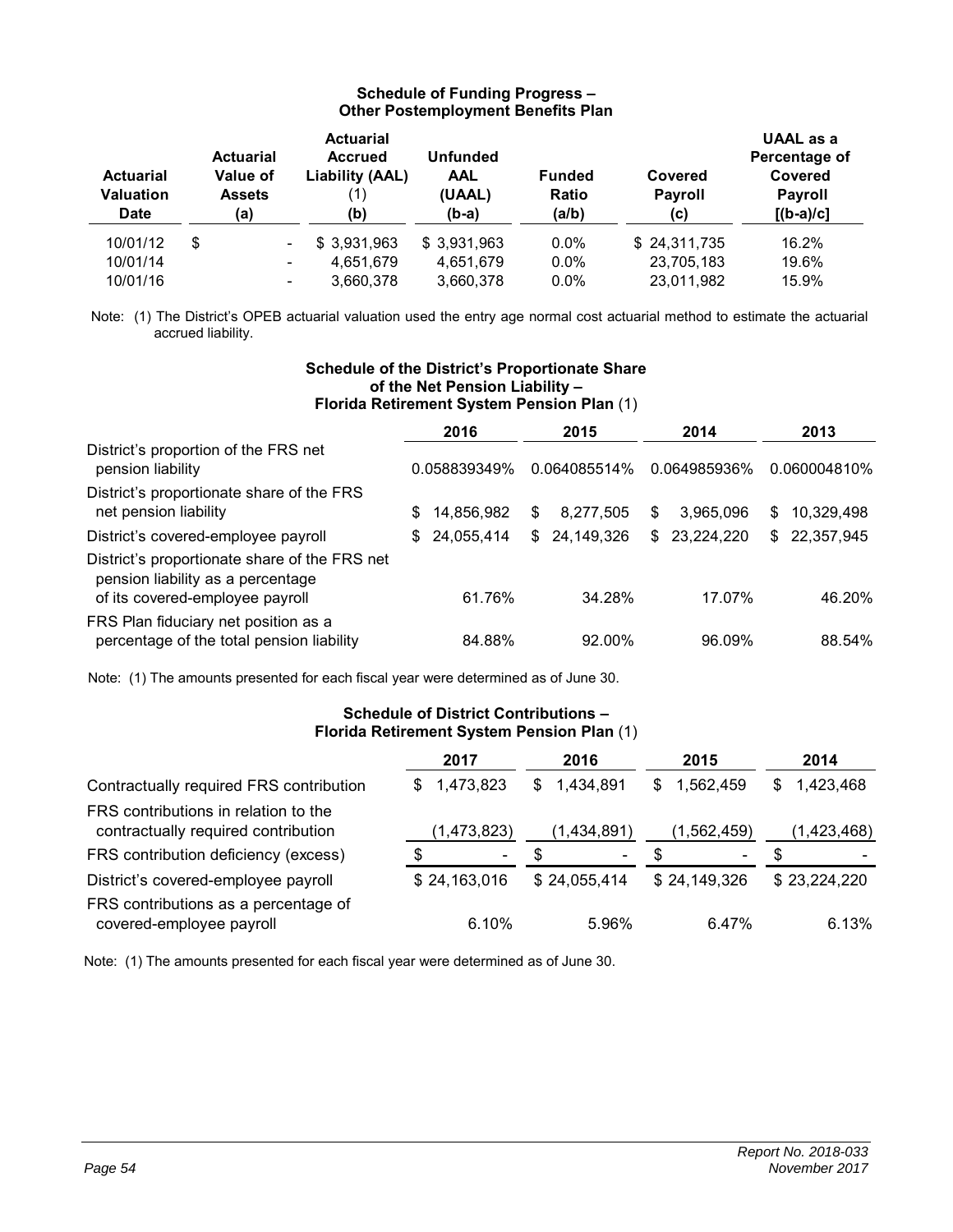### Schedule of Funding Progress – Other Postemployment Benefits Plan

| Actuarial Valuation Date | Actuarial Value of Assets (a) | Actuarial Accrued Liability (AAL) (1) (b) | Unfunded AAL (UAAL) (b-a) | Funded Ratio (a/b) | Covered Payroll (c) | UAAL as a Percentage of Covered Payroll [(b-a)/c] |
|---|---|---|---|---|---|---|
| 10/01/12 | $ - | $ 3,931,963 | $ 3,931,963 | 0.0% | $ 24,311,735 | 16.2% |
| 10/01/14 | - | 4,651,679 | 4,651,679 | 0.0% | 23,705,183 | 19.6% |
| 10/01/16 | - | 3,660,378 | 3,660,378 | 0.0% | 23,011,982 | 15.9% |

Note: (1) The District's OPEB actuarial valuation used the entry age normal cost actuarial method to estimate the actuarial accrued liability.

### Schedule of the District's Proportionate Share of the Net Pension Liability – Florida Retirement System Pension Plan (1)

| | 2016 | 2015 | 2014 | 2013 |
|---|---|---|---|---|
| District's proportion of the FRS net pension liability | 0.058839349% | 0.064085514% | 0.064985936% | 0.060004810% |
| District's proportionate share of the FRS net pension liability | $ 14,856,982 | $ 8,277,505 | $ 3,965,096 | $ 10,329,498 |
| District's covered-employee payroll | $ 24,055,414 | $ 24,149,326 | $ 23,224,220 | $ 22,357,945 |
| District's proportionate share of the FRS net pension liability as a percentage of its covered-employee payroll | 61.76% | 34.28% | 17.07% | 46.20% |
| FRS Plan fiduciary net position as a percentage of the total pension liability | 84.88% | 92.00% | 96.09% | 88.54% |

Note: (1) The amounts presented for each fiscal year were determined as of June 30.

### Schedule of District Contributions – Florida Retirement System Pension Plan (1)

| | 2017 | 2016 | 2015 | 2014 |
|---|---|---|---|---|
| Contractually required FRS contribution | $ 1,473,823 | $ 1,434,891 | $ 1,562,459 | $ 1,423,468 |
| FRS contributions in relation to the contractually required contribution | (1,473,823) | (1,434,891) | (1,562,459) | (1,423,468) |
| FRS contribution deficiency (excess) | $ - | $ - | $ - | $ - |
| District's covered-employee payroll | $ 24,163,016 | $ 24,055,414 | $ 24,149,326 | $ 23,224,220 |
| FRS contributions as a percentage of covered-employee payroll | 6.10% | 5.96% | 6.47% | 6.13% |

Note: (1) The amounts presented for each fiscal year were determined as of June 30.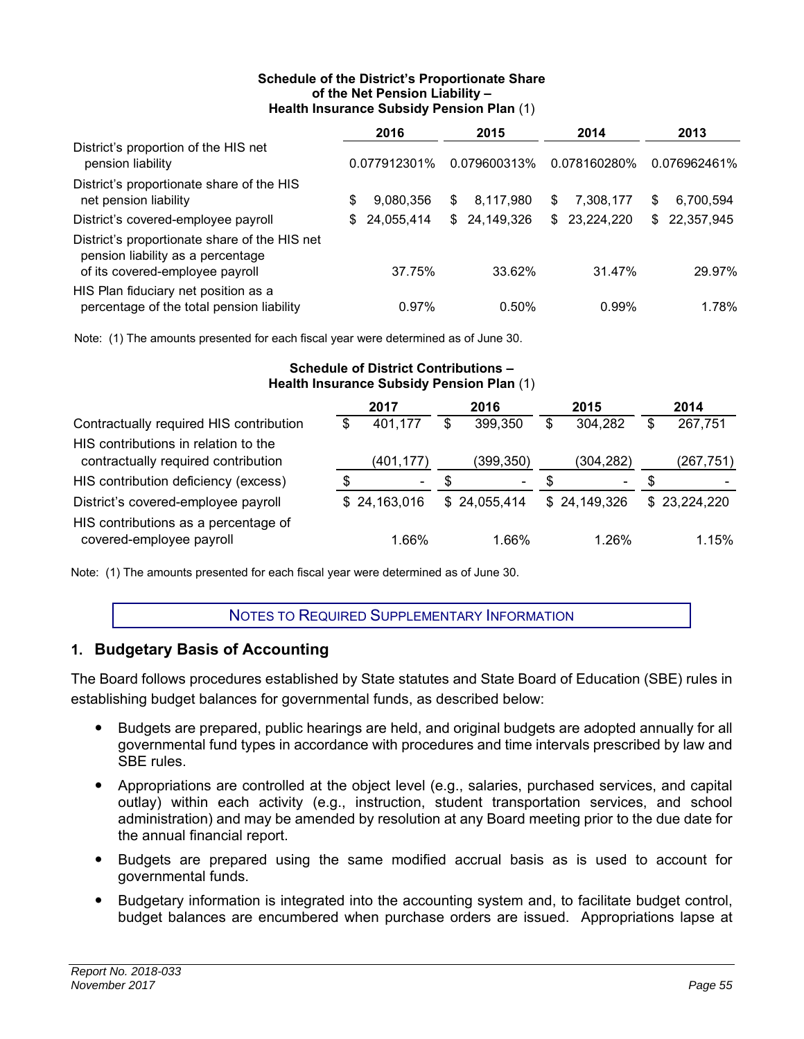**Schedule of the District's Proportionate Share of the Net Pension Liability – Health Insurance Subsidy Pension Plan** (1)

| | 2016 | 2015 | 2014 | 2013 |
|---|---|---|---|---|
| District's proportion of the HIS net pension liability | 0.077912301% | 0.079600313% | 0.078160280% | 0.076962461% |
| District's proportionate share of the HIS net pension liability | $ 9,080,356 | $ 8,117,980 | $ 7,308,177 | $ 6,700,594 |
| District's covered-employee payroll | $ 24,055,414 | $ 24,149,326 | $ 23,224,220 | $ 22,357,945 |
| District's proportionate share of the HIS net pension liability as a percentage of its covered-employee payroll | 37.75% | 33.62% | 31.47% | 29.97% |
| HIS Plan fiduciary net position as a percentage of the total pension liability | 0.97% | 0.50% | 0.99% | 1.78% |

Note: (1) The amounts presented for each fiscal year were determined as of June 30.

**Schedule of District Contributions – Health Insurance Subsidy Pension Plan** (1)

| | 2017 | 2016 | 2015 | 2014 |
|---|---|---|---|---|
| Contractually required HIS contribution | $ 401,177 | $ 399,350 | $ 304,282 | $ 267,751 |
| HIS contributions in relation to the contractually required contribution | (401,177) | (399,350) | (304,282) | (267,751) |
| HIS contribution deficiency (excess) | $ - | $ - | $ - | $ - |
| District's covered-employee payroll | $ 24,163,016 | $ 24,055,414 | $ 24,149,326 | $ 23,224,220 |
| HIS contributions as a percentage of covered-employee payroll | 1.66% | 1.66% | 1.26% | 1.15% |

Note: (1) The amounts presented for each fiscal year were determined as of June 30.

## NOTES TO REQUIRED SUPPLEMENTARY INFORMATION

## 1. Budgetary Basis of Accounting

The Board follows procedures established by State statutes and State Board of Education (SBE) rules in establishing budget balances for governmental funds, as described below:

- Budgets are prepared, public hearings are held, and original budgets are adopted annually for all governmental fund types in accordance with procedures and time intervals prescribed by law and SBE rules.
- Appropriations are controlled at the object level (e.g., salaries, purchased services, and capital outlay) within each activity (e.g., instruction, student transportation services, and school administration) and may be amended by resolution at any Board meeting prior to the due date for the annual financial report.
- Budgets are prepared using the same modified accrual basis as is used to account for governmental funds.
- Budgetary information is integrated into the accounting system and, to facilitate budget control, budget balances are encumbered when purchase orders are issued. Appropriations lapse at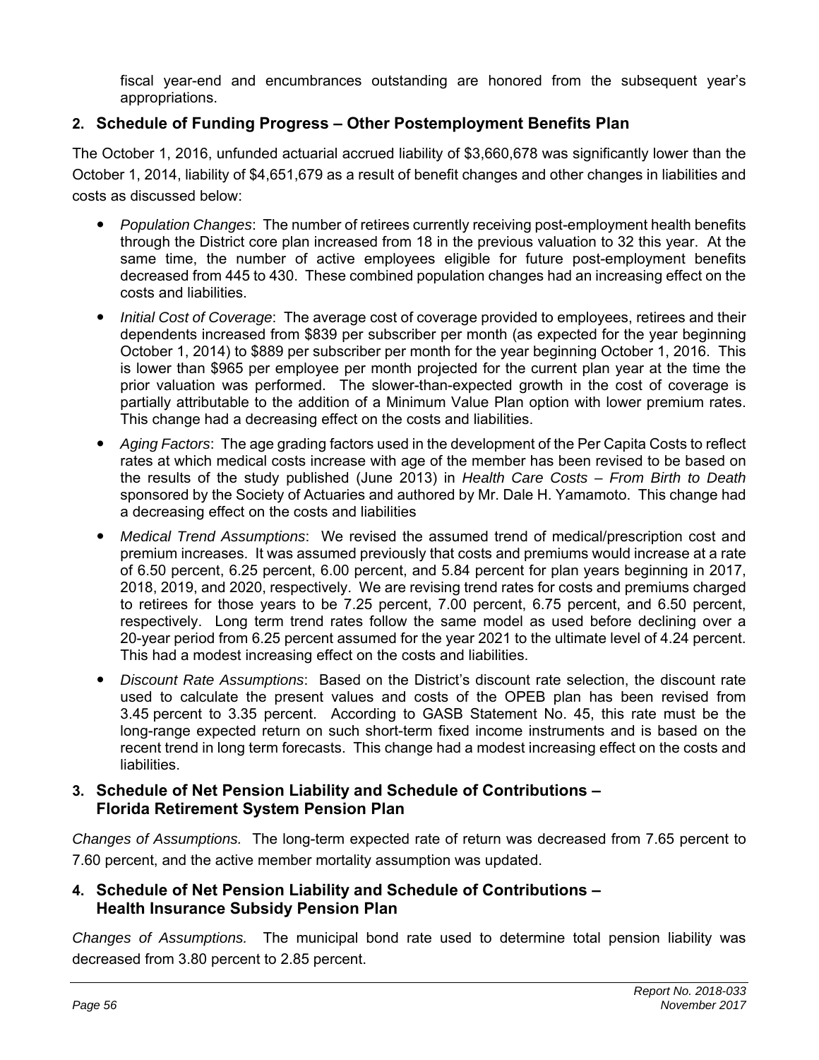fiscal year-end and encumbrances outstanding are honored from the subsequent year's appropriations.

## 2. Schedule of Funding Progress – Other Postemployment Benefits Plan

The October 1, 2016, unfunded actuarial accrued liability of $3,660,678 was significantly lower than the October 1, 2014, liability of $4,651,679 as a result of benefit changes and other changes in liabilities and costs as discussed below:

- *Population Changes*: The number of retirees currently receiving post-employment health benefits through the District core plan increased from 18 in the previous valuation to 32 this year. At the same time, the number of active employees eligible for future post-employment benefits decreased from 445 to 430. These combined population changes had an increasing effect on the costs and liabilities.
- *Initial Cost of Coverage*: The average cost of coverage provided to employees, retirees and their dependents increased from $839 per subscriber per month (as expected for the year beginning October 1, 2014) to $889 per subscriber per month for the year beginning October 1, 2016. This is lower than $965 per employee per month projected for the current plan year at the time the prior valuation was performed. The slower-than-expected growth in the cost of coverage is partially attributable to the addition of a Minimum Value Plan option with lower premium rates. This change had a decreasing effect on the costs and liabilities.
- *Aging Factors*: The age grading factors used in the development of the Per Capita Costs to reflect rates at which medical costs increase with age of the member has been revised to be based on the results of the study published (June 2013) in *Health Care Costs – From Birth to Death* sponsored by the Society of Actuaries and authored by Mr. Dale H. Yamamoto. This change had a decreasing effect on the costs and liabilities
- *Medical Trend Assumptions*: We revised the assumed trend of medical/prescription cost and premium increases. It was assumed previously that costs and premiums would increase at a rate of 6.50 percent, 6.25 percent, 6.00 percent, and 5.84 percent for plan years beginning in 2017, 2018, 2019, and 2020, respectively. We are revising trend rates for costs and premiums charged to retirees for those years to be 7.25 percent, 7.00 percent, 6.75 percent, and 6.50 percent, respectively. Long term trend rates follow the same model as used before declining over a 20-year period from 6.25 percent assumed for the year 2021 to the ultimate level of 4.24 percent. This had a modest increasing effect on the costs and liabilities.
- *Discount Rate Assumptions*: Based on the District's discount rate selection, the discount rate used to calculate the present values and costs of the OPEB plan has been revised from 3.45 percent to 3.35 percent. According to GASB Statement No. 45, this rate must be the long-range expected return on such short-term fixed income instruments and is based on the recent trend in long term forecasts. This change had a modest increasing effect on the costs and liabilities.

## 3. Schedule of Net Pension Liability and Schedule of Contributions – Florida Retirement System Pension Plan

*Changes of Assumptions.* The long-term expected rate of return was decreased from 7.65 percent to 7.60 percent, and the active member mortality assumption was updated.

## 4. Schedule of Net Pension Liability and Schedule of Contributions – Health Insurance Subsidy Pension Plan

*Changes of Assumptions.* The municipal bond rate used to determine total pension liability was decreased from 3.80 percent to 2.85 percent.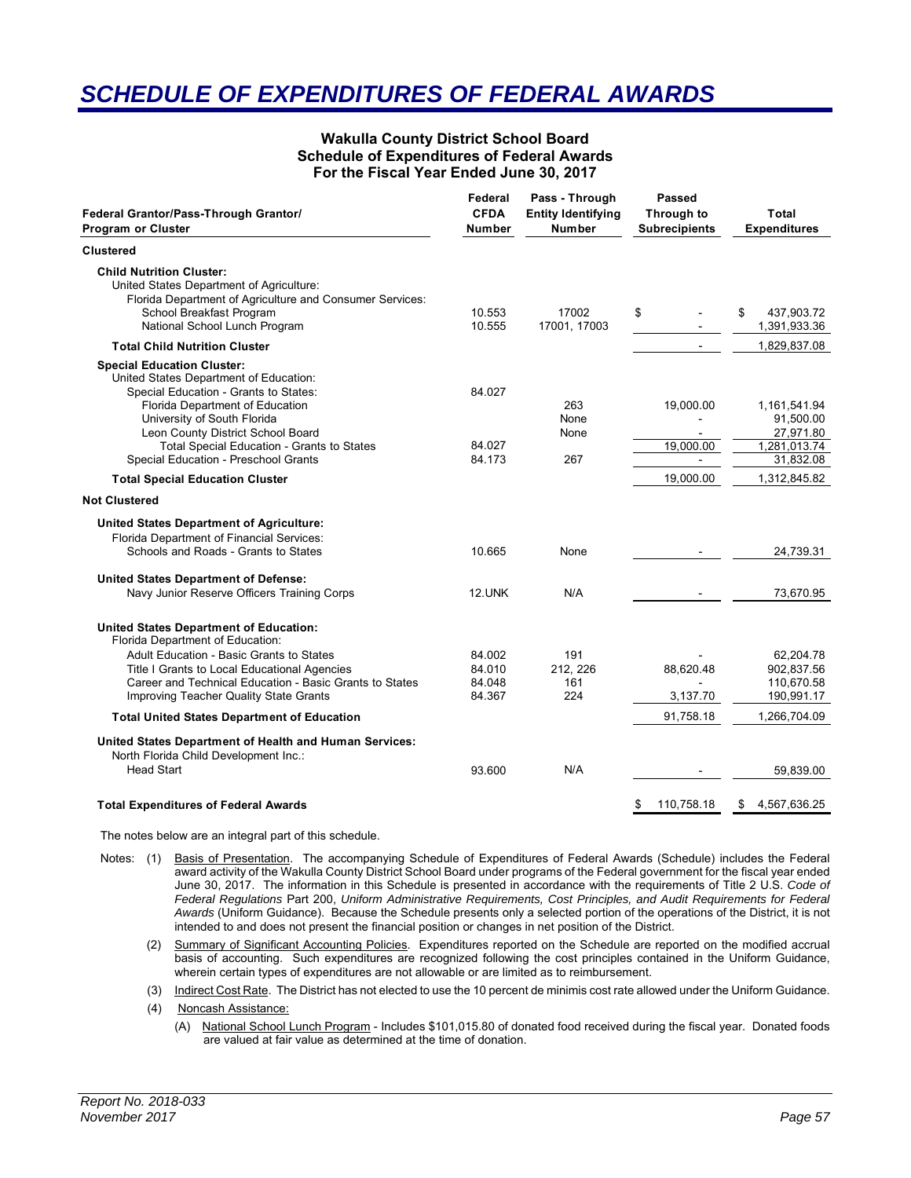# SCHEDULE OF EXPENDITURES OF FEDERAL AWARDS

**Wakulla County District School Board**
**Schedule of Expenditures of Federal Awards**
**For the Fiscal Year Ended June 30, 2017**

| Federal Grantor/Pass-Through Grantor/ Program or Cluster | Federal CFDA Number | Pass - Through Entity Identifying Number | Passed Through to Subrecipients | Total Expenditures |
|---|---|---|---|---|
| **Clustered** | | | | |
| **Child Nutrition Cluster:** | | | | |
| United States Department of Agriculture: | | | | |
| Florida Department of Agriculture and Consumer Services: | | | | |
| School Breakfast Program | 10.553 | 17002 | $ - | $ 437,903.72 |
| National School Lunch Program | 10.555 | 17001, 17003 | - | 1,391,933.36 |
| **Total Child Nutrition Cluster** | | | - | 1,829,837.08 |
| **Special Education Cluster:** | | | | |
| United States Department of Education: | | | | |
| Special Education - Grants to States: | 84.027 | | | |
| Florida Department of Education | | 263 | 19,000.00 | 1,161,541.94 |
| University of South Florida | | None | - | 91,500.00 |
| Leon County District School Board | | None | - | 27,971.80 |
| Total Special Education - Grants to States | 84.027 | | 19,000.00 | 1,281,013.74 |
| Special Education - Preschool Grants | 84.173 | 267 | - | 31,832.08 |
| **Total Special Education Cluster** | | | 19,000.00 | 1,312,845.82 |
| **Not Clustered** | | | | |
| **United States Department of Agriculture:** | | | | |
| Florida Department of Financial Services: | | | | |
| Schools and Roads - Grants to States | 10.665 | None | - | 24,739.31 |
| **United States Department of Defense:** | | | | |
| Navy Junior Reserve Officers Training Corps | 12.UNK | N/A | - | 73,670.95 |
| **United States Department of Education:** | | | | |
| Florida Department of Education: | | | | |
| Adult Education - Basic Grants to States | 84.002 | 191 | - | 62,204.78 |
| Title I Grants to Local Educational Agencies | 84.010 | 212, 226 | 88,620.48 | 902,837.56 |
| Career and Technical Education - Basic Grants to States | 84.048 | 161 | - | 110,670.58 |
| Improving Teacher Quality State Grants | 84.367 | 224 | 3,137.70 | 190,991.17 |
| **Total United States Department of Education** | | | 91,758.18 | 1,266,704.09 |
| **United States Department of Health and Human Services:** | | | | |
| North Florida Child Development Inc.: | | | | |
| Head Start | 93.600 | N/A | - | 59,839.00 |
| **Total Expenditures of Federal Awards** | | | $ 110,758.18 | $ 4,567,636.25 |

The notes below are an integral part of this schedule.

Notes: (1) Basis of Presentation. The accompanying Schedule of Expenditures of Federal Awards (Schedule) includes the Federal award activity of the Wakulla County District School Board under programs of the Federal government for the fiscal year ended June 30, 2017. The information in this Schedule is presented in accordance with the requirements of Title 2 U.S. *Code of Federal Regulations* Part 200, *Uniform Administrative Requirements, Cost Principles, and Audit Requirements for Federal Awards* (Uniform Guidance). Because the Schedule presents only a selected portion of the operations of the District, it is not intended to and does not present the financial position or changes in net position of the District.

(2) Summary of Significant Accounting Policies. Expenditures reported on the Schedule are reported on the modified accrual basis of accounting. Such expenditures are recognized following the cost principles contained in the Uniform Guidance, wherein certain types of expenditures are not allowable or are limited as to reimbursement.

(3) Indirect Cost Rate. The District has not elected to use the 10 percent de minimis cost rate allowed under the Uniform Guidance.

(4) Noncash Assistance:

(A) National School Lunch Program - Includes $101,015.80 of donated food received during the fiscal year. Donated foods are valued at fair value as determined at the time of donation.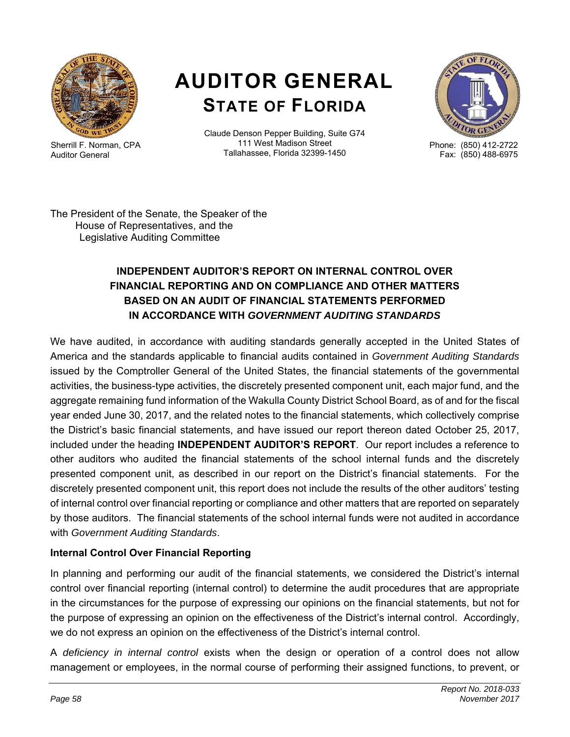# AUDITOR GENERAL
## STATE OF FLORIDA

Sherrill F. Norman, CPA
Auditor General

Claude Denson Pepper Building, Suite G74
111 West Madison Street
Tallahassee, Florida 32399-1450

Phone: (850) 412-2722
Fax: (850) 488-6975

The President of the Senate, the Speaker of the
House of Representatives, and the
Legislative Auditing Committee

### INDEPENDENT AUDITOR'S REPORT ON INTERNAL CONTROL OVER FINANCIAL REPORTING AND ON COMPLIANCE AND OTHER MATTERS BASED ON AN AUDIT OF FINANCIAL STATEMENTS PERFORMED IN ACCORDANCE WITH *GOVERNMENT AUDITING STANDARDS*

We have audited, in accordance with auditing standards generally accepted in the United States of America and the standards applicable to financial audits contained in *Government Auditing Standards* issued by the Comptroller General of the United States, the financial statements of the governmental activities, the business-type activities, the discretely presented component unit, each major fund, and the aggregate remaining fund information of the Wakulla County District School Board, as of and for the fiscal year ended June 30, 2017, and the related notes to the financial statements, which collectively comprise the District's basic financial statements, and have issued our report thereon dated October 25, 2017, included under the heading **INDEPENDENT AUDITOR'S REPORT**. Our report includes a reference to other auditors who audited the financial statements of the school internal funds and the discretely presented component unit, as described in our report on the District's financial statements. For the discretely presented component unit, this report does not include the results of the other auditors' testing of internal control over financial reporting or compliance and other matters that are reported on separately by those auditors. The financial statements of the school internal funds were not audited in accordance with *Government Auditing Standards*.

**Internal Control Over Financial Reporting**

In planning and performing our audit of the financial statements, we considered the District's internal control over financial reporting (internal control) to determine the audit procedures that are appropriate in the circumstances for the purpose of expressing our opinions on the financial statements, but not for the purpose of expressing an opinion on the effectiveness of the District's internal control. Accordingly, we do not express an opinion on the effectiveness of the District's internal control.

A *deficiency in internal control* exists when the design or operation of a control does not allow management or employees, in the normal course of performing their assigned functions, to prevent, or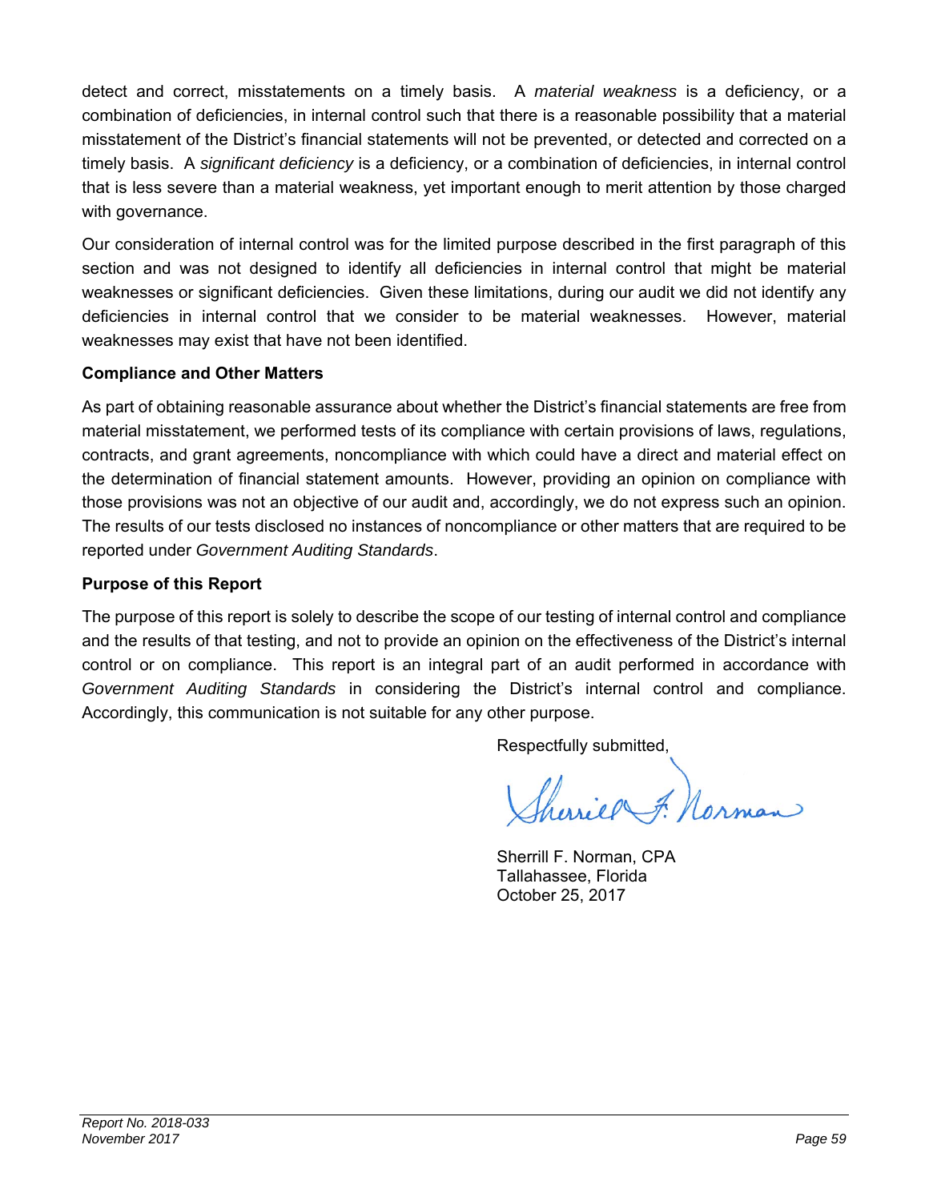detect and correct, misstatements on a timely basis. A *material weakness* is a deficiency, or a combination of deficiencies, in internal control such that there is a reasonable possibility that a material misstatement of the District's financial statements will not be prevented, or detected and corrected on a timely basis. A *significant deficiency* is a deficiency, or a combination of deficiencies, in internal control that is less severe than a material weakness, yet important enough to merit attention by those charged with governance.

Our consideration of internal control was for the limited purpose described in the first paragraph of this section and was not designed to identify all deficiencies in internal control that might be material weaknesses or significant deficiencies. Given these limitations, during our audit we did not identify any deficiencies in internal control that we consider to be material weaknesses. However, material weaknesses may exist that have not been identified.

**Compliance and Other Matters**

As part of obtaining reasonable assurance about whether the District's financial statements are free from material misstatement, we performed tests of its compliance with certain provisions of laws, regulations, contracts, and grant agreements, noncompliance with which could have a direct and material effect on the determination of financial statement amounts. However, providing an opinion on compliance with those provisions was not an objective of our audit and, accordingly, we do not express such an opinion. The results of our tests disclosed no instances of noncompliance or other matters that are required to be reported under *Government Auditing Standards*.

**Purpose of this Report**

The purpose of this report is solely to describe the scope of our testing of internal control and compliance and the results of that testing, and not to provide an opinion on the effectiveness of the District's internal control or on compliance. This report is an integral part of an audit performed in accordance with *Government Auditing Standards* in considering the District's internal control and compliance. Accordingly, this communication is not suitable for any other purpose.

Respectfully submitted,

Sherrill F. Norman, CPA
Tallahassee, Florida
October 25, 2017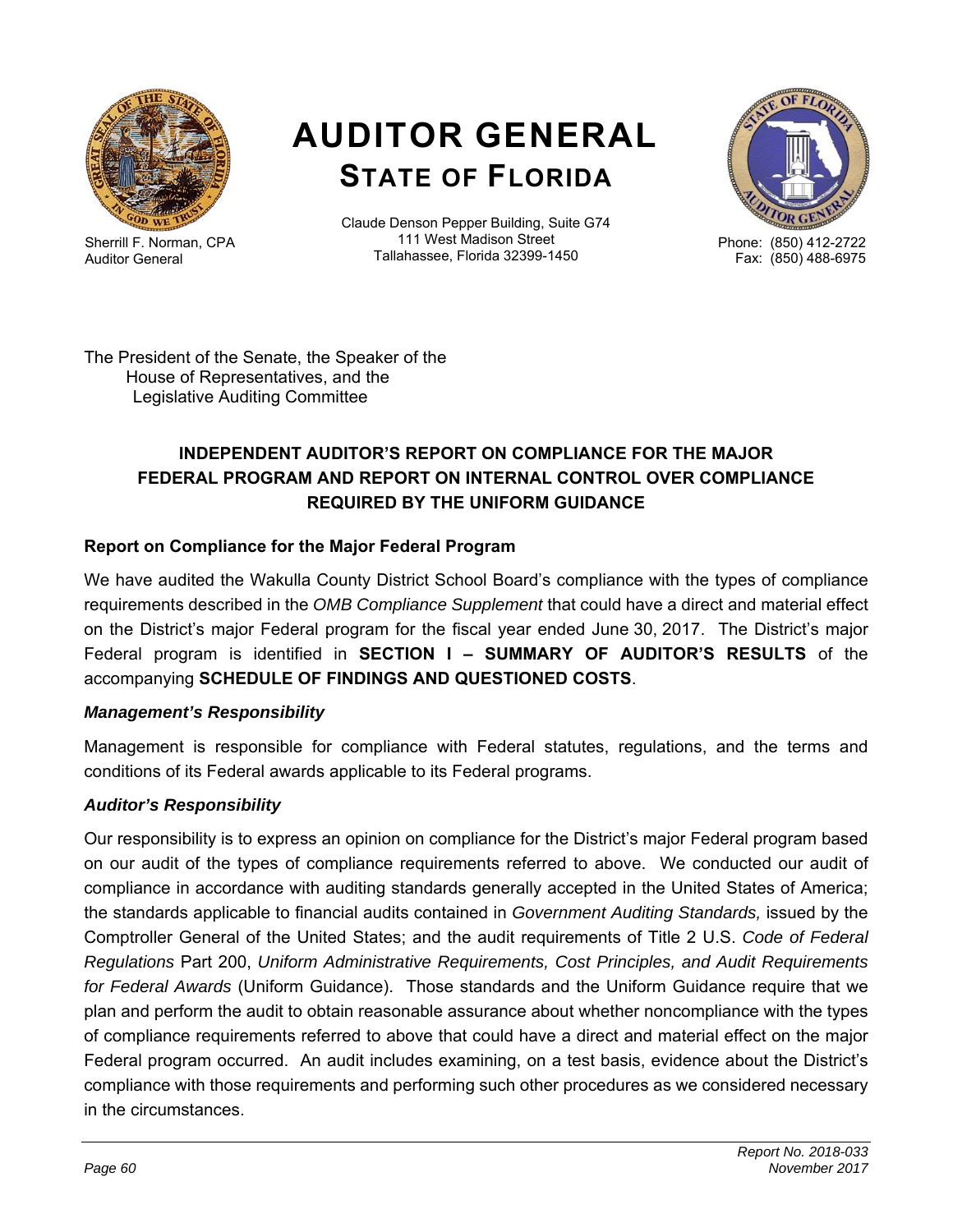# AUDITOR GENERAL
## STATE OF FLORIDA

Sherrill F. Norman, CPA
Auditor General

Claude Denson Pepper Building, Suite G74
111 West Madison Street
Tallahassee, Florida 32399-1450

Phone: (850) 412-2722
Fax: (850) 488-6975

The President of the Senate, the Speaker of the
House of Representatives, and the
Legislative Auditing Committee

### INDEPENDENT AUDITOR'S REPORT ON COMPLIANCE FOR THE MAJOR FEDERAL PROGRAM AND REPORT ON INTERNAL CONTROL OVER COMPLIANCE REQUIRED BY THE UNIFORM GUIDANCE

**Report on Compliance for the Major Federal Program**

We have audited the Wakulla County District School Board's compliance with the types of compliance requirements described in the *OMB Compliance Supplement* that could have a direct and material effect on the District's major Federal program for the fiscal year ended June 30, 2017. The District's major Federal program is identified in **SECTION I – SUMMARY OF AUDITOR'S RESULTS** of the accompanying **SCHEDULE OF FINDINGS AND QUESTIONED COSTS**.

***Management's Responsibility***

Management is responsible for compliance with Federal statutes, regulations, and the terms and conditions of its Federal awards applicable to its Federal programs.

***Auditor's Responsibility***

Our responsibility is to express an opinion on compliance for the District's major Federal program based on our audit of the types of compliance requirements referred to above. We conducted our audit of compliance in accordance with auditing standards generally accepted in the United States of America; the standards applicable to financial audits contained in *Government Auditing Standards,* issued by the Comptroller General of the United States; and the audit requirements of Title 2 U.S. *Code of Federal Regulations* Part 200, *Uniform Administrative Requirements, Cost Principles, and Audit Requirements for Federal Awards* (Uniform Guidance). Those standards and the Uniform Guidance require that we plan and perform the audit to obtain reasonable assurance about whether noncompliance with the types of compliance requirements referred to above that could have a direct and material effect on the major Federal program occurred. An audit includes examining, on a test basis, evidence about the District's compliance with those requirements and performing such other procedures as we considered necessary in the circumstances.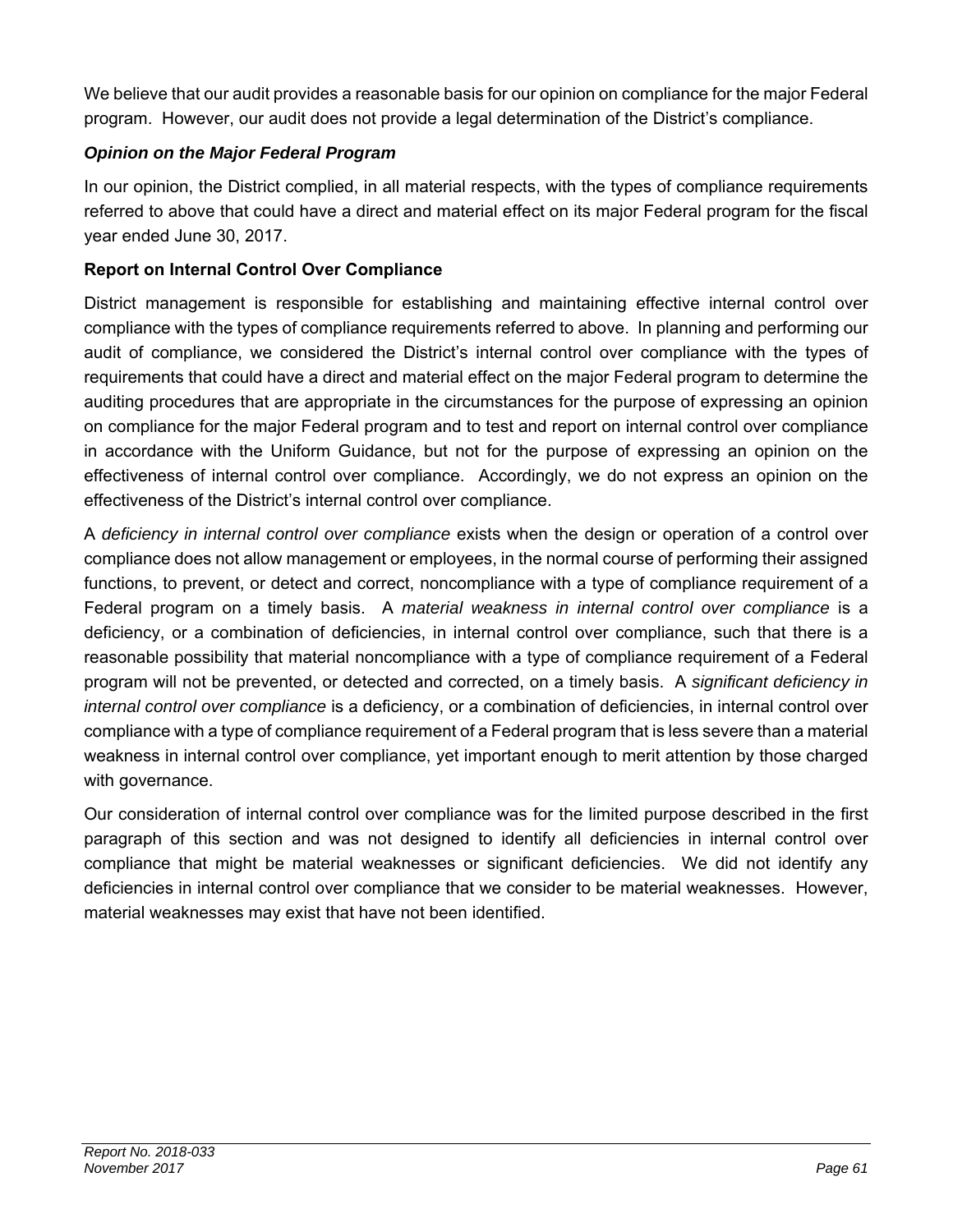We believe that our audit provides a reasonable basis for our opinion on compliance for the major Federal program. However, our audit does not provide a legal determination of the District's compliance.

### *Opinion on the Major Federal Program*

In our opinion, the District complied, in all material respects, with the types of compliance requirements referred to above that could have a direct and material effect on its major Federal program for the fiscal year ended June 30, 2017.

### Report on Internal Control Over Compliance

District management is responsible for establishing and maintaining effective internal control over compliance with the types of compliance requirements referred to above. In planning and performing our audit of compliance, we considered the District's internal control over compliance with the types of requirements that could have a direct and material effect on the major Federal program to determine the auditing procedures that are appropriate in the circumstances for the purpose of expressing an opinion on compliance for the major Federal program and to test and report on internal control over compliance in accordance with the Uniform Guidance, but not for the purpose of expressing an opinion on the effectiveness of internal control over compliance. Accordingly, we do not express an opinion on the effectiveness of the District's internal control over compliance.

A *deficiency in internal control over compliance* exists when the design or operation of a control over compliance does not allow management or employees, in the normal course of performing their assigned functions, to prevent, or detect and correct, noncompliance with a type of compliance requirement of a Federal program on a timely basis. A *material weakness in internal control over compliance* is a deficiency, or a combination of deficiencies, in internal control over compliance, such that there is a reasonable possibility that material noncompliance with a type of compliance requirement of a Federal program will not be prevented, or detected and corrected, on a timely basis. A *significant deficiency in internal control over compliance* is a deficiency, or a combination of deficiencies, in internal control over compliance with a type of compliance requirement of a Federal program that is less severe than a material weakness in internal control over compliance, yet important enough to merit attention by those charged with governance.

Our consideration of internal control over compliance was for the limited purpose described in the first paragraph of this section and was not designed to identify all deficiencies in internal control over compliance that might be material weaknesses or significant deficiencies. We did not identify any deficiencies in internal control over compliance that we consider to be material weaknesses. However, material weaknesses may exist that have not been identified.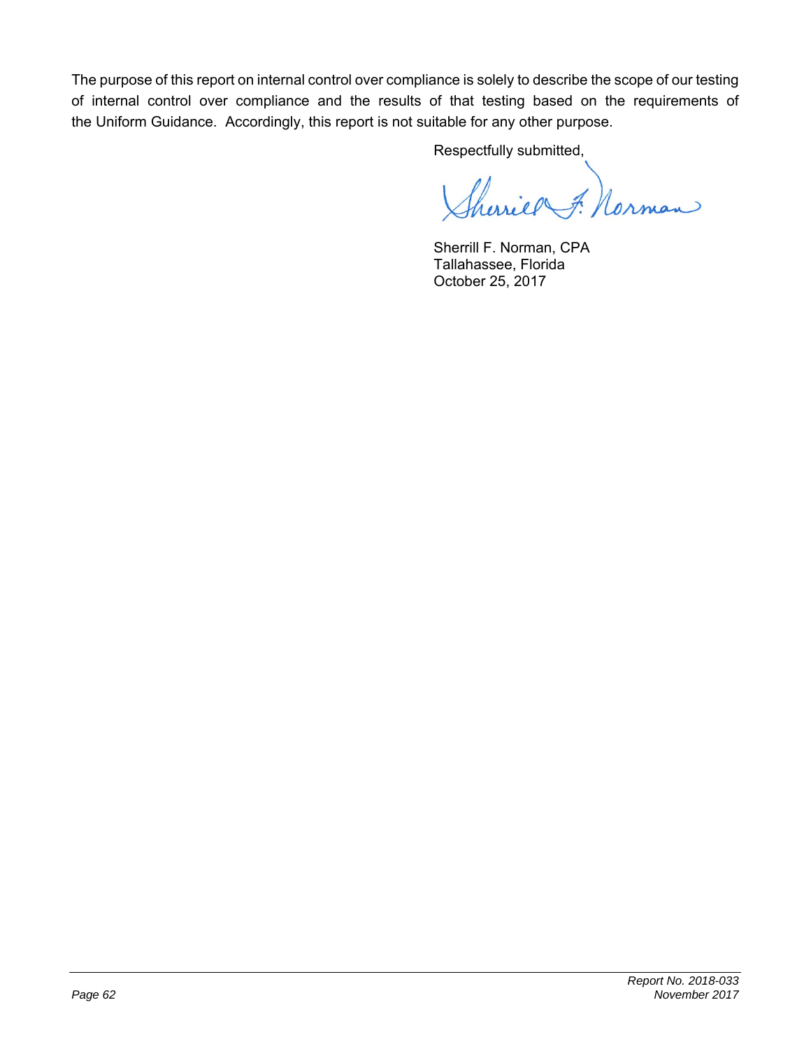The purpose of this report on internal control over compliance is solely to describe the scope of our testing of internal control over compliance and the results of that testing based on the requirements of the Uniform Guidance. Accordingly, this report is not suitable for any other purpose.

Respectfully submitted,

Sherrill F. Norman, CPA
Tallahassee, Florida
October 25, 2017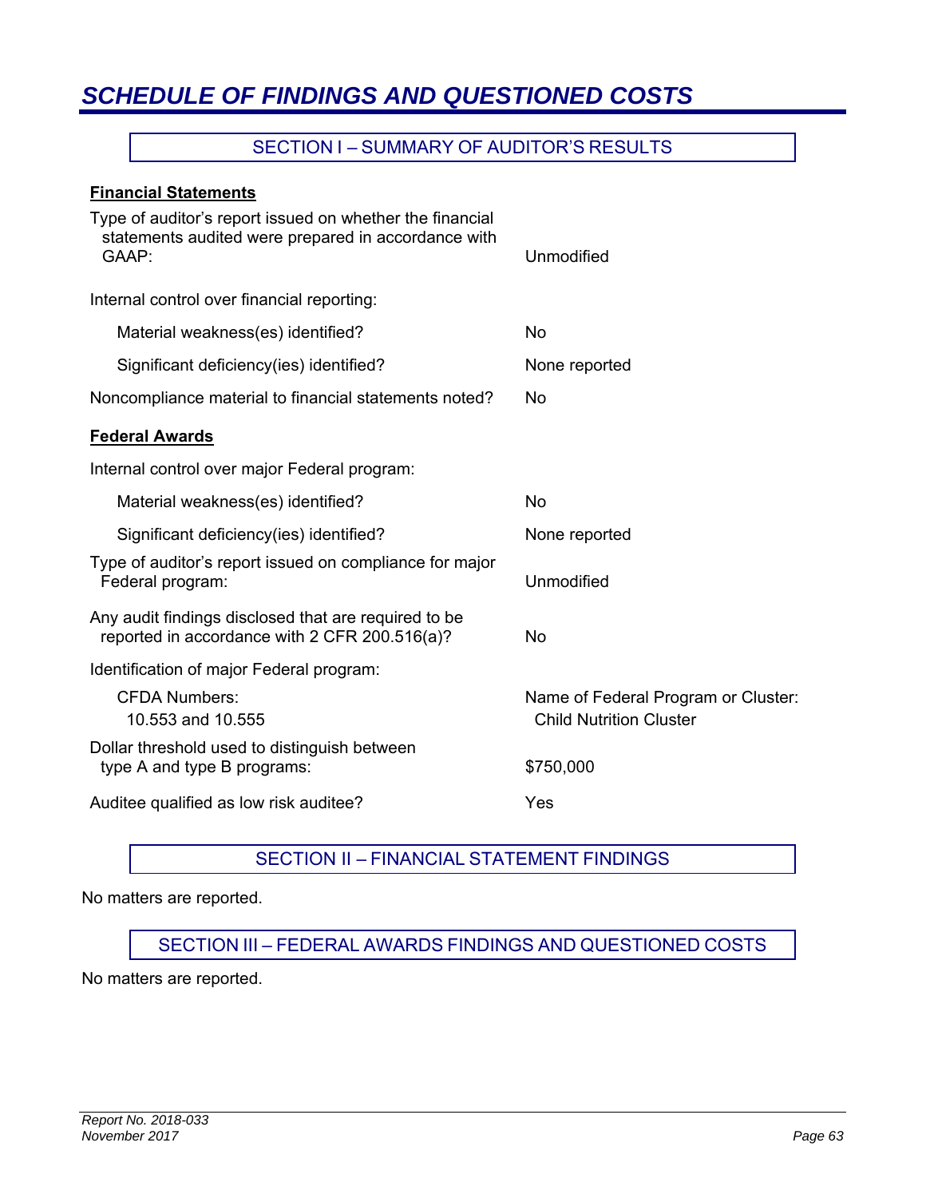# SCHEDULE OF FINDINGS AND QUESTIONED COSTS

## SECTION I – SUMMARY OF AUDITOR'S RESULTS

**Financial Statements**

| | |
|---|---|
| Type of auditor's report issued on whether the financial statements audited were prepared in accordance with GAAP: | Unmodified |
| Internal control over financial reporting: | |
| Material weakness(es) identified? | No |
| Significant deficiency(ies) identified? | None reported |
| Noncompliance material to financial statements noted? | No |

**Federal Awards**

| | |
|---|---|
| Internal control over major Federal program: | |
| Material weakness(es) identified? | No |
| Significant deficiency(ies) identified? | None reported |
| Type of auditor's report issued on compliance for major Federal program: | Unmodified |
| Any audit findings disclosed that are required to be reported in accordance with 2 CFR 200.516(a)? | No |
| Identification of major Federal program: | |
| CFDA Numbers: 10.553 and 10.555 | Name of Federal Program or Cluster: Child Nutrition Cluster |
| Dollar threshold used to distinguish between type A and type B programs: | $750,000 |
| Auditee qualified as low risk auditee? | Yes |

## SECTION II – FINANCIAL STATEMENT FINDINGS

No matters are reported.

## SECTION III – FEDERAL AWARDS FINDINGS AND QUESTIONED COSTS

No matters are reported.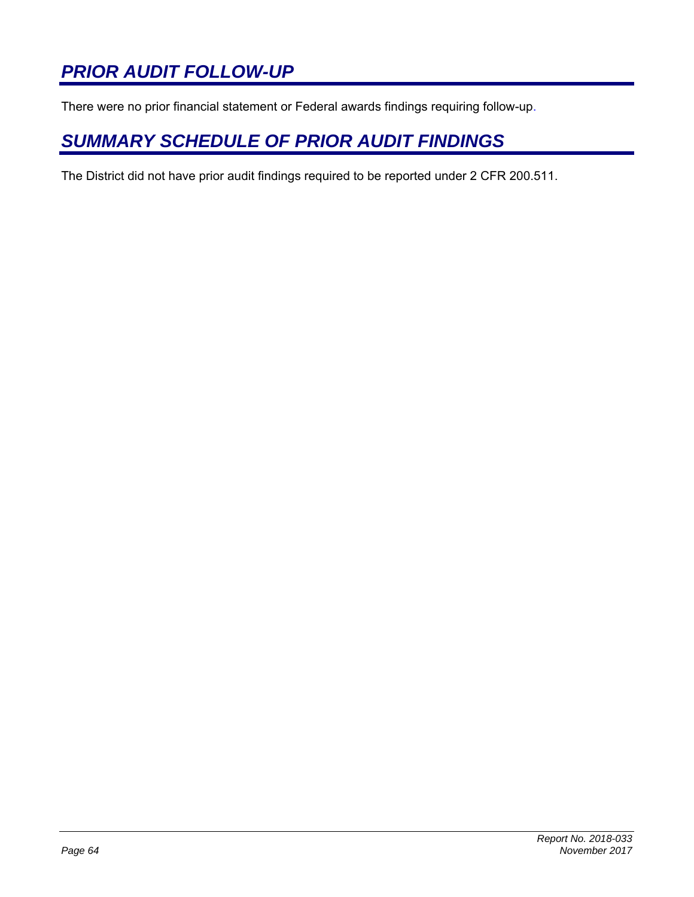## *PRIOR AUDIT FOLLOW-UP*

There were no prior financial statement or Federal awards findings requiring follow-up.

## *SUMMARY SCHEDULE OF PRIOR AUDIT FINDINGS*

The District did not have prior audit findings required to be reported under 2 CFR 200.511.